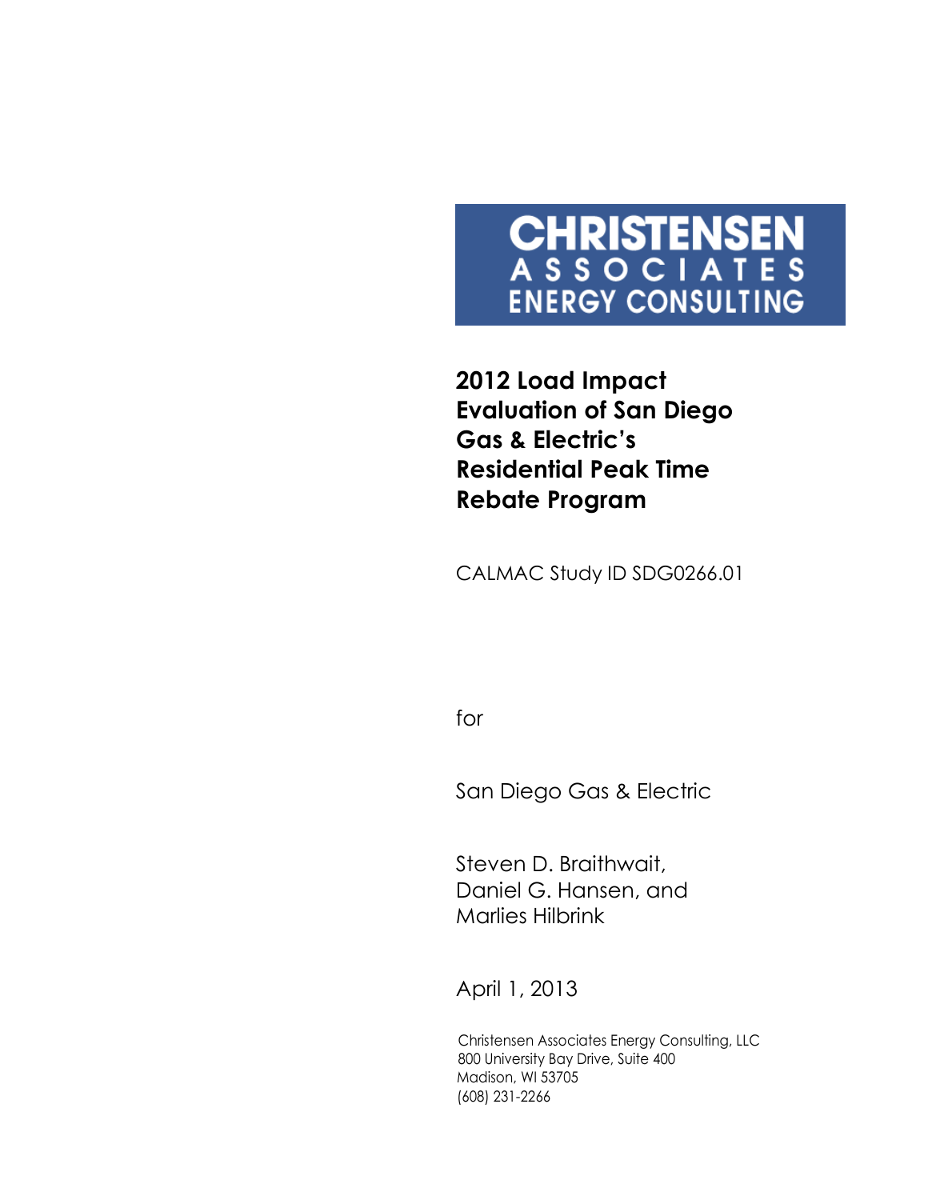CHRISTENSEN
ASSOCIATES
ENERGY CONSULTING

# 2012 Load Impact Evaluation of San Diego Gas & Electric's Residential Peak Time Rebate Program

CALMAC Study ID SDG0266.01

for

San Diego Gas & Electric

Steven D. Braithwait,
Daniel G. Hansen, and
Marlies Hilbrink

April 1, 2013

Christensen Associates Energy Consulting, LLC
800 University Bay Drive, Suite 400
Madison, WI 53705
(608) 231-2266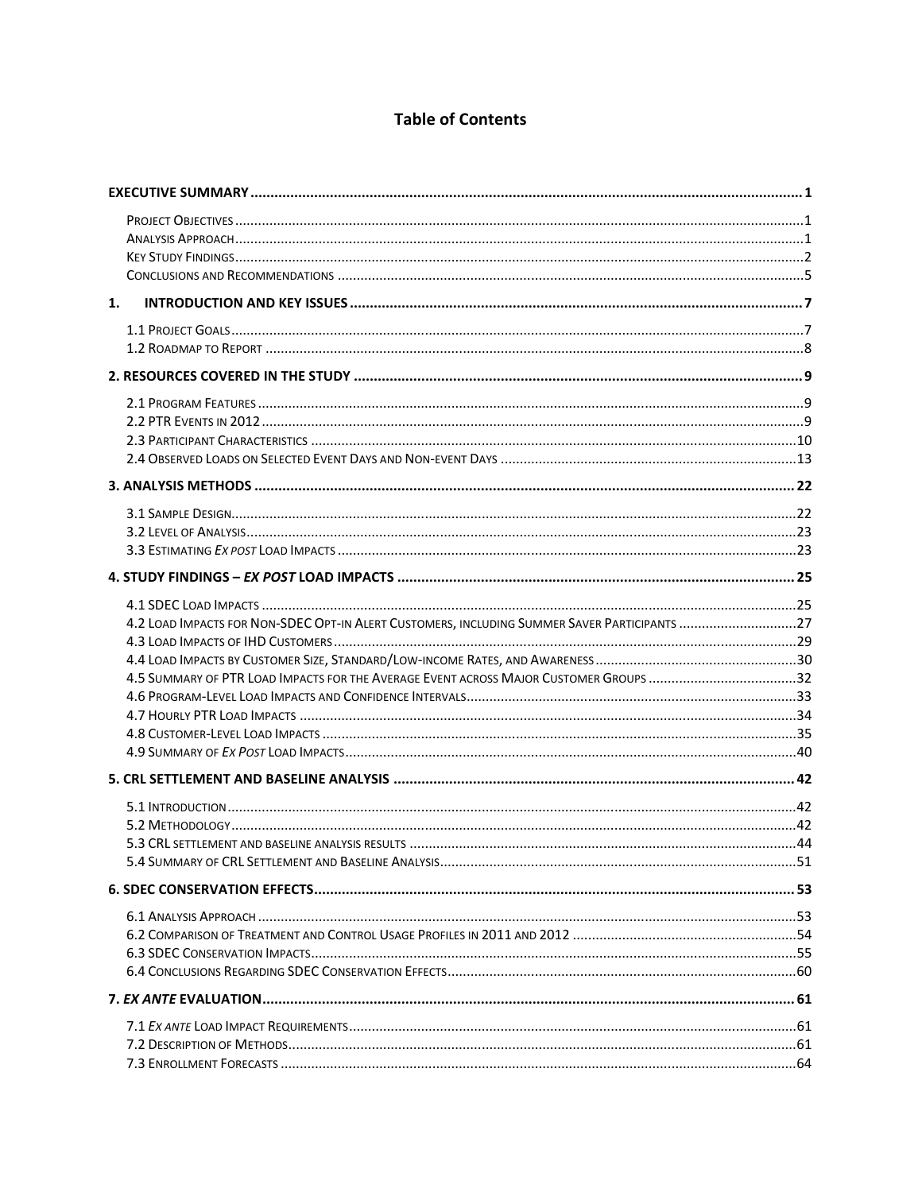# Table of Contents

**EXECUTIVE SUMMARY** ........ **1**

Project Objectives ........ 1
Analysis Approach ........ 1
Key Study Findings ........ 2
Conclusions and Recommendations ........ 5

**1. INTRODUCTION AND KEY ISSUES** ........ **7**

1.1 Project Goals ........ 7
1.2 Roadmap to Report ........ 8

**2. RESOURCES COVERED IN THE STUDY** ........ **9**

2.1 Program Features ........ 9
2.2 PTR Events in 2012 ........ 9
2.3 Participant Characteristics ........ 10
2.4 Observed Loads on Selected Event Days and Non-event Days ........ 13

**3. ANALYSIS METHODS** ........ **22**

3.1 Sample Design ........ 22
3.2 Level of Analysis ........ 23
3.3 Estimating *Ex post* Load Impacts ........ 23

**4. STUDY FINDINGS – *EX POST* LOAD IMPACTS** ........ **25**

4.1 SDEC Load Impacts ........ 25
4.2 Load Impacts for Non-SDEC Opt-in Alert Customers, including Summer Saver Participants ........ 27
4.3 Load Impacts of IHD Customers ........ 29
4.4 Load Impacts by Customer Size, Standard/Low-income Rates, and Awareness ........ 30
4.5 Summary of PTR Load Impacts for the Average Event across Major Customer Groups ........ 32
4.6 Program-Level Load Impacts and Confidence Intervals ........ 33
4.7 Hourly PTR Load Impacts ........ 34
4.8 Customer-Level Load Impacts ........ 35
4.9 Summary of *Ex Post* Load Impacts ........ 40

**5. CRL SETTLEMENT AND BASELINE ANALYSIS** ........ **42**

5.1 Introduction ........ 42
5.2 Methodology ........ 42
5.3 CRL settlement and baseline analysis results ........ 44
5.4 Summary of CRL Settlement and Baseline Analysis ........ 51

**6. SDEC CONSERVATION EFFECTS** ........ **53**

6.1 Analysis Approach ........ 53
6.2 Comparison of Treatment and Control Usage Profiles in 2011 and 2012 ........ 54
6.3 SDEC Conservation Impacts ........ 55
6.4 Conclusions Regarding SDEC Conservation Effects ........ 60

**7. *EX ANTE* EVALUATION** ........ **61**

7.1 *Ex ante* Load Impact Requirements ........ 61
7.2 Description of Methods ........ 61
7.3 Enrollment Forecasts ........ 64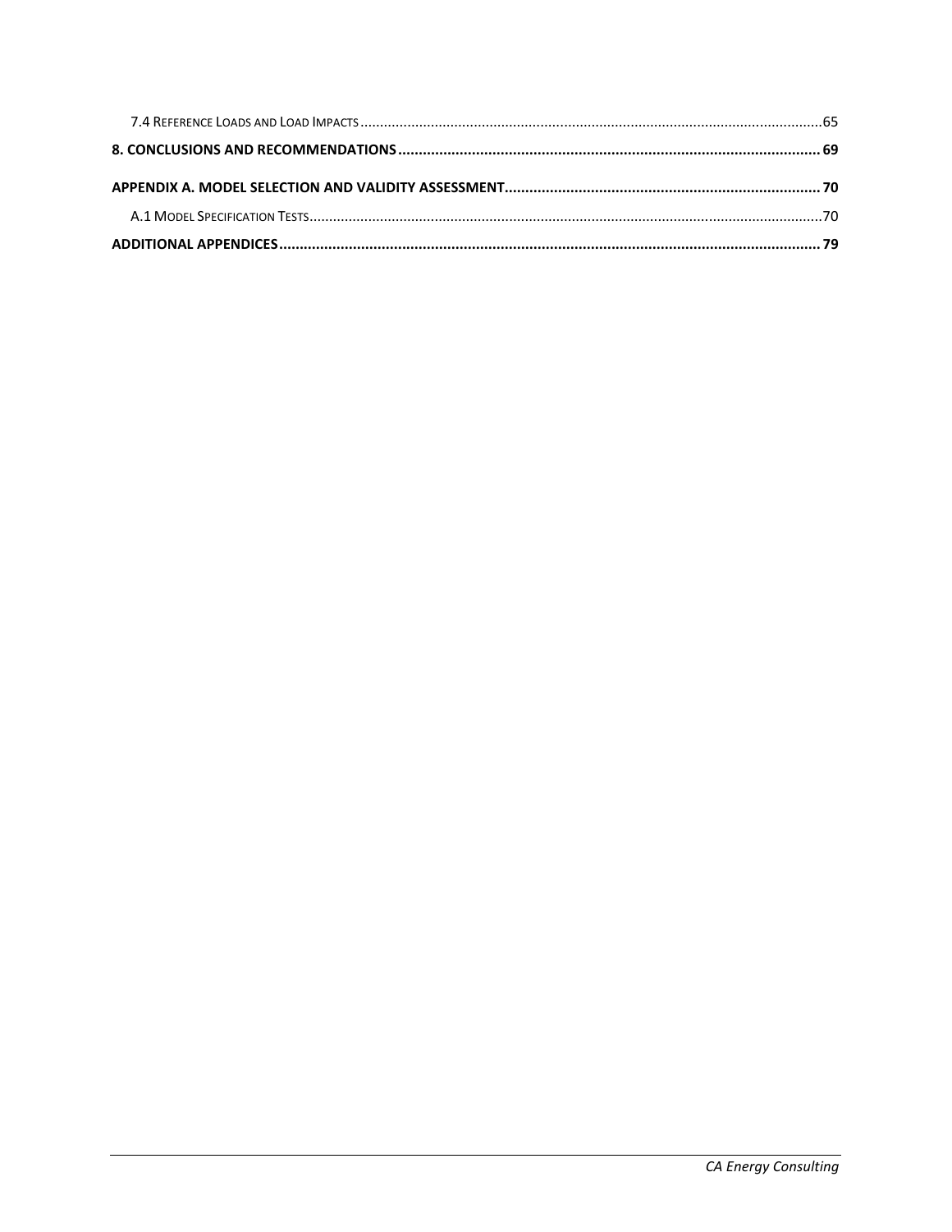7.4 Reference Loads and Load Impacts .....65

**8. CONCLUSIONS AND RECOMMENDATIONS ..... 69**

**APPENDIX A. MODEL SELECTION AND VALIDITY ASSESSMENT ..... 70**

A.1 Model Specification Tests .....70

**ADDITIONAL APPENDICES ..... 79**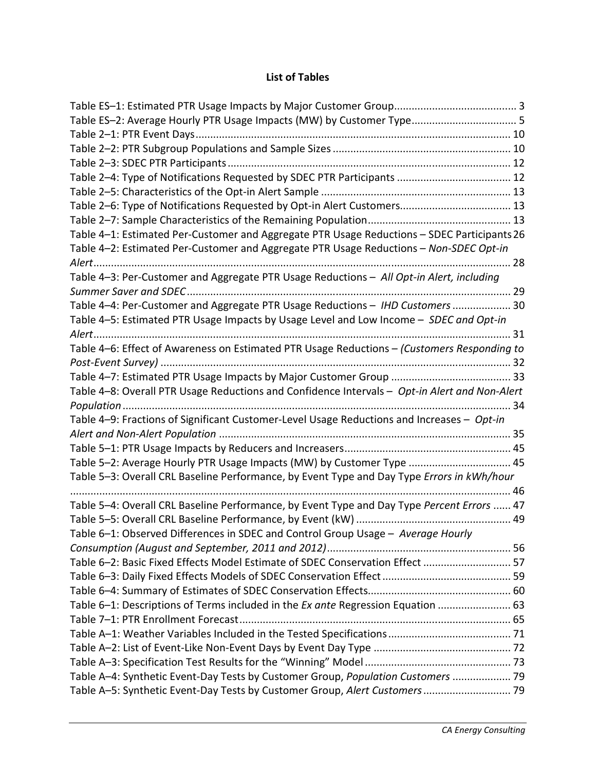# List of Tables

Table ES–1: Estimated PTR Usage Impacts by Major Customer Group .......................................... 3
Table ES–2: Average Hourly PTR Usage Impacts (MW) by Customer Type .................................... 5
Table 2–1: PTR Event Days ........................................................................................................... 10
Table 2–2: PTR Subgroup Populations and Sample Sizes ............................................................ 10
Table 2–3: SDEC PTR Participants ................................................................................................ 12
Table 2–4: Type of Notifications Requested by SDEC PTR Participants ....................................... 12
Table 2–5: Characteristics of the Opt-in Alert Sample ................................................................. 13
Table 2–6: Type of Notifications Requested by Opt-in Alert Customers ...................................... 13
Table 2–7: Sample Characteristics of the Remaining Population ................................................. 13
Table 4–1: Estimated Per-Customer and Aggregate PTR Usage Reductions – SDEC Participants 26
Table 4–2: Estimated Per-Customer and Aggregate PTR Usage Reductions – *Non-SDEC Opt-in Alert* ............................................................................................................................................. 28
Table 4–3: Per-Customer and Aggregate PTR Usage Reductions – *All Opt-in Alert, including Summer Saver and SDEC* ............................................................................................................. 29
Table 4–4: Per-Customer and Aggregate PTR Usage Reductions – *IHD Customers* .................... 30
Table 4–5: Estimated PTR Usage Impacts by Usage Level and Low Income – *SDEC and Opt-in Alert* ............................................................................................................................................. 31
Table 4–6: Effect of Awareness on Estimated PTR Usage Reductions – *(Customers Responding to Post-Event Survey)* ....................................................................................................................... 32
Table 4–7: Estimated PTR Usage Impacts by Major Customer Group ......................................... 33
Table 4–8: Overall PTR Usage Reductions and Confidence Intervals – *Opt-in Alert and Non-Alert Population* .................................................................................................................................... 34
Table 4–9: Fractions of Significant Customer-Level Usage Reductions and Increases – *Opt-in Alert and Non-Alert Population* ................................................................................................... 35
Table 5–1: PTR Usage Impacts by Reducers and Increasers ......................................................... 45
Table 5–2: Average Hourly PTR Usage Impacts (MW) by Customer Type ................................... 45
Table 5–3: Overall CRL Baseline Performance, by Event Type and Day Type *Errors in kWh/hour* ..................................................................................................................................................... 46
Table 5–4: Overall CRL Baseline Performance, by Event Type and Day Type *Percent Errors* ...... 47
Table 5–5: Overall CRL Baseline Performance, by Event (kW) ..................................................... 49
Table 6–1: Observed Differences in SDEC and Control Group Usage – *Average Hourly Consumption (August and September, 2011 and 2012)* .............................................................. 56
Table 6–2: Basic Fixed Effects Model Estimate of SDEC Conservation Effect .............................. 57
Table 6–3: Daily Fixed Effects Models of SDEC Conservation Effect ............................................ 59
Table 6–4: Summary of Estimates of SDEC Conservation Effects ................................................. 60
Table 6–1: Descriptions of Terms included in the *Ex ante* Regression Equation ......................... 63
Table 7–1: PTR Enrollment Forecast ............................................................................................. 65
Table A–1: Weather Variables Included in the Tested Specifications ........................................... 71
Table A–2: List of Event-Like Non-Event Days by Event Day Type ............................................... 72
Table A–3: Specification Test Results for the “Winning” Model .................................................. 73
Table A–4: Synthetic Event-Day Tests by Customer Group, *Population Customers* .................... 79
Table A–5: Synthetic Event-Day Tests by Customer Group, *Alert Customers* .............................. 79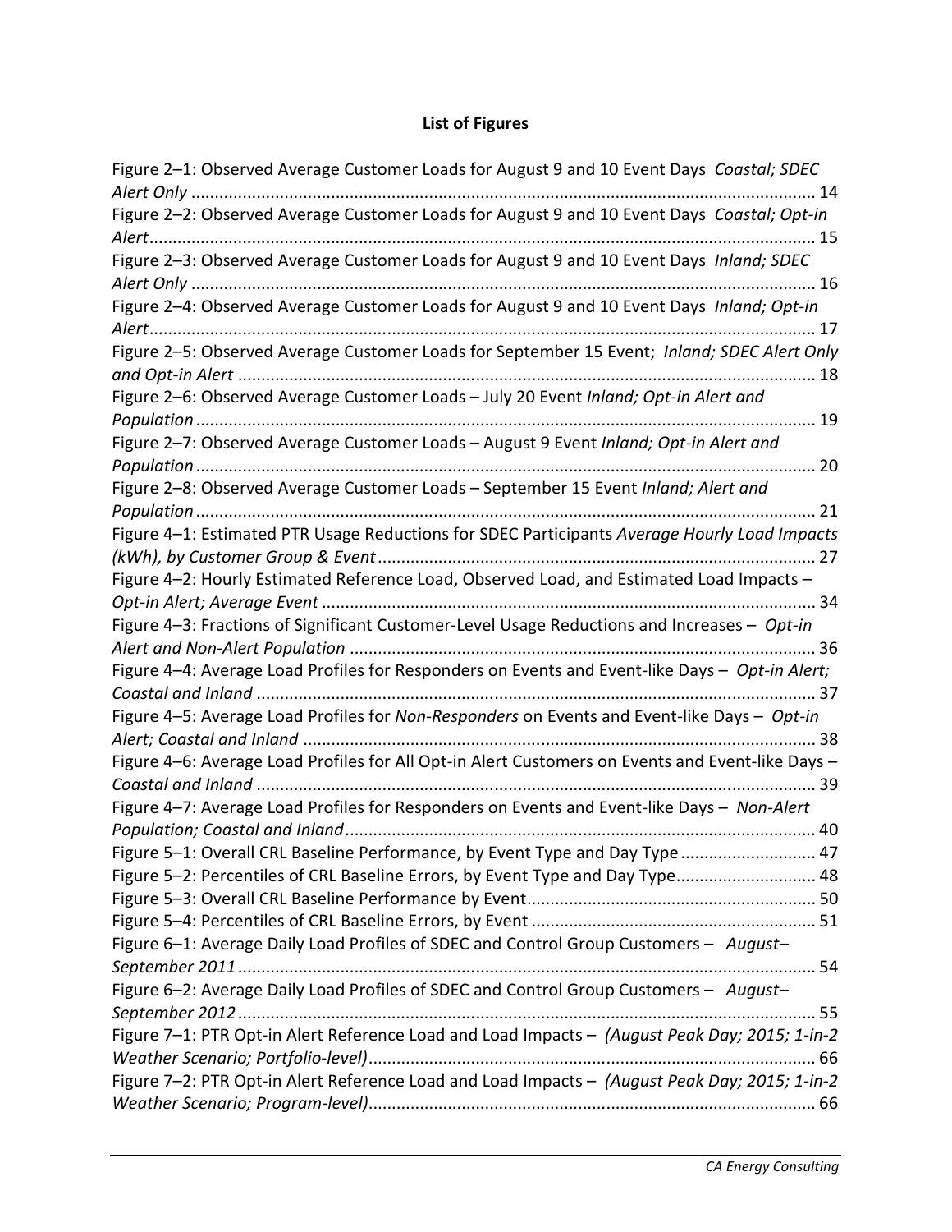# List of Figures

Figure 2–1: Observed Average Customer Loads for August 9 and 10 Event Days *Coastal; SDEC Alert Only* .................................................................................................................................... 14

Figure 2–2: Observed Average Customer Loads for August 9 and 10 Event Days *Coastal; Opt-in Alert* ............................................................................................................................................ 15

Figure 2–3: Observed Average Customer Loads for August 9 and 10 Event Days *Inland; SDEC Alert Only* .................................................................................................................................... 16

Figure 2–4: Observed Average Customer Loads for August 9 and 10 Event Days *Inland; Opt-in Alert* ............................................................................................................................................ 17

Figure 2–5: Observed Average Customer Loads for September 15 Event; *Inland; SDEC Alert Only and Opt-in Alert* .......................................................................................................................... 18

Figure 2–6: Observed Average Customer Loads – July 20 Event *Inland; Opt-in Alert and Population* ................................................................................................................................... 19

Figure 2–7: Observed Average Customer Loads – August 9 Event *Inland; Opt-in Alert and Population* ................................................................................................................................... 20

Figure 2–8: Observed Average Customer Loads – September 15 Event *Inland; Alert and Population* ................................................................................................................................... 21

Figure 4–1: Estimated PTR Usage Reductions for SDEC Participants *Average Hourly Load Impacts (kWh), by Customer Group & Event* ............................................................................................ 27

Figure 4–2: Hourly Estimated Reference Load, Observed Load, and Estimated Load Impacts – *Opt-in Alert; Average Event* ........................................................................................................ 34

Figure 4–3: Fractions of Significant Customer-Level Usage Reductions and Increases – *Opt-in Alert and Non-Alert Population* .................................................................................................. 36

Figure 4–4: Average Load Profiles for Responders on Events and Event-like Days – *Opt-in Alert; Coastal and Inland* ...................................................................................................................... 37

Figure 4–5: Average Load Profiles for *Non-Responders* on Events and Event-like Days – *Opt-in Alert; Coastal and Inland* ............................................................................................................ 38

Figure 4–6: Average Load Profiles for All Opt-in Alert Customers on Events and Event-like Days – *Coastal and Inland* ...................................................................................................................... 39

Figure 4–7: Average Load Profiles for Responders on Events and Event-like Days – *Non-Alert Population; Coastal and Inland* ................................................................................................... 40

Figure 5–1: Overall CRL Baseline Performance, by Event Type and Day Type ............................ 47

Figure 5–2: Percentiles of CRL Baseline Errors, by Event Type and Day Type............................. 48

Figure 5–3: Overall CRL Baseline Performance by Event............................................................. 50

Figure 5–4: Percentiles of CRL Baseline Errors, by Event ............................................................ 51

Figure 6–1: Average Daily Load Profiles of SDEC and Control Group Customers – *August–September 2011* .......................................................................................................................... 54

Figure 6–2: Average Daily Load Profiles of SDEC and Control Group Customers – *August–September 2012* .......................................................................................................................... 55

Figure 7–1: PTR Opt-in Alert Reference Load and Load Impacts – *(August Peak Day; 2015; 1-in-2 Weather Scenario; Portfolio-level)* .............................................................................................. 66

Figure 7–2: PTR Opt-in Alert Reference Load and Load Impacts – *(August Peak Day; 2015; 1-in-2 Weather Scenario; Program-level)* .............................................................................................. 66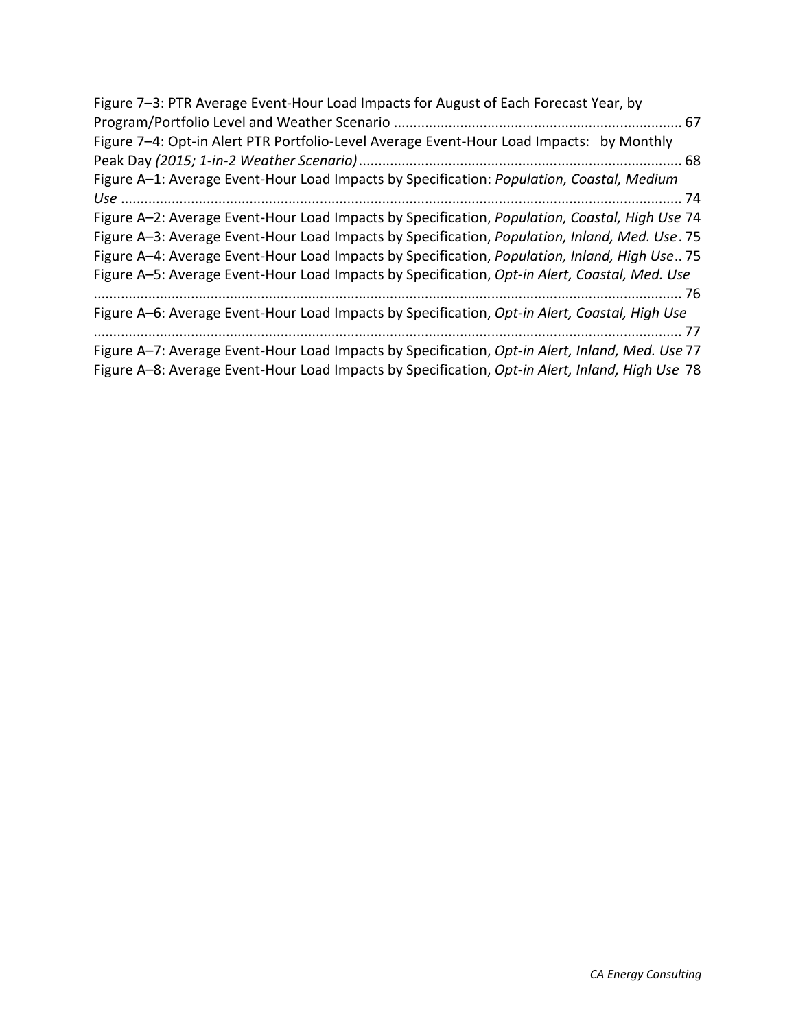Figure 7–3: PTR Average Event-Hour Load Impacts for August of Each Forecast Year, by Program/Portfolio Level and Weather Scenario ........................................................................ 67

Figure 7–4: Opt-in Alert PTR Portfolio-Level Average Event-Hour Load Impacts: by Monthly Peak Day *(2015; 1-in-2 Weather Scenario)* ................................................................................. 68

Figure A–1: Average Event-Hour Load Impacts by Specification: *Population, Coastal, Medium Use* .............................................................................................................................................. 74

Figure A–2: Average Event-Hour Load Impacts by Specification, *Population, Coastal, High Use* 74

Figure A–3: Average Event-Hour Load Impacts by Specification, *Population, Inland, Med. Use* . 75

Figure A–4: Average Event-Hour Load Impacts by Specification, *Population, Inland, High Use* .. 75

Figure A–5: Average Event-Hour Load Impacts by Specification, *Opt-in Alert, Coastal, Med. Use* ....................................................................................................................................................... 76

Figure A–6: Average Event-Hour Load Impacts by Specification, *Opt-in Alert, Coastal, High Use* ....................................................................................................................................................... 77

Figure A–7: Average Event-Hour Load Impacts by Specification, *Opt-in Alert, Inland, Med. Use* 77

Figure A–8: Average Event-Hour Load Impacts by Specification, *Opt-in Alert, Inland, High Use* 78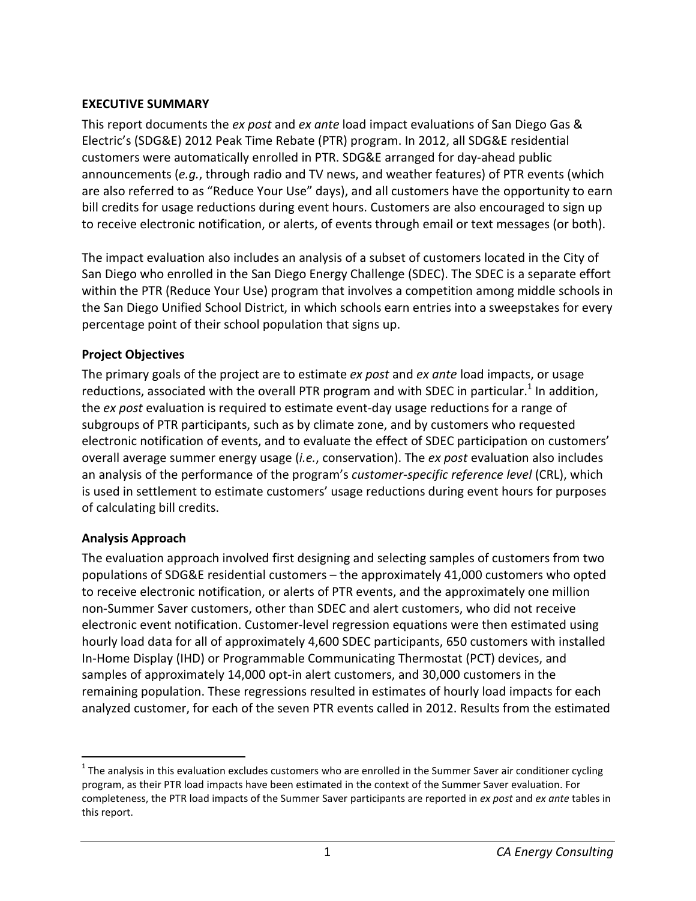## EXECUTIVE SUMMARY

This report documents the *ex post* and *ex ante* load impact evaluations of San Diego Gas & Electric's (SDG&E) 2012 Peak Time Rebate (PTR) program. In 2012, all SDG&E residential customers were automatically enrolled in PTR. SDG&E arranged for day-ahead public announcements (*e.g.*, through radio and TV news, and weather features) of PTR events (which are also referred to as "Reduce Your Use" days), and all customers have the opportunity to earn bill credits for usage reductions during event hours. Customers are also encouraged to sign up to receive electronic notification, or alerts, of events through email or text messages (or both).

The impact evaluation also includes an analysis of a subset of customers located in the City of San Diego who enrolled in the San Diego Energy Challenge (SDEC). The SDEC is a separate effort within the PTR (Reduce Your Use) program that involves a competition among middle schools in the San Diego Unified School District, in which schools earn entries into a sweepstakes for every percentage point of their school population that signs up.

### Project Objectives

The primary goals of the project are to estimate *ex post* and *ex ante* load impacts, or usage reductions, associated with the overall PTR program and with SDEC in particular.[1] In addition, the *ex post* evaluation is required to estimate event-day usage reductions for a range of subgroups of PTR participants, such as by climate zone, and by customers who requested electronic notification of events, and to evaluate the effect of SDEC participation on customers' overall average summer energy usage (*i.e.*, conservation). The *ex post* evaluation also includes an analysis of the performance of the program's *customer-specific reference level* (CRL), which is used in settlement to estimate customers' usage reductions during event hours for purposes of calculating bill credits.

### Analysis Approach

The evaluation approach involved first designing and selecting samples of customers from two populations of SDG&E residential customers – the approximately 41,000 customers who opted to receive electronic notification, or alerts of PTR events, and the approximately one million non-Summer Saver customers, other than SDEC and alert customers, who did not receive electronic event notification. Customer-level regression equations were then estimated using hourly load data for all of approximately 4,600 SDEC participants, 650 customers with installed In-Home Display (IHD) or Programmable Communicating Thermostat (PCT) devices, and samples of approximately 14,000 opt-in alert customers, and 30,000 customers in the remaining population. These regressions resulted in estimates of hourly load impacts for each analyzed customer, for each of the seven PTR events called in 2012. Results from the estimated

---

[1] The analysis in this evaluation excludes customers who are enrolled in the Summer Saver air conditioner cycling program, as their PTR load impacts have been estimated in the context of the Summer Saver evaluation. For completeness, the PTR load impacts of the Summer Saver participants are reported in *ex post* and *ex ante* tables in this report.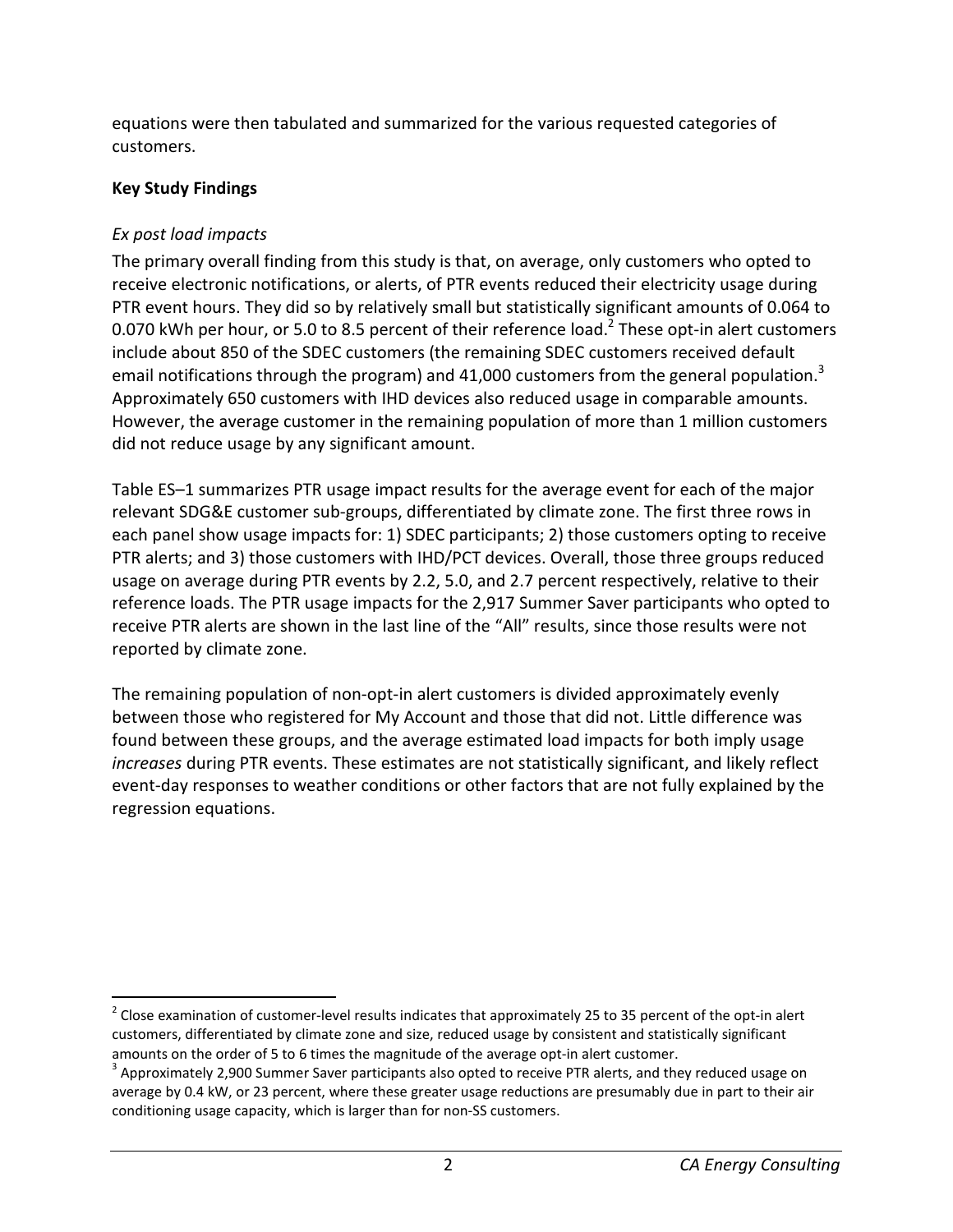equations were then tabulated and summarized for the various requested categories of customers.

**Key Study Findings**

*Ex post load impacts*

The primary overall finding from this study is that, on average, only customers who opted to receive electronic notifications, or alerts, of PTR events reduced their electricity usage during PTR event hours. They did so by relatively small but statistically significant amounts of 0.064 to 0.070 kWh per hour, or 5.0 to 8.5 percent of their reference load.[2] These opt-in alert customers include about 850 of the SDEC customers (the remaining SDEC customers received default email notifications through the program) and 41,000 customers from the general population.[3] Approximately 650 customers with IHD devices also reduced usage in comparable amounts. However, the average customer in the remaining population of more than 1 million customers did not reduce usage by any significant amount.

Table ES–1 summarizes PTR usage impact results for the average event for each of the major relevant SDG&E customer sub-groups, differentiated by climate zone. The first three rows in each panel show usage impacts for: 1) SDEC participants; 2) those customers opting to receive PTR alerts; and 3) those customers with IHD/PCT devices. Overall, those three groups reduced usage on average during PTR events by 2.2, 5.0, and 2.7 percent respectively, relative to their reference loads. The PTR usage impacts for the 2,917 Summer Saver participants who opted to receive PTR alerts are shown in the last line of the "All" results, since those results were not reported by climate zone.

The remaining population of non-opt-in alert customers is divided approximately evenly between those who registered for My Account and those that did not. Little difference was found between these groups, and the average estimated load impacts for both imply usage *increases* during PTR events. These estimates are not statistically significant, and likely reflect event-day responses to weather conditions or other factors that are not fully explained by the regression equations.

---

[2] Close examination of customer-level results indicates that approximately 25 to 35 percent of the opt-in alert customers, differentiated by climate zone and size, reduced usage by consistent and statistically significant amounts on the order of 5 to 6 times the magnitude of the average opt-in alert customer.

[3] Approximately 2,900 Summer Saver participants also opted to receive PTR alerts, and they reduced usage on average by 0.4 kW, or 23 percent, where these greater usage reductions are presumably due in part to their air conditioning usage capacity, which is larger than for non-SS customers.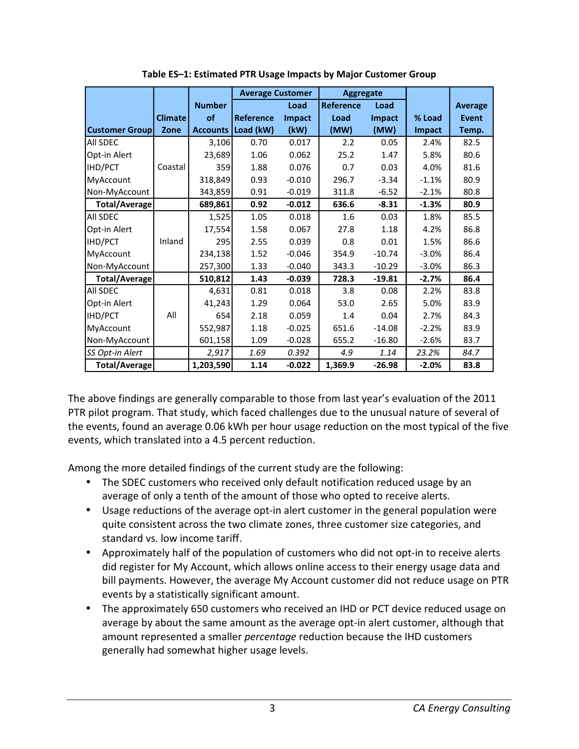**Table ES–1: Estimated PTR Usage Impacts by Major Customer Group**

| | | | Average Customer | | Aggregate | | | |
|---|---|---|---|---|---|---|---|---|
| **Customer Group** | **Climate Zone** | **Number of Accounts** | **Reference Load (kW)** | **Load Impact (kW)** | **Reference Load (MW)** | **Load Impact (MW)** | **% Load Impact** | **Average Event Temp.** |
| All SDEC | Coastal | 3,106 | 0.70 | 0.017 | 2.2 | 0.05 | 2.4% | 82.5 |
| Opt-in Alert | Coastal | 23,689 | 1.06 | 0.062 | 25.2 | 1.47 | 5.8% | 80.6 |
| IHD/PCT | Coastal | 359 | 1.88 | 0.076 | 0.7 | 0.03 | 4.0% | 81.6 |
| MyAccount | Coastal | 318,849 | 0.93 | -0.010 | 296.7 | -3.34 | -1.1% | 80.9 |
| Non-MyAccount | Coastal | 343,859 | 0.91 | -0.019 | 311.8 | -6.52 | -2.1% | 80.8 |
| **Total/Average** | | **689,861** | **0.92** | **-0.012** | **636.6** | **-8.31** | **-1.3%** | **80.9** |
| All SDEC | Inland | 1,525 | 1.05 | 0.018 | 1.6 | 0.03 | 1.8% | 85.5 |
| Opt-in Alert | Inland | 17,554 | 1.58 | 0.067 | 27.8 | 1.18 | 4.2% | 86.8 |
| IHD/PCT | Inland | 295 | 2.55 | 0.039 | 0.8 | 0.01 | 1.5% | 86.6 |
| MyAccount | Inland | 234,138 | 1.52 | -0.046 | 354.9 | -10.74 | -3.0% | 86.4 |
| Non-MyAccount | Inland | 257,300 | 1.33 | -0.040 | 343.3 | -10.29 | -3.0% | 86.3 |
| **Total/Average** | | **510,812** | **1.43** | **-0.039** | **728.3** | **-19.81** | **-2.7%** | **86.4** |
| All SDEC | All | 4,631 | 0.81 | 0.018 | 3.8 | 0.08 | 2.2% | 83.8 |
| Opt-in Alert | All | 41,243 | 1.29 | 0.064 | 53.0 | 2.65 | 5.0% | 83.9 |
| IHD/PCT | All | 654 | 2.18 | 0.059 | 1.4 | 0.04 | 2.7% | 84.3 |
| MyAccount | All | 552,987 | 1.18 | -0.025 | 651.6 | -14.08 | -2.2% | 83.9 |
| Non-MyAccount | All | 601,158 | 1.09 | -0.028 | 655.2 | -16.80 | -2.6% | 83.7 |
| *SS Opt-in Alert* | | *2,917* | *1.69* | *0.392* | *4.9* | *1.14* | *23.2%* | *84.7* |
| **Total/Average** | | **1,203,590** | **1.14** | **-0.022** | **1,369.9** | **-26.98** | **-2.0%** | **83.8** |

The above findings are generally comparable to those from last year's evaluation of the 2011 PTR pilot program. That study, which faced challenges due to the unusual nature of several of the events, found an average 0.06 kWh per hour usage reduction on the most typical of the five events, which translated into a 4.5 percent reduction.

Among the more detailed findings of the current study are the following:

- The SDEC customers who received only default notification reduced usage by an average of only a tenth of the amount of those who opted to receive alerts.
- Usage reductions of the average opt-in alert customer in the general population were quite consistent across the two climate zones, three customer size categories, and standard vs. low income tariff.
- Approximately half of the population of customers who did not opt-in to receive alerts did register for My Account, which allows online access to their energy usage data and bill payments. However, the average My Account customer did not reduce usage on PTR events by a statistically significant amount.
- The approximately 650 customers who received an IHD or PCT device reduced usage on average by about the same amount as the average opt-in alert customer, although that amount represented a smaller *percentage* reduction because the IHD customers generally had somewhat higher usage levels.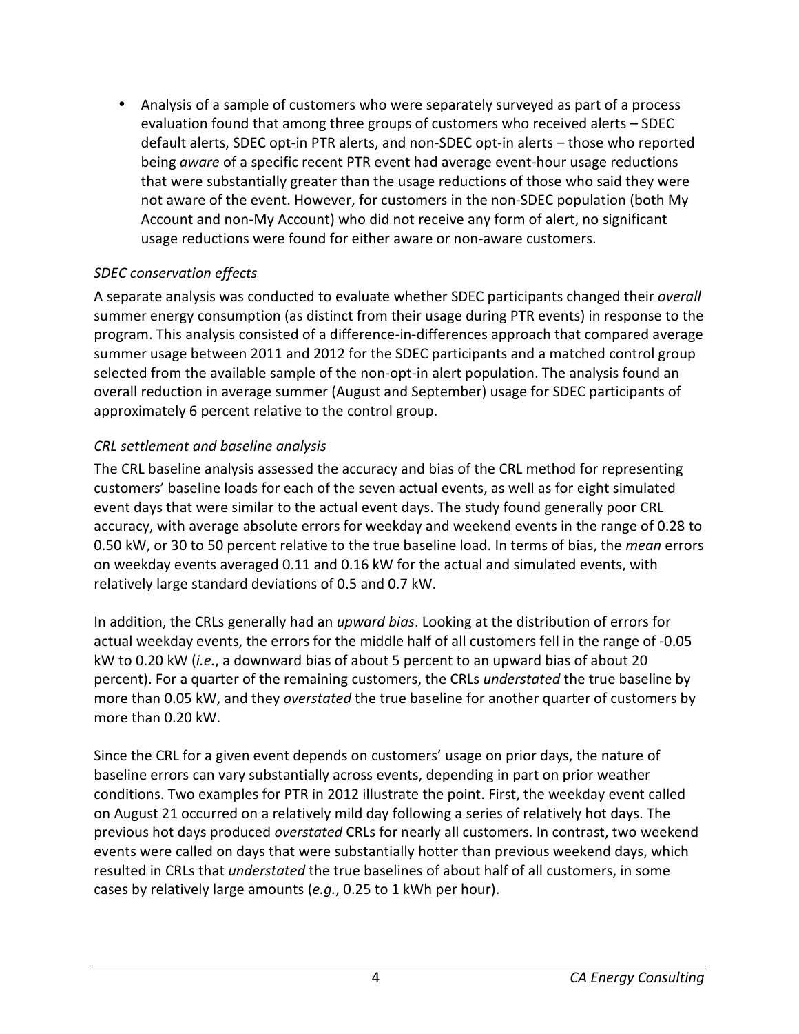- Analysis of a sample of customers who were separately surveyed as part of a process evaluation found that among three groups of customers who received alerts – SDEC default alerts, SDEC opt-in PTR alerts, and non-SDEC opt-in alerts – those who reported being *aware* of a specific recent PTR event had average event-hour usage reductions that were substantially greater than the usage reductions of those who said they were not aware of the event. However, for customers in the non-SDEC population (both My Account and non-My Account) who did not receive any form of alert, no significant usage reductions were found for either aware or non-aware customers.

*SDEC conservation effects*

A separate analysis was conducted to evaluate whether SDEC participants changed their *overall* summer energy consumption (as distinct from their usage during PTR events) in response to the program. This analysis consisted of a difference-in-differences approach that compared average summer usage between 2011 and 2012 for the SDEC participants and a matched control group selected from the available sample of the non-opt-in alert population. The analysis found an overall reduction in average summer (August and September) usage for SDEC participants of approximately 6 percent relative to the control group.

*CRL settlement and baseline analysis*

The CRL baseline analysis assessed the accuracy and bias of the CRL method for representing customers' baseline loads for each of the seven actual events, as well as for eight simulated event days that were similar to the actual event days. The study found generally poor CRL accuracy, with average absolute errors for weekday and weekend events in the range of 0.28 to 0.50 kW, or 30 to 50 percent relative to the true baseline load. In terms of bias, the *mean* errors on weekday events averaged 0.11 and 0.16 kW for the actual and simulated events, with relatively large standard deviations of 0.5 and 0.7 kW.

In addition, the CRLs generally had an *upward bias*. Looking at the distribution of errors for actual weekday events, the errors for the middle half of all customers fell in the range of -0.05 kW to 0.20 kW (*i.e.*, a downward bias of about 5 percent to an upward bias of about 20 percent). For a quarter of the remaining customers, the CRLs *understated* the true baseline by more than 0.05 kW, and they *overstated* the true baseline for another quarter of customers by more than 0.20 kW.

Since the CRL for a given event depends on customers' usage on prior days, the nature of baseline errors can vary substantially across events, depending in part on prior weather conditions. Two examples for PTR in 2012 illustrate the point. First, the weekday event called on August 21 occurred on a relatively mild day following a series of relatively hot days. The previous hot days produced *overstated* CRLs for nearly all customers. In contrast, two weekend events were called on days that were substantially hotter than previous weekend days, which resulted in CRLs that *understated* the true baselines of about half of all customers, in some cases by relatively large amounts (*e.g.*, 0.25 to 1 kWh per hour).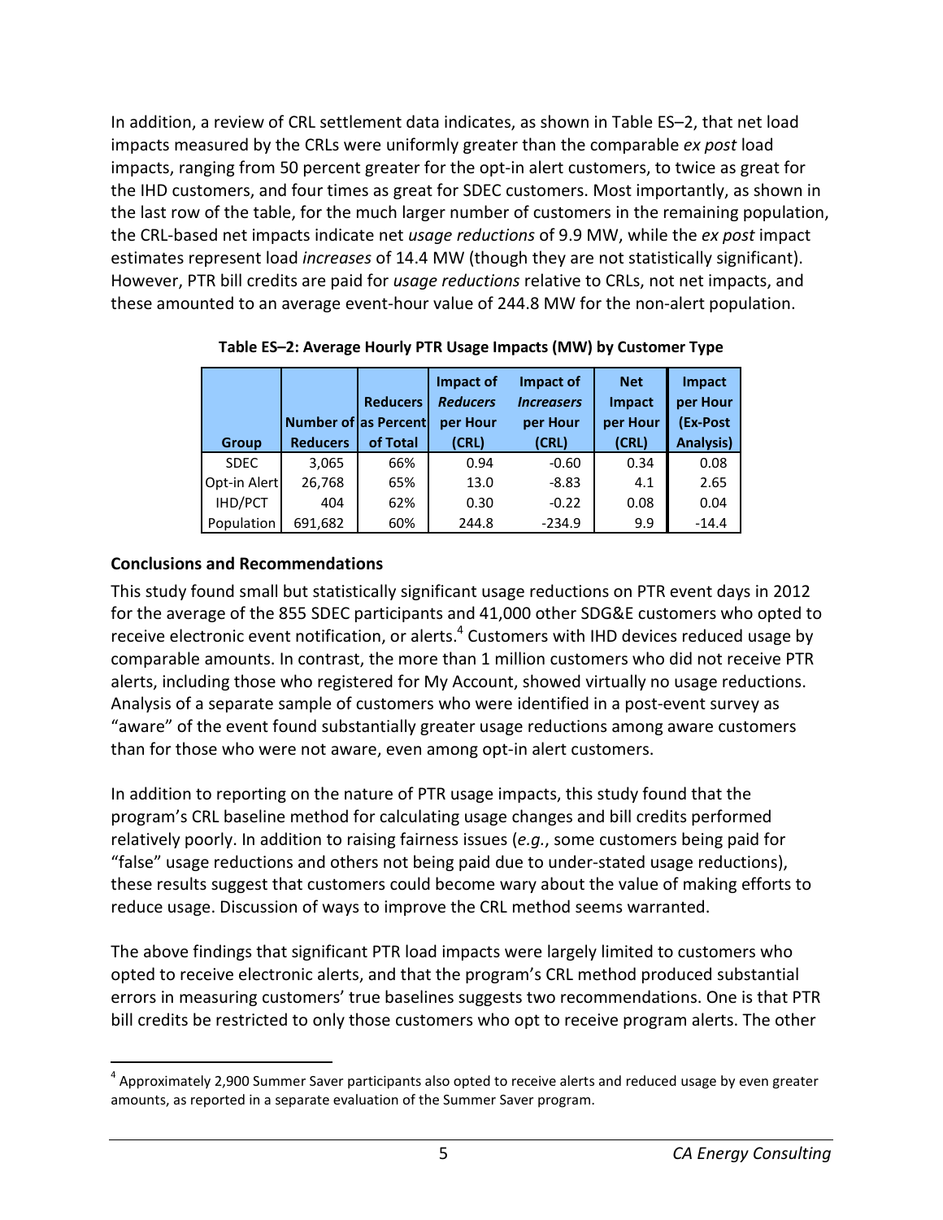In addition, a review of CRL settlement data indicates, as shown in Table ES–2, that net load impacts measured by the CRLs were uniformly greater than the comparable *ex post* load impacts, ranging from 50 percent greater for the opt-in alert customers, to twice as great for the IHD customers, and four times as great for SDEC customers. Most importantly, as shown in the last row of the table, for the much larger number of customers in the remaining population, the CRL-based net impacts indicate net *usage reductions* of 9.9 MW, while the *ex post* impact estimates represent load *increases* of 14.4 MW (though they are not statistically significant). However, PTR bill credits are paid for *usage reductions* relative to CRLs, not net impacts, and these amounted to an average event-hour value of 244.8 MW for the non-alert population.

**Table ES–2: Average Hourly PTR Usage Impacts (MW) by Customer Type**

| Group | Number of Reducers | Reducers as Percent of Total | Impact of *Reducers* per Hour (CRL) | Impact of *Increasers* per Hour (CRL) | Net Impact per Hour (CRL) | Impact per Hour (Ex-Post Analysis) |
|---|---|---|---|---|---|---|
| SDEC | 3,065 | 66% | 0.94 | -0.60 | 0.34 | 0.08 |
| Opt-in Alert | 26,768 | 65% | 13.0 | -8.83 | 4.1 | 2.65 |
| IHD/PCT | 404 | 62% | 0.30 | -0.22 | 0.08 | 0.04 |
| Population | 691,682 | 60% | 244.8 | -234.9 | 9.9 | -14.4 |

**Conclusions and Recommendations**

This study found small but statistically significant usage reductions on PTR event days in 2012 for the average of the 855 SDEC participants and 41,000 other SDG&E customers who opted to receive electronic event notification, or alerts.[4] Customers with IHD devices reduced usage by comparable amounts. In contrast, the more than 1 million customers who did not receive PTR alerts, including those who registered for My Account, showed virtually no usage reductions. Analysis of a separate sample of customers who were identified in a post-event survey as "aware" of the event found substantially greater usage reductions among aware customers than for those who were not aware, even among opt-in alert customers.

In addition to reporting on the nature of PTR usage impacts, this study found that the program's CRL baseline method for calculating usage changes and bill credits performed relatively poorly. In addition to raising fairness issues (*e.g.*, some customers being paid for "false" usage reductions and others not being paid due to under-stated usage reductions), these results suggest that customers could become wary about the value of making efforts to reduce usage. Discussion of ways to improve the CRL method seems warranted.

The above findings that significant PTR load impacts were largely limited to customers who opted to receive electronic alerts, and that the program's CRL method produced substantial errors in measuring customers' true baselines suggests two recommendations. One is that PTR bill credits be restricted to only those customers who opt to receive program alerts. The other

[4] Approximately 2,900 Summer Saver participants also opted to receive alerts and reduced usage by even greater amounts, as reported in a separate evaluation of the Summer Saver program.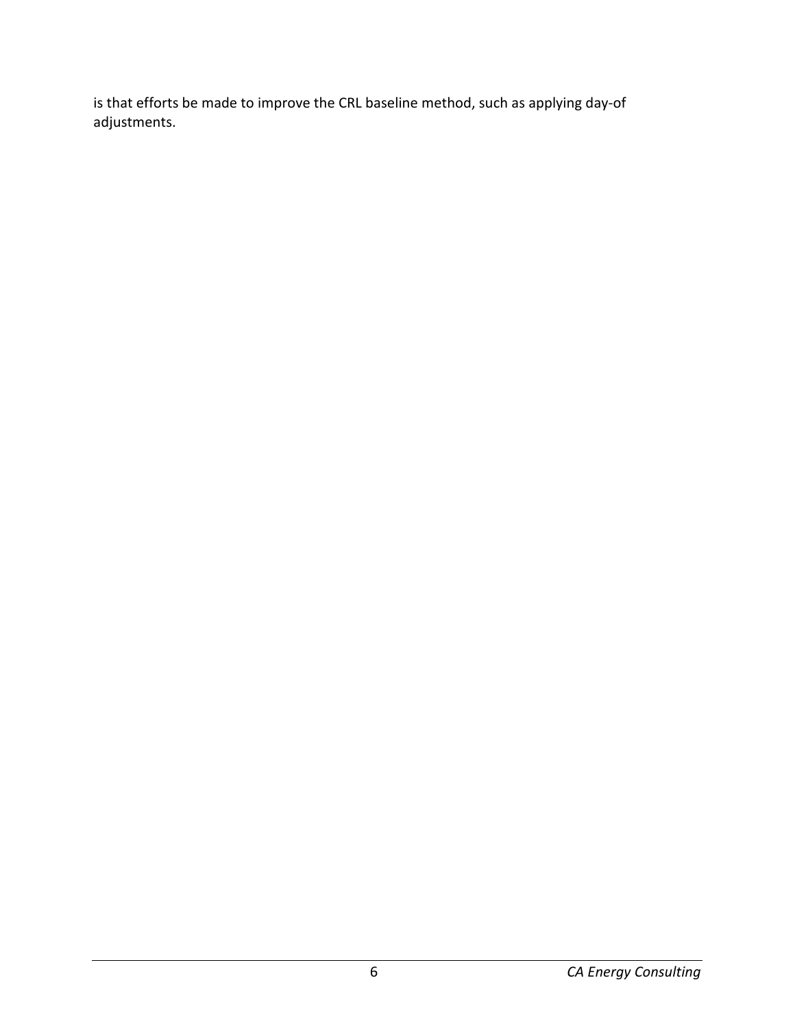is that efforts be made to improve the CRL baseline method, such as applying day-of adjustments.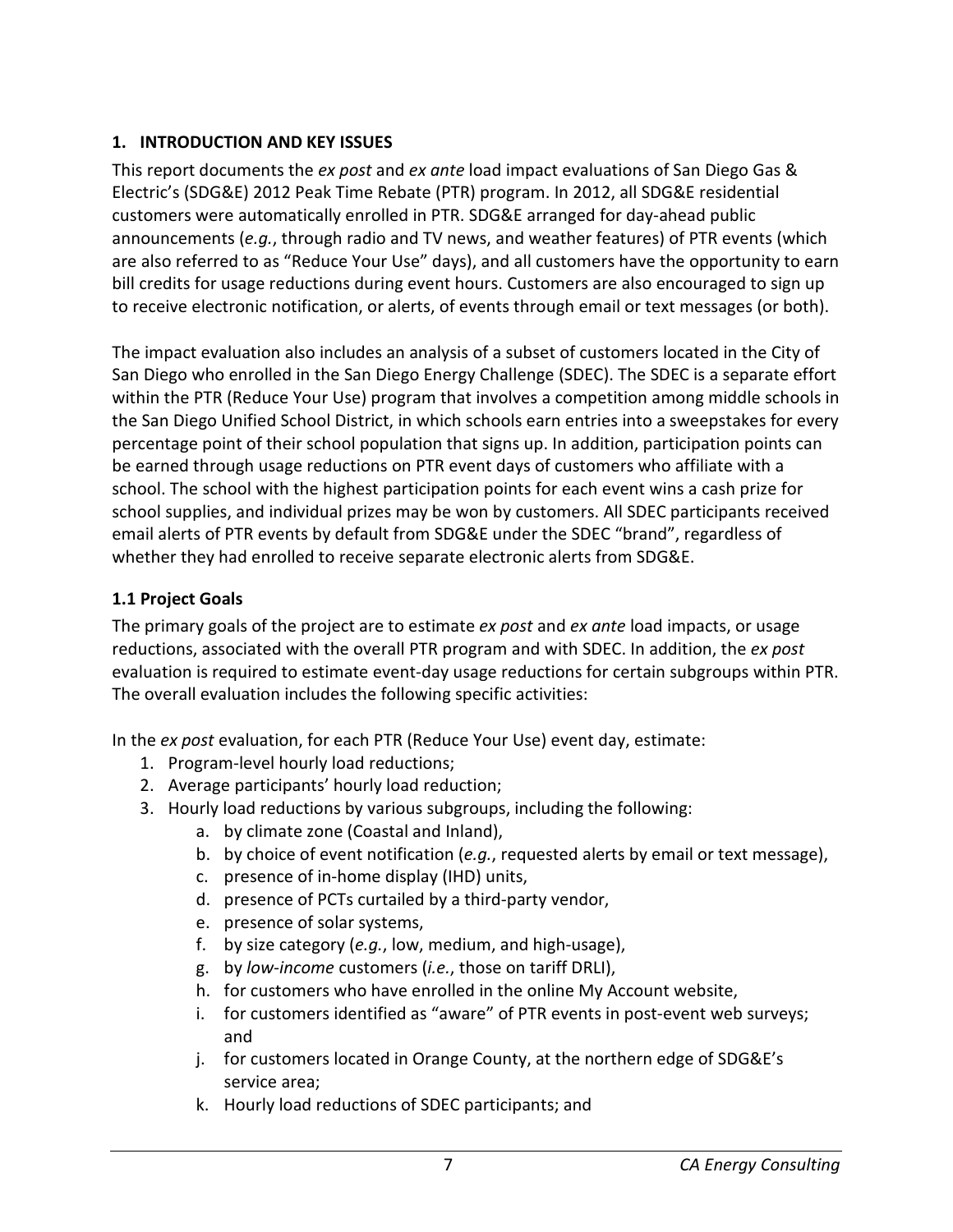# 1. INTRODUCTION AND KEY ISSUES

This report documents the *ex post* and *ex ante* load impact evaluations of San Diego Gas & Electric's (SDG&E) 2012 Peak Time Rebate (PTR) program. In 2012, all SDG&E residential customers were automatically enrolled in PTR. SDG&E arranged for day-ahead public announcements (*e.g.*, through radio and TV news, and weather features) of PTR events (which are also referred to as "Reduce Your Use" days), and all customers have the opportunity to earn bill credits for usage reductions during event hours. Customers are also encouraged to sign up to receive electronic notification, or alerts, of events through email or text messages (or both).

The impact evaluation also includes an analysis of a subset of customers located in the City of San Diego who enrolled in the San Diego Energy Challenge (SDEC). The SDEC is a separate effort within the PTR (Reduce Your Use) program that involves a competition among middle schools in the San Diego Unified School District, in which schools earn entries into a sweepstakes for every percentage point of their school population that signs up. In addition, participation points can be earned through usage reductions on PTR event days of customers who affiliate with a school. The school with the highest participation points for each event wins a cash prize for school supplies, and individual prizes may be won by customers. All SDEC participants received email alerts of PTR events by default from SDG&E under the SDEC "brand", regardless of whether they had enrolled to receive separate electronic alerts from SDG&E.

## 1.1 Project Goals

The primary goals of the project are to estimate *ex post* and *ex ante* load impacts, or usage reductions, associated with the overall PTR program and with SDEC. In addition, the *ex post* evaluation is required to estimate event-day usage reductions for certain subgroups within PTR. The overall evaluation includes the following specific activities:

In the *ex post* evaluation, for each PTR (Reduce Your Use) event day, estimate:

1. Program-level hourly load reductions;
2. Average participants' hourly load reduction;
3. Hourly load reductions by various subgroups, including the following:
    a. by climate zone (Coastal and Inland),
    b. by choice of event notification (*e.g.*, requested alerts by email or text message),
    c. presence of in-home display (IHD) units,
    d. presence of PCTs curtailed by a third-party vendor,
    e. presence of solar systems,
    f. by size category (*e.g.*, low, medium, and high-usage),
    g. by *low-income* customers (*i.e.*, those on tariff DRLI),
    h. for customers who have enrolled in the online My Account website,
    i. for customers identified as "aware" of PTR events in post-event web surveys; and
    j. for customers located in Orange County, at the northern edge of SDG&E's service area;
    k. Hourly load reductions of SDEC participants; and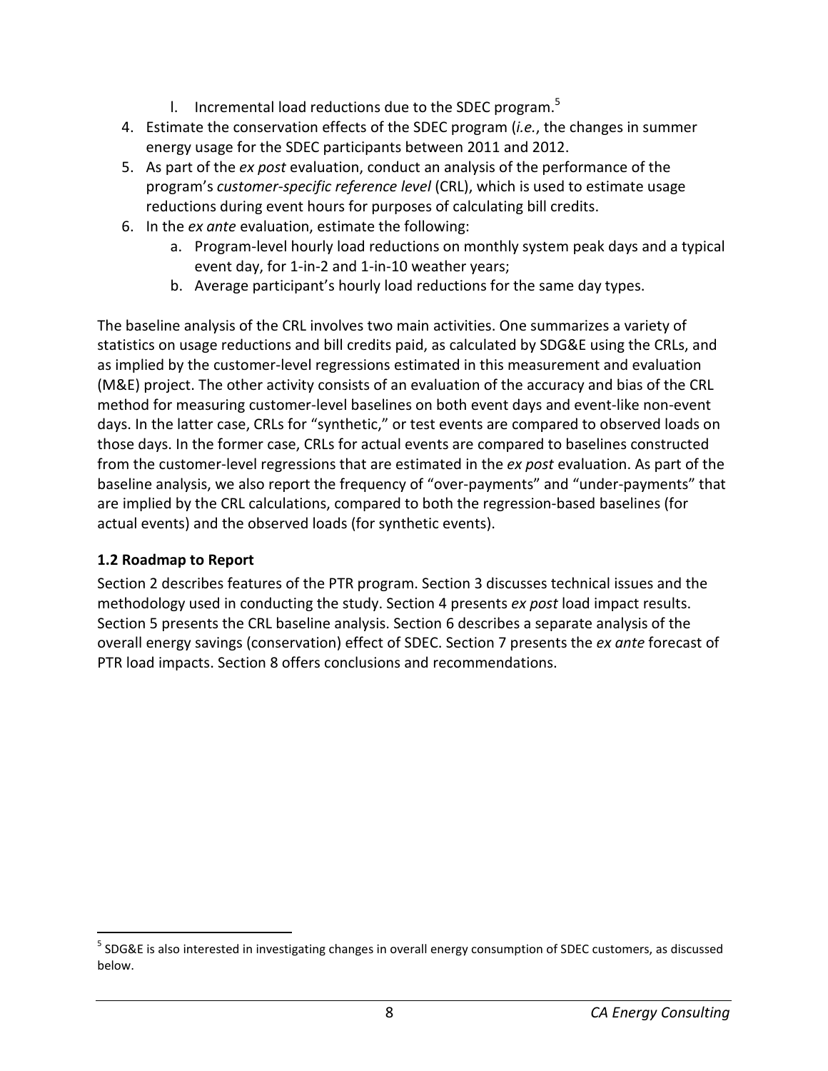l. Incremental load reductions due to the SDEC program.[5]

4. Estimate the conservation effects of the SDEC program (*i.e.*, the changes in summer energy usage for the SDEC participants between 2011 and 2012.
5. As part of the *ex post* evaluation, conduct an analysis of the performance of the program's *customer-specific reference level* (CRL), which is used to estimate usage reductions during event hours for purposes of calculating bill credits.
6. In the *ex ante* evaluation, estimate the following:
   a. Program-level hourly load reductions on monthly system peak days and a typical event day, for 1-in-2 and 1-in-10 weather years;
   b. Average participant's hourly load reductions for the same day types.

The baseline analysis of the CRL involves two main activities. One summarizes a variety of statistics on usage reductions and bill credits paid, as calculated by SDG&E using the CRLs, and as implied by the customer-level regressions estimated in this measurement and evaluation (M&E) project. The other activity consists of an evaluation of the accuracy and bias of the CRL method for measuring customer-level baselines on both event days and event-like non-event days. In the latter case, CRLs for "synthetic," or test events are compared to observed loads on those days. In the former case, CRLs for actual events are compared to baselines constructed from the customer-level regressions that are estimated in the *ex post* evaluation. As part of the baseline analysis, we also report the frequency of "over-payments" and "under-payments" that are implied by the CRL calculations, compared to both the regression-based baselines (for actual events) and the observed loads (for synthetic events).

### 1.2 Roadmap to Report

Section 2 describes features of the PTR program. Section 3 discusses technical issues and the methodology used in conducting the study. Section 4 presents *ex post* load impact results. Section 5 presents the CRL baseline analysis. Section 6 describes a separate analysis of the overall energy savings (conservation) effect of SDEC. Section 7 presents the *ex ante* forecast of PTR load impacts. Section 8 offers conclusions and recommendations.

---

[5] SDG&E is also interested in investigating changes in overall energy consumption of SDEC customers, as discussed below.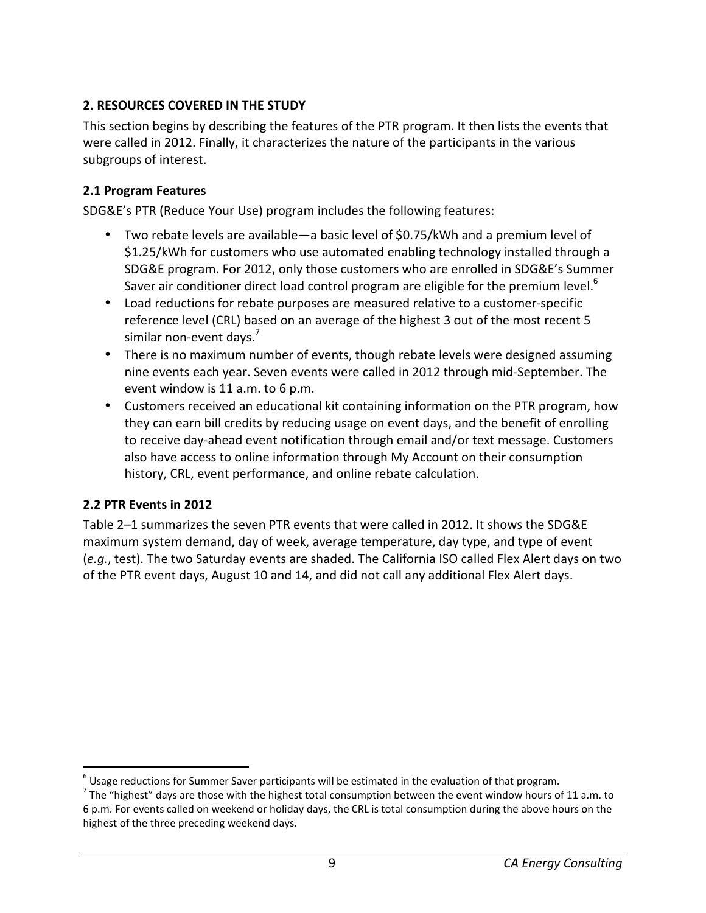## 2. RESOURCES COVERED IN THE STUDY

This section begins by describing the features of the PTR program. It then lists the events that were called in 2012. Finally, it characterizes the nature of the participants in the various subgroups of interest.

### 2.1 Program Features

SDG&E's PTR (Reduce Your Use) program includes the following features:

- Two rebate levels are available—a basic level of $0.75/kWh and a premium level of $1.25/kWh for customers who use automated enabling technology installed through a SDG&E program. For 2012, only those customers who are enrolled in SDG&E's Summer Saver air conditioner direct load control program are eligible for the premium level.[6]
- Load reductions for rebate purposes are measured relative to a customer-specific reference level (CRL) based on an average of the highest 3 out of the most recent 5 similar non-event days.[7]
- There is no maximum number of events, though rebate levels were designed assuming nine events each year. Seven events were called in 2012 through mid-September. The event window is 11 a.m. to 6 p.m.
- Customers received an educational kit containing information on the PTR program, how they can earn bill credits by reducing usage on event days, and the benefit of enrolling to receive day-ahead event notification through email and/or text message. Customers also have access to online information through My Account on their consumption history, CRL, event performance, and online rebate calculation.

### 2.2 PTR Events in 2012

Table 2–1 summarizes the seven PTR events that were called in 2012. It shows the SDG&E maximum system demand, day of week, average temperature, day type, and type of event (*e.g.*, test). The two Saturday events are shaded. The California ISO called Flex Alert days on two of the PTR event days, August 10 and 14, and did not call any additional Flex Alert days.

---

[6] Usage reductions for Summer Saver participants will be estimated in the evaluation of that program.

[7] The "highest" days are those with the highest total consumption between the event window hours of 11 a.m. to 6 p.m. For events called on weekend or holiday days, the CRL is total consumption during the above hours on the highest of the three preceding weekend days.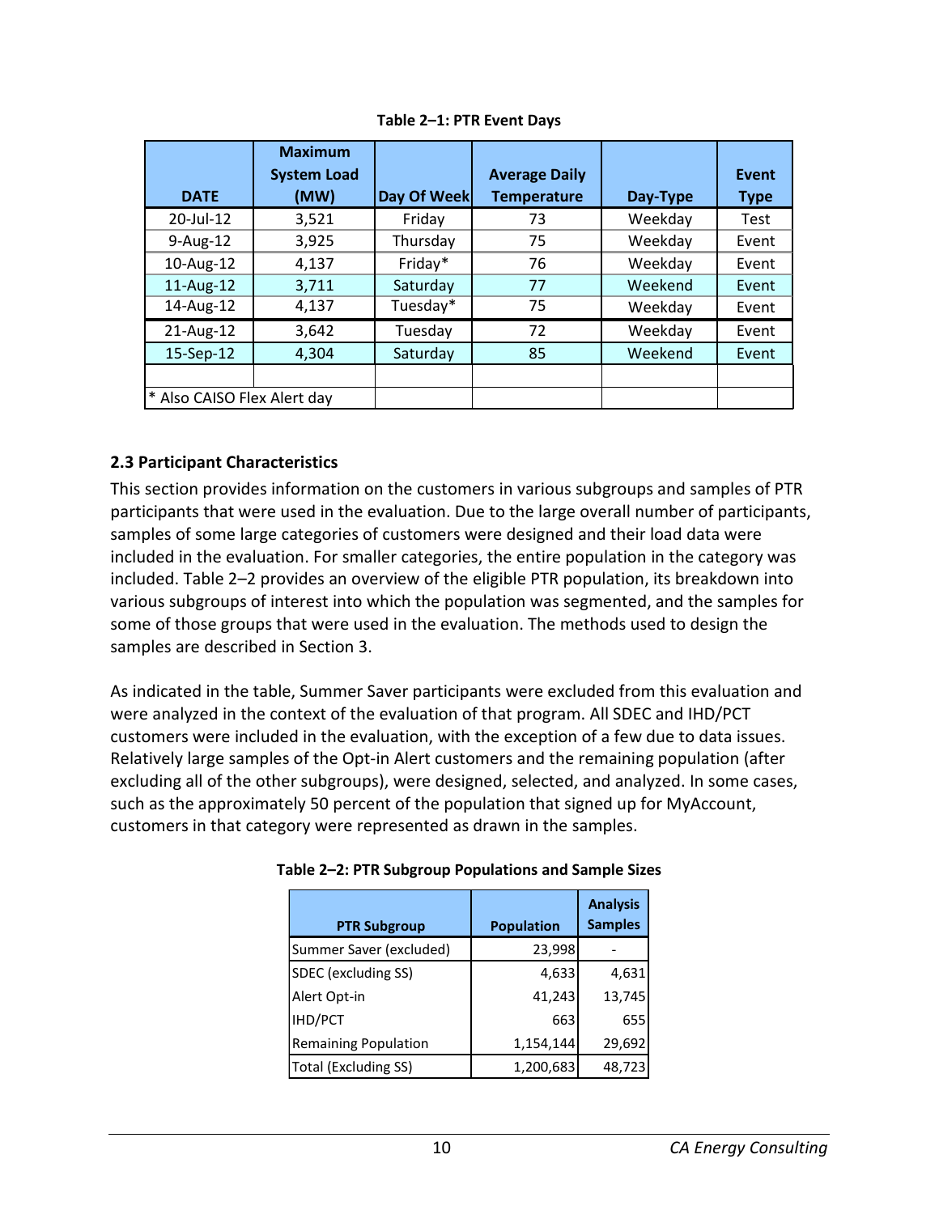**Table 2–1: PTR Event Days**

| DATE | Maximum System Load (MW) | Day Of Week | Average Daily Temperature | Day-Type | Event Type |
|---|---|---|---|---|---|
| 20-Jul-12 | 3,521 | Friday | 73 | Weekday | Test |
| 9-Aug-12 | 3,925 | Thursday | 75 | Weekday | Event |
| 10-Aug-12 | 4,137 | Friday* | 76 | Weekday | Event |
| 11-Aug-12 | 3,711 | Saturday | 77 | Weekend | Event |
| 14-Aug-12 | 4,137 | Tuesday* | 75 | Weekday | Event |
| 21-Aug-12 | 3,642 | Tuesday | 72 | Weekday | Event |
| 15-Sep-12 | 4,304 | Saturday | 85 | Weekend | Event |
| | | | | | |
| * Also CAISO Flex Alert day | | | | | |

### 2.3 Participant Characteristics

This section provides information on the customers in various subgroups and samples of PTR participants that were used in the evaluation. Due to the large overall number of participants, samples of some large categories of customers were designed and their load data were included in the evaluation. For smaller categories, the entire population in the category was included. Table 2–2 provides an overview of the eligible PTR population, its breakdown into various subgroups of interest into which the population was segmented, and the samples for some of those groups that were used in the evaluation. The methods used to design the samples are described in Section 3.

As indicated in the table, Summer Saver participants were excluded from this evaluation and were analyzed in the context of the evaluation of that program. All SDEC and IHD/PCT customers were included in the evaluation, with the exception of a few due to data issues. Relatively large samples of the Opt-in Alert customers and the remaining population (after excluding all of the other subgroups), were designed, selected, and analyzed. In some cases, such as the approximately 50 percent of the population that signed up for MyAccount, customers in that category were represented as drawn in the samples.

**Table 2–2: PTR Subgroup Populations and Sample Sizes**

| PTR Subgroup | Population | Analysis Samples |
|---|---|---|
| Summer Saver (excluded) | 23,998 | - |
| SDEC (excluding SS) | 4,633 | 4,631 |
| Alert Opt-in | 41,243 | 13,745 |
| IHD/PCT | 663 | 655 |
| Remaining Population | 1,154,144 | 29,692 |
| Total (Excluding SS) | 1,200,683 | 48,723 |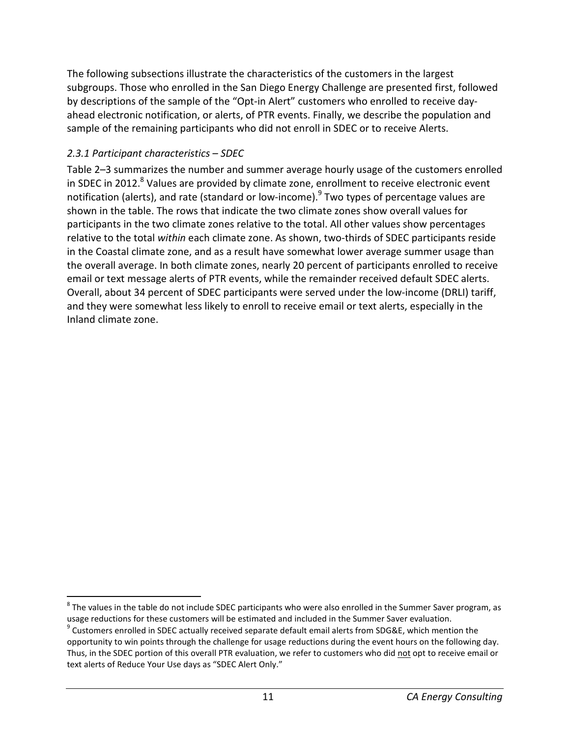The following subsections illustrate the characteristics of the customers in the largest subgroups. Those who enrolled in the San Diego Energy Challenge are presented first, followed by descriptions of the sample of the "Opt-in Alert" customers who enrolled to receive day-ahead electronic notification, or alerts, of PTR events. Finally, we describe the population and sample of the remaining participants who did not enroll in SDEC or to receive Alerts.

### *2.3.1 Participant characteristics – SDEC*

Table 2–3 summarizes the number and summer average hourly usage of the customers enrolled in SDEC in 2012.[8] Values are provided by climate zone, enrollment to receive electronic event notification (alerts), and rate (standard or low-income).[9] Two types of percentage values are shown in the table. The rows that indicate the two climate zones show overall values for participants in the two climate zones relative to the total. All other values show percentages relative to the total *within* each climate zone. As shown, two-thirds of SDEC participants reside in the Coastal climate zone, and as a result have somewhat lower average summer usage than the overall average. In both climate zones, nearly 20 percent of participants enrolled to receive email or text message alerts of PTR events, while the remainder received default SDEC alerts. Overall, about 34 percent of SDEC participants were served under the low-income (DRLI) tariff, and they were somewhat less likely to enroll to receive email or text alerts, especially in the Inland climate zone.

---

[8] The values in the table do not include SDEC participants who were also enrolled in the Summer Saver program, as usage reductions for these customers will be estimated and included in the Summer Saver evaluation.

[9] Customers enrolled in SDEC actually received separate default email alerts from SDG&E, which mention the opportunity to win points through the challenge for usage reductions during the event hours on the following day. Thus, in the SDEC portion of this overall PTR evaluation, we refer to customers who did not opt to receive email or text alerts of Reduce Your Use days as "SDEC Alert Only."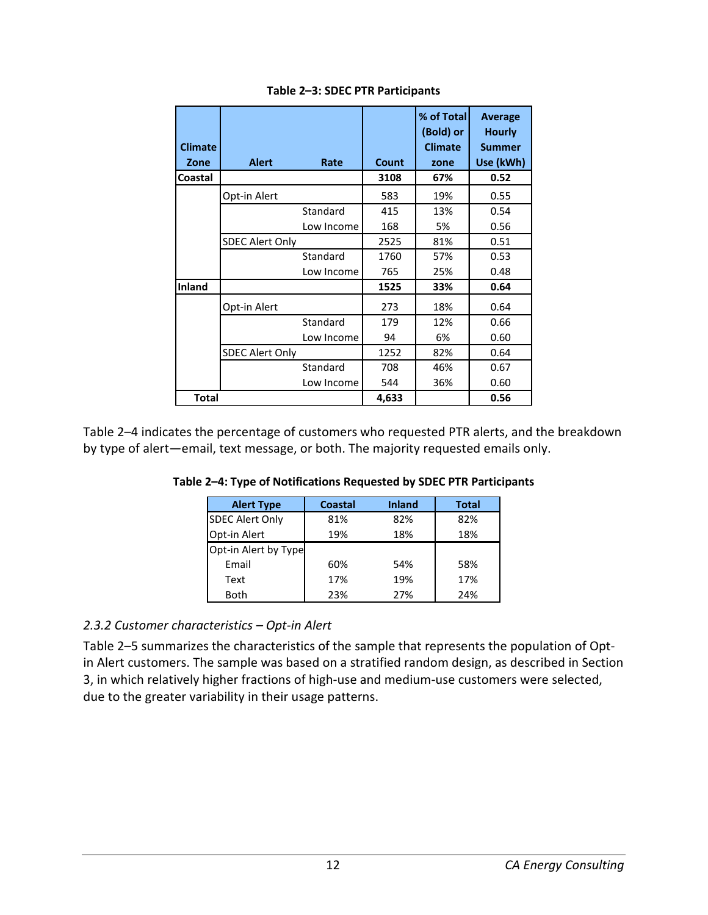**Table 2–3: SDEC PTR Participants**

| Climate Zone | Alert | Rate | Count | % of Total (Bold) or Climate zone | Average Hourly Summer Use (kWh) |
|---|---|---|---|---|---|
| **Coastal** | | | **3108** | **67%** | **0.52** |
| | Opt-in Alert | | 583 | 19% | 0.55 |
| | | Standard | 415 | 13% | 0.54 |
| | | Low Income | 168 | 5% | 0.56 |
| | SDEC Alert Only | | 2525 | 81% | 0.51 |
| | | Standard | 1760 | 57% | 0.53 |
| | | Low Income | 765 | 25% | 0.48 |
| **Inland** | | | **1525** | **33%** | **0.64** |
| | Opt-in Alert | | 273 | 18% | 0.64 |
| | | Standard | 179 | 12% | 0.66 |
| | | Low Income | 94 | 6% | 0.60 |
| | SDEC Alert Only | | 1252 | 82% | 0.64 |
| | | Standard | 708 | 46% | 0.67 |
| | | Low Income | 544 | 36% | 0.60 |
| **Total** | | | **4,633** | | **0.56** |

Table 2–4 indicates the percentage of customers who requested PTR alerts, and the breakdown by type of alert—email, text message, or both. The majority requested emails only.

**Table 2–4: Type of Notifications Requested by SDEC PTR Participants**

| Alert Type | Coastal | Inland | Total |
|---|---|---|---|
| SDEC Alert Only | 81% | 82% | 82% |
| Opt-in Alert | 19% | 18% | 18% |
| Opt-in Alert by Type | | | |
| Email | 60% | 54% | 58% |
| Text | 17% | 19% | 17% |
| Both | 23% | 27% | 24% |

### *2.3.2 Customer characteristics – Opt-in Alert*

Table 2–5 summarizes the characteristics of the sample that represents the population of Opt-in Alert customers. The sample was based on a stratified random design, as described in Section 3, in which relatively higher fractions of high-use and medium-use customers were selected, due to the greater variability in their usage patterns.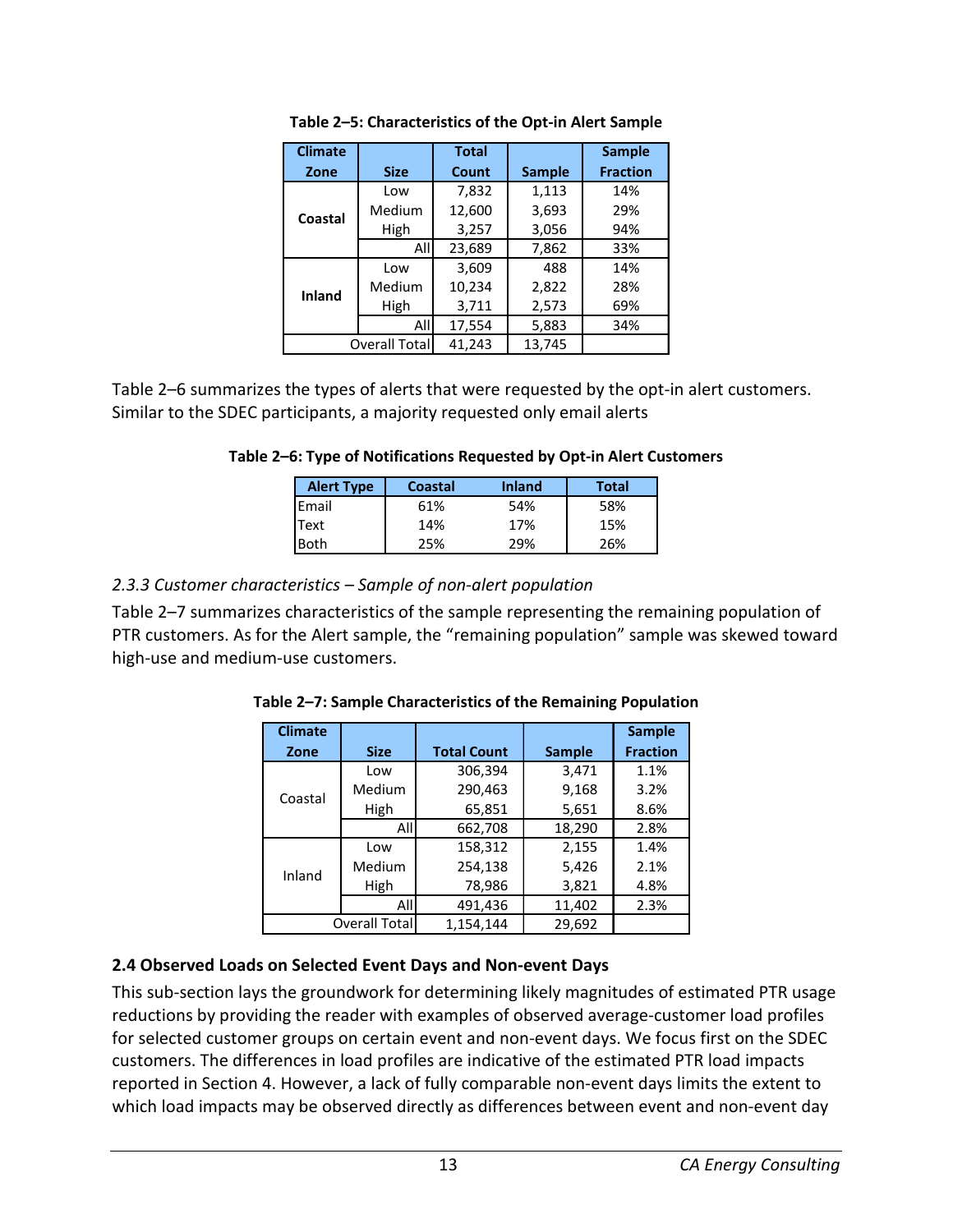**Table 2–5: Characteristics of the Opt-in Alert Sample**

| Climate Zone | Size | Total Count | Sample | Sample Fraction |
|---|---|---|---|---|
| Coastal | Low | 7,832 | 1,113 | 14% |
| | Medium | 12,600 | 3,693 | 29% |
| | High | 3,257 | 3,056 | 94% |
| | All | 23,689 | 7,862 | 33% |
| Inland | Low | 3,609 | 488 | 14% |
| | Medium | 10,234 | 2,822 | 28% |
| | High | 3,711 | 2,573 | 69% |
| | All | 17,554 | 5,883 | 34% |
| Overall Total | | 41,243 | 13,745 | |

Table 2–6 summarizes the types of alerts that were requested by the opt-in alert customers. Similar to the SDEC participants, a majority requested only email alerts

**Table 2–6: Type of Notifications Requested by Opt-in Alert Customers**

| Alert Type | Coastal | Inland | Total |
|---|---|---|---|
| Email | 61% | 54% | 58% |
| Text | 14% | 17% | 15% |
| Both | 25% | 29% | 26% |

### *2.3.3 Customer characteristics – Sample of non-alert population*

Table 2–7 summarizes characteristics of the sample representing the remaining population of PTR customers. As for the Alert sample, the "remaining population" sample was skewed toward high-use and medium-use customers.

**Table 2–7: Sample Characteristics of the Remaining Population**

| Climate Zone | Size | Total Count | Sample | Sample Fraction |
|---|---|---|---|---|
| Coastal | Low | 306,394 | 3,471 | 1.1% |
| | Medium | 290,463 | 9,168 | 3.2% |
| | High | 65,851 | 5,651 | 8.6% |
| | All | 662,708 | 18,290 | 2.8% |
| Inland | Low | 158,312 | 2,155 | 1.4% |
| | Medium | 254,138 | 5,426 | 2.1% |
| | High | 78,986 | 3,821 | 4.8% |
| | All | 491,436 | 11,402 | 2.3% |
| Overall Total | | 1,154,144 | 29,692 | |

## 2.4 Observed Loads on Selected Event Days and Non-event Days

This sub-section lays the groundwork for determining likely magnitudes of estimated PTR usage reductions by providing the reader with examples of observed average-customer load profiles for selected customer groups on certain event and non-event days. We focus first on the SDEC customers. The differences in load profiles are indicative of the estimated PTR load impacts reported in Section 4. However, a lack of fully comparable non-event days limits the extent to which load impacts may be observed directly as differences between event and non-event day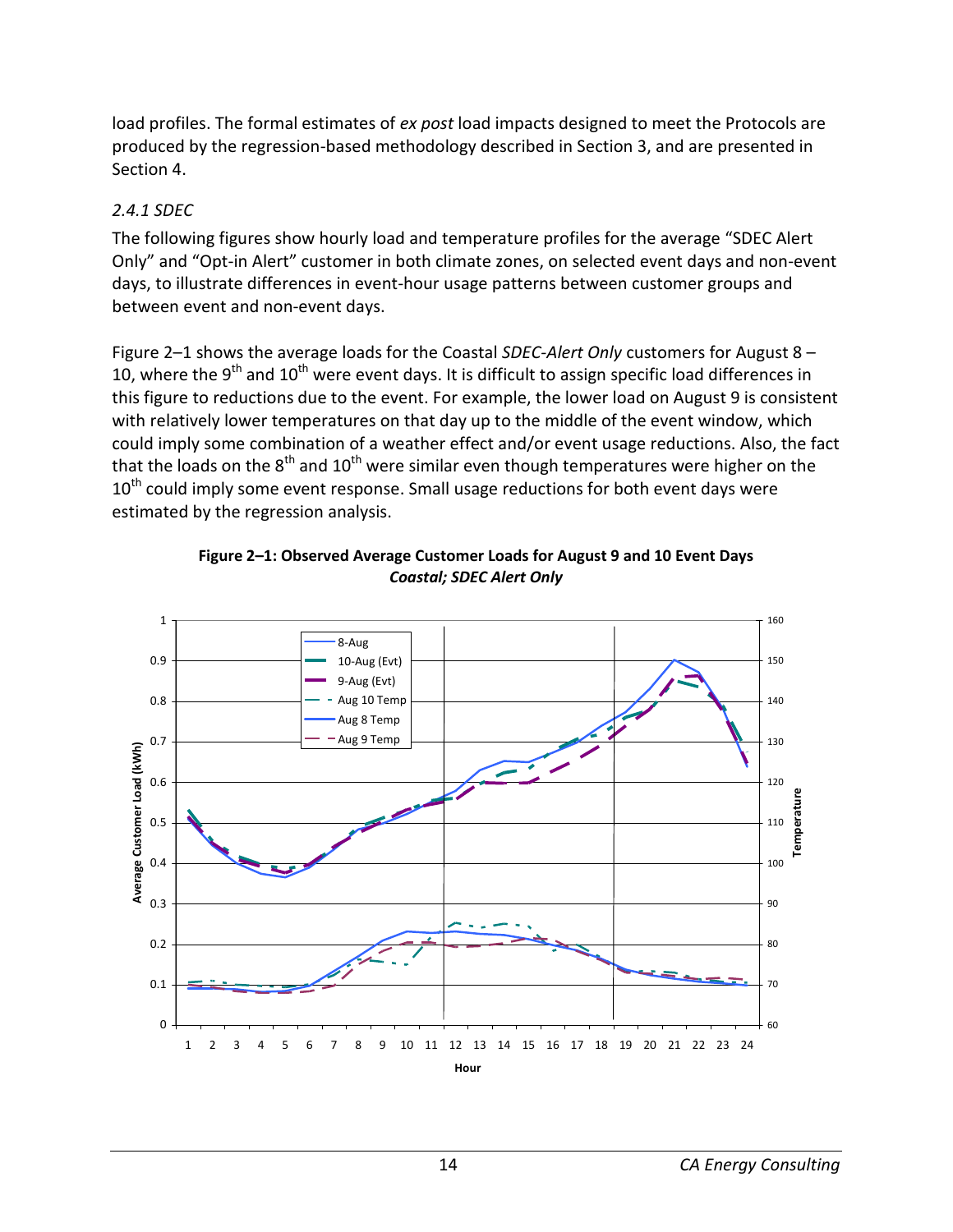load profiles. The formal estimates of *ex post* load impacts designed to meet the Protocols are produced by the regression-based methodology described in Section 3, and are presented in Section 4.

### *2.4.1 SDEC*

The following figures show hourly load and temperature profiles for the average "SDEC Alert Only" and "Opt-in Alert" customer in both climate zones, on selected event days and non-event days, to illustrate differences in event-hour usage patterns between customer groups and between event and non-event days.

Figure 2–1 shows the average loads for the Coastal *SDEC-Alert Only* customers for August 8 – 10, where the 9th and 10th were event days. It is difficult to assign specific load differences in this figure to reductions due to the event. For example, the lower load on August 9 is consistent with relatively lower temperatures on that day up to the middle of the event window, which could imply some combination of a weather effect and/or event usage reductions. Also, the fact that the loads on the 8th and 10th were similar even though temperatures were higher on the 10th could imply some event response. Small usage reductions for both event days were estimated by the regression analysis.

**Figure 2–1: Observed Average Customer Loads for August 9 and 10 Event Days**
***Coastal; SDEC Alert Only***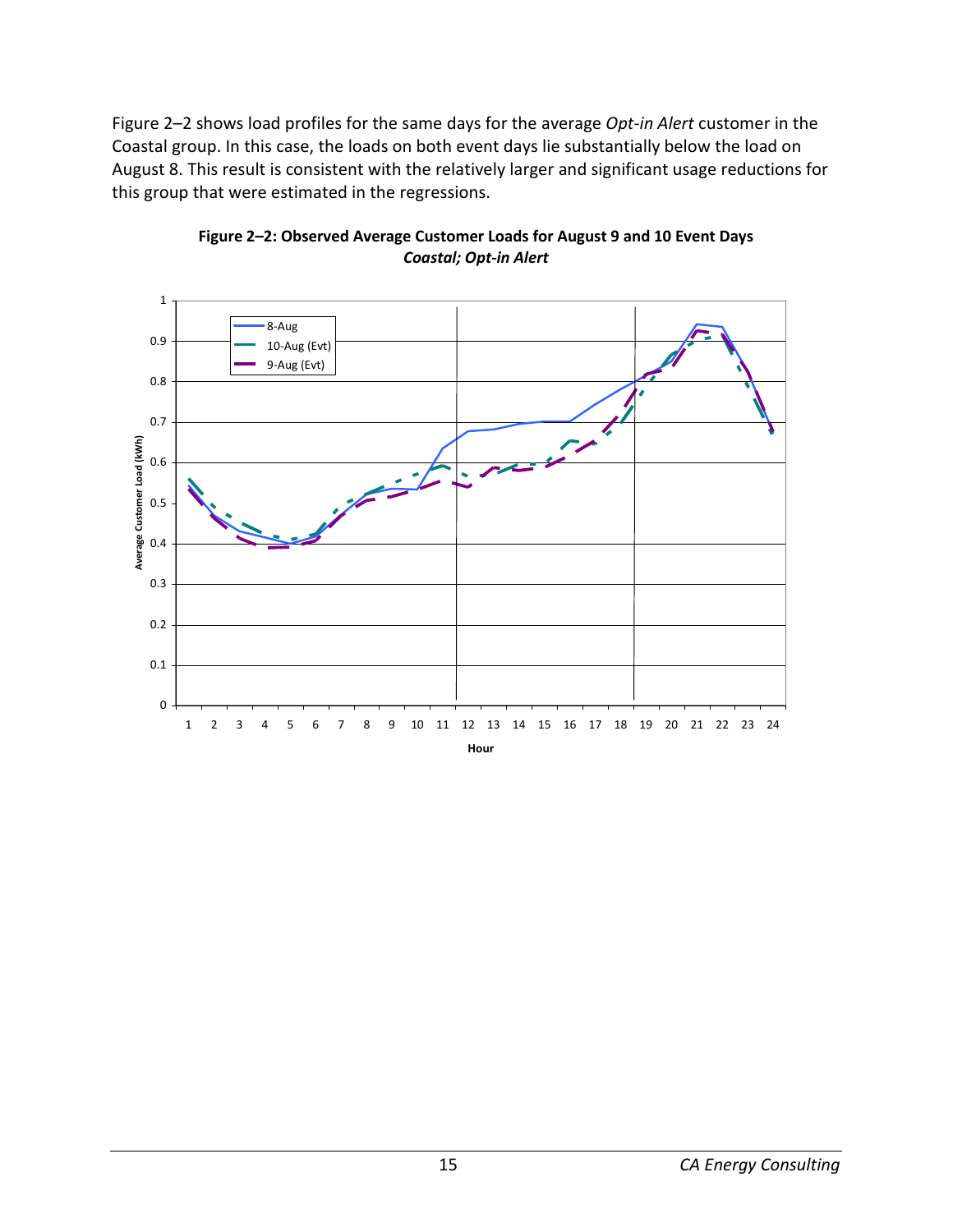Figure 2–2 shows load profiles for the same days for the average *Opt-in Alert* customer in the Coastal group. In this case, the loads on both event days lie substantially below the load on August 8. This result is consistent with the relatively larger and significant usage reductions for this group that were estimated in the regressions.

**Figure 2–2: Observed Average Customer Loads for August 9 and 10 Event Days**
***Coastal; Opt-in Alert***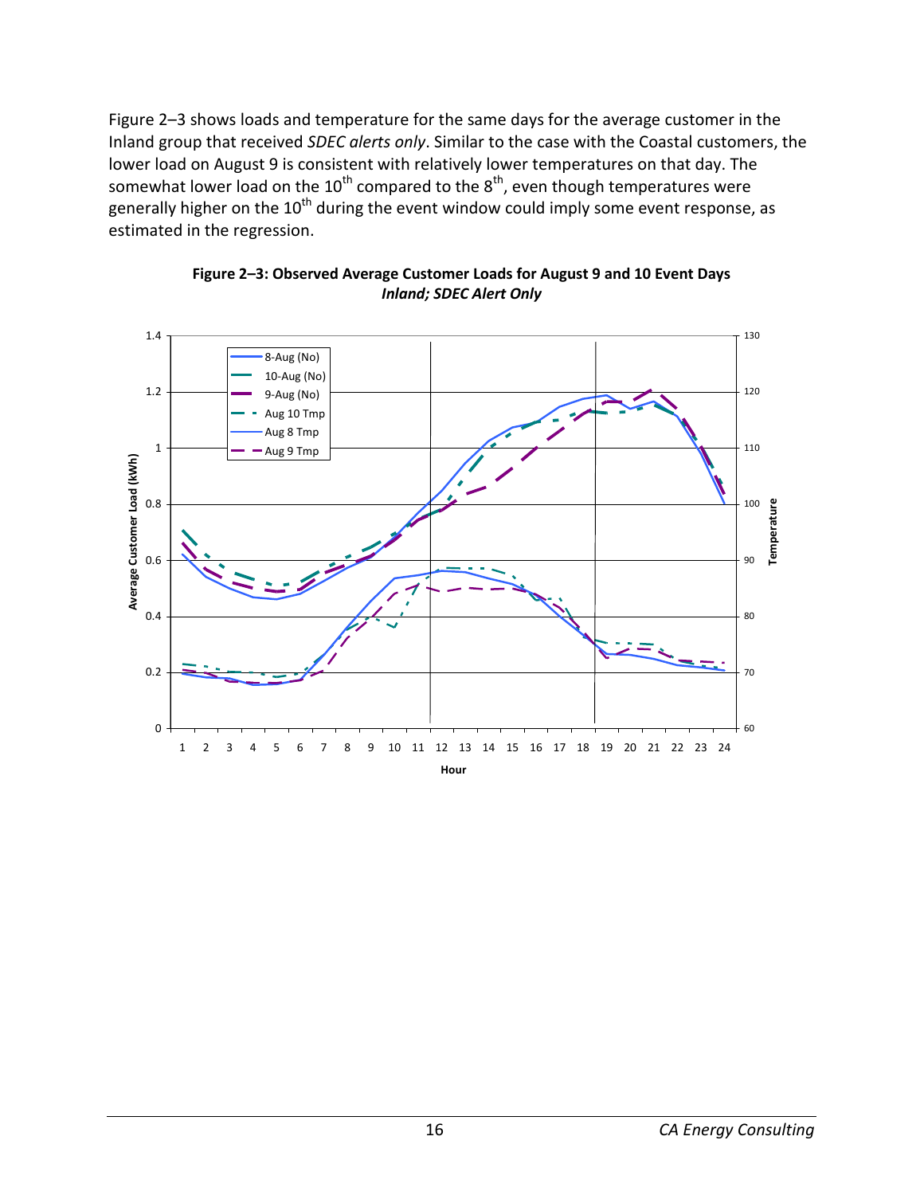Figure 2–3 shows loads and temperature for the same days for the average customer in the Inland group that received *SDEC alerts only*. Similar to the case with the Coastal customers, the lower load on August 9 is consistent with relatively lower temperatures on that day. The somewhat lower load on the 10th compared to the 8th, even though temperatures were generally higher on the 10th during the event window could imply some event response, as estimated in the regression.

**Figure 2–3: Observed Average Customer Loads for August 9 and 10 Event Days**
***Inland; SDEC Alert Only***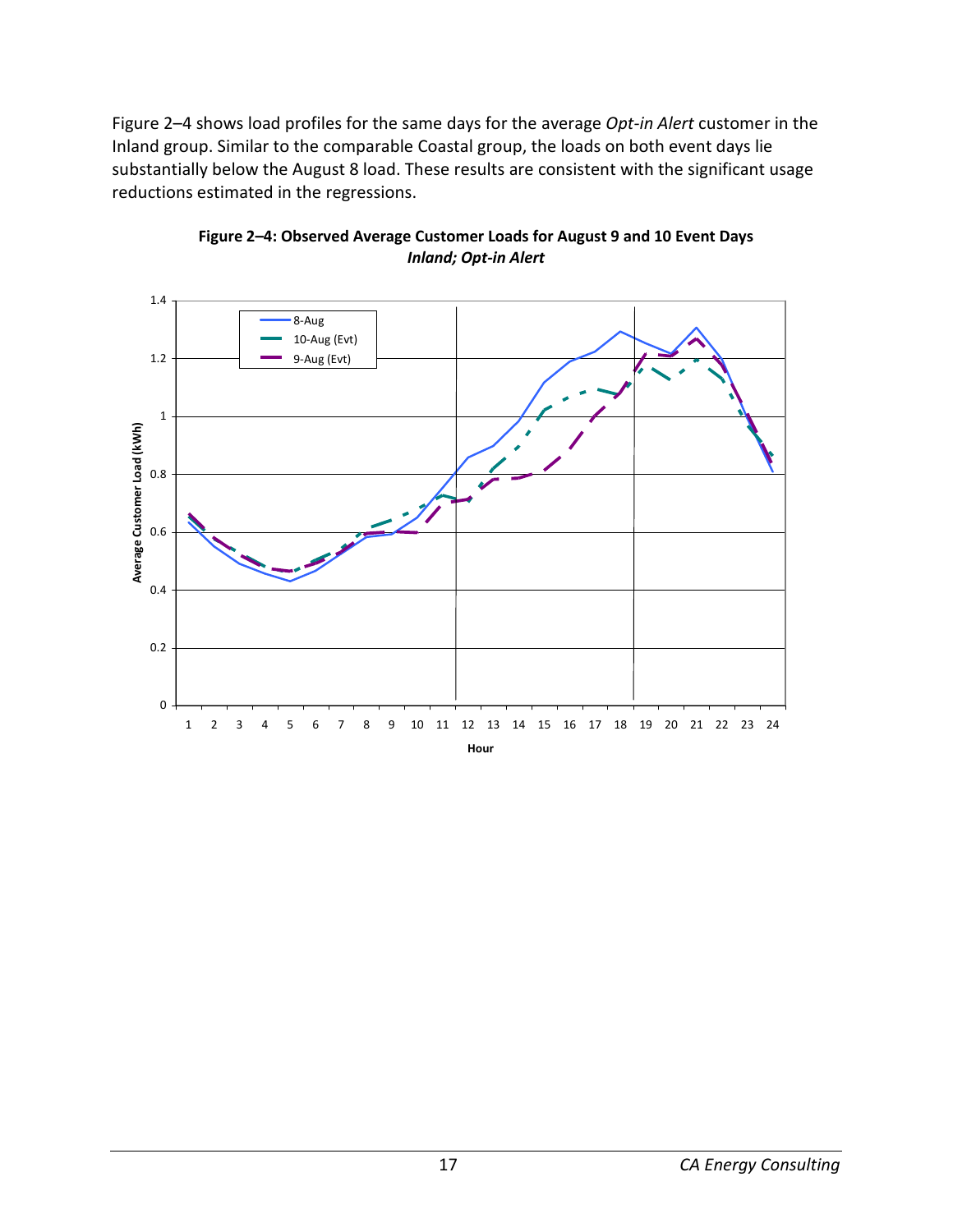Figure 2–4 shows load profiles for the same days for the average *Opt-in Alert* customer in the Inland group. Similar to the comparable Coastal group, the loads on both event days lie substantially below the August 8 load. These results are consistent with the significant usage reductions estimated in the regressions.

**Figure 2–4: Observed Average Customer Loads for August 9 and 10 Event Days**
***Inland; Opt-in Alert***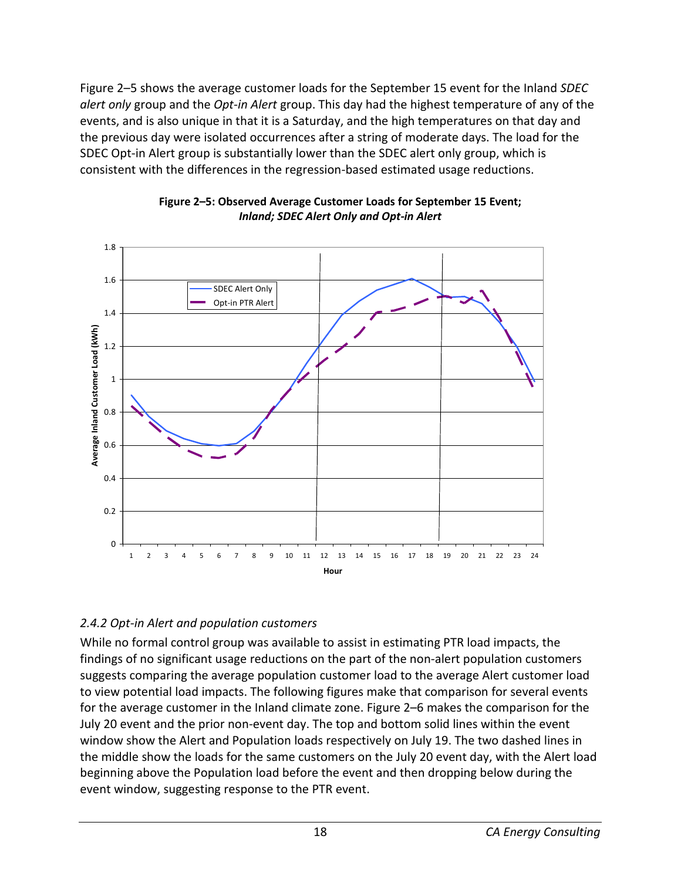Figure 2–5 shows the average customer loads for the September 15 event for the Inland *SDEC alert only* group and the *Opt-in Alert* group. This day had the highest temperature of any of the events, and is also unique in that it is a Saturday, and the high temperatures on that day and the previous day were isolated occurrences after a string of moderate days. The load for the SDEC Opt-in Alert group is substantially lower than the SDEC alert only group, which is consistent with the differences in the regression-based estimated usage reductions.

**Figure 2–5: Observed Average Customer Loads for September 15 Event; *Inland; SDEC Alert Only and Opt-in Alert***

### *2.4.2 Opt-in Alert and population customers*

While no formal control group was available to assist in estimating PTR load impacts, the findings of no significant usage reductions on the part of the non-alert population customers suggests comparing the average population customer load to the average Alert customer load to view potential load impacts. The following figures make that comparison for several events for the average customer in the Inland climate zone. Figure 2–6 makes the comparison for the July 20 event and the prior non-event day. The top and bottom solid lines within the event window show the Alert and Population loads respectively on July 19. The two dashed lines in the middle show the loads for the same customers on the July 20 event day, with the Alert load beginning above the Population load before the event and then dropping below during the event window, suggesting response to the PTR event.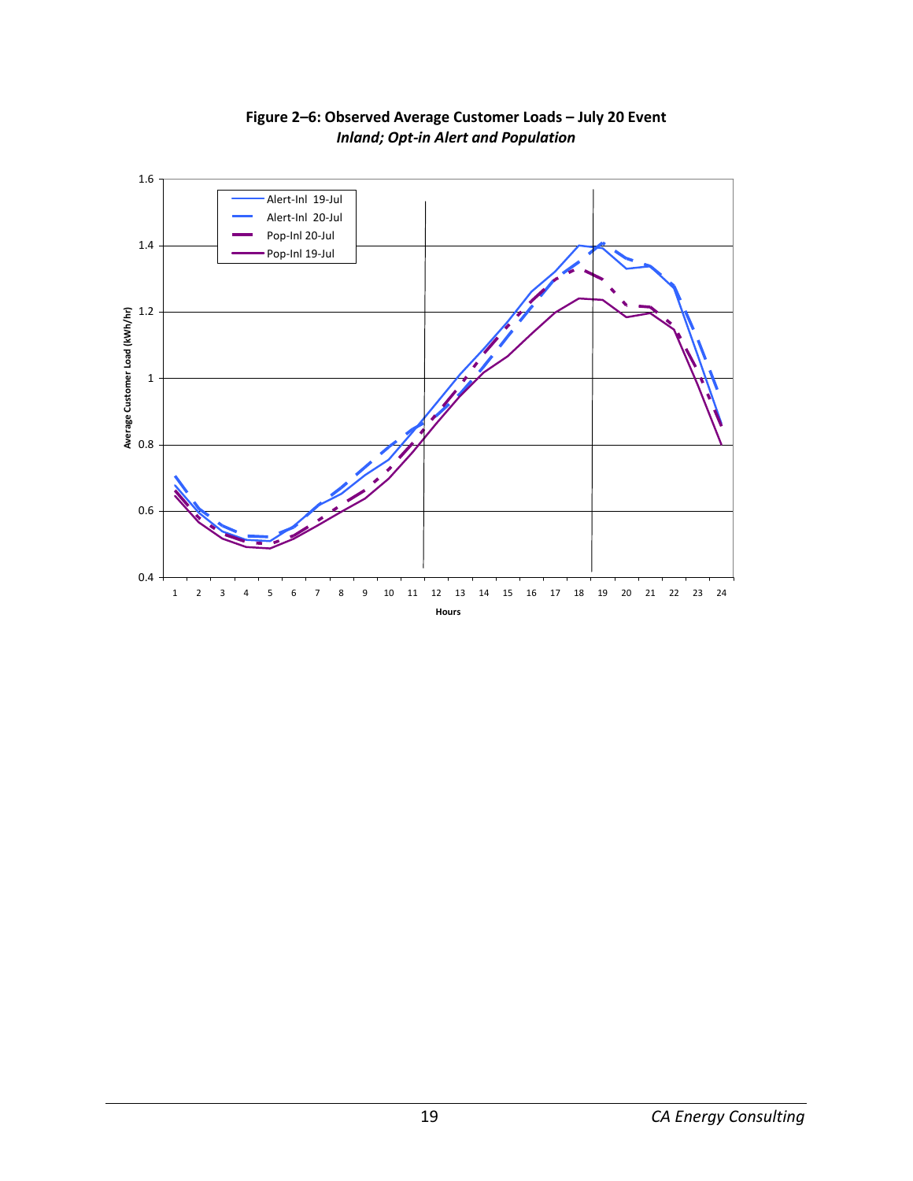**Figure 2–6: Observed Average Customer Loads – July 20 Event**
***Inland; Opt-in Alert and Population***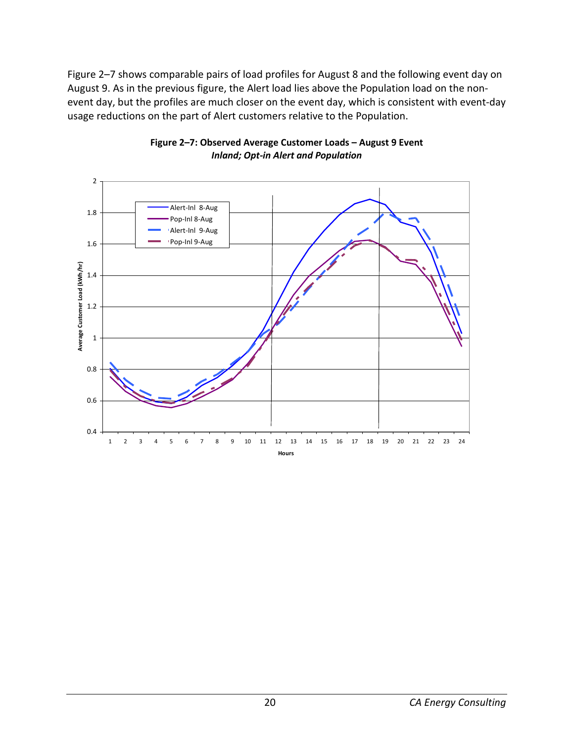Figure 2–7 shows comparable pairs of load profiles for August 8 and the following event day on August 9. As in the previous figure, the Alert load lies above the Population load on the non-event day, but the profiles are much closer on the event day, which is consistent with event-day usage reductions on the part of Alert customers relative to the Population.

**Figure 2–7: Observed Average Customer Loads – August 9 Event**
***Inland; Opt-in Alert and Population***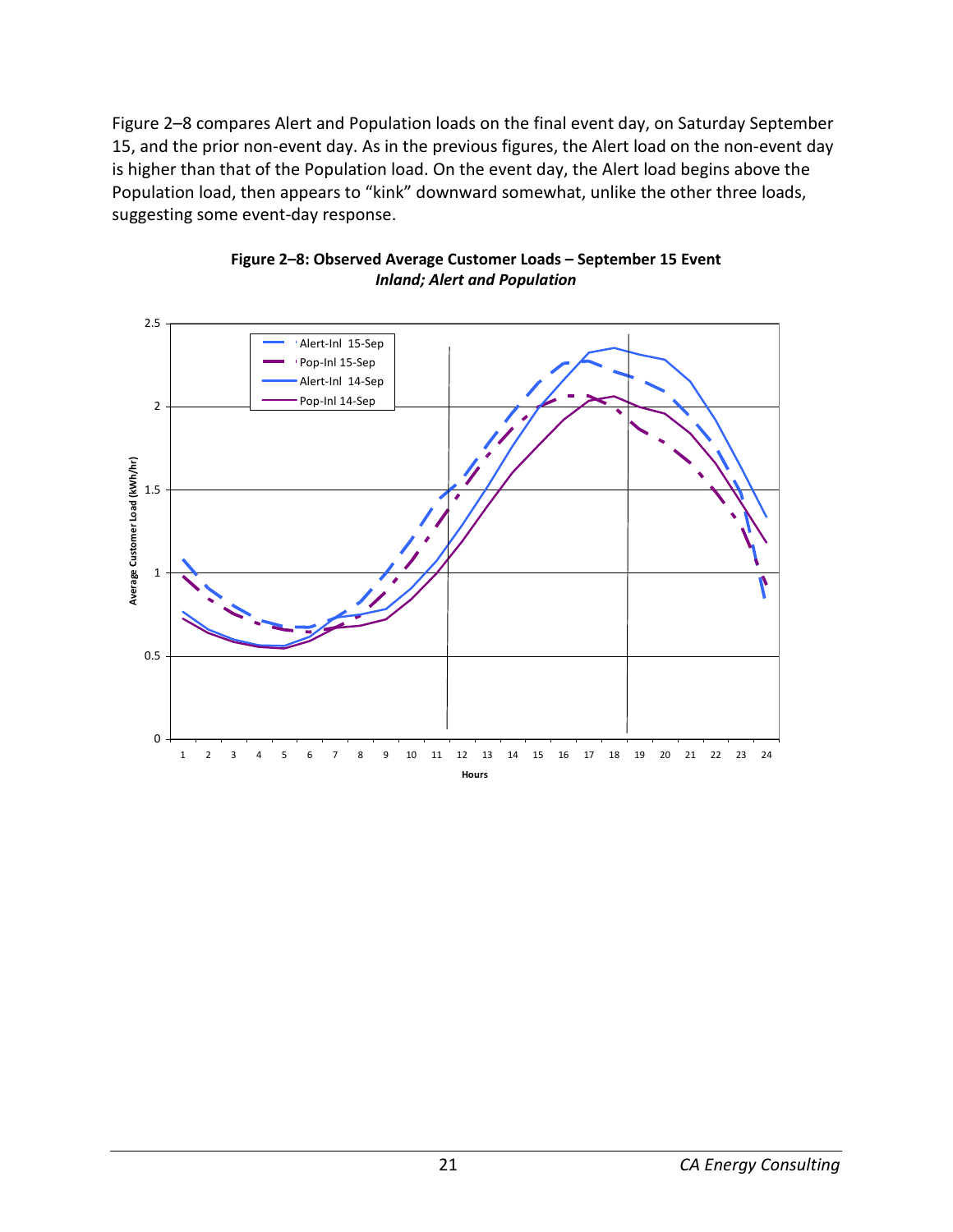Figure 2–8 compares Alert and Population loads on the final event day, on Saturday September 15, and the prior non-event day. As in the previous figures, the Alert load on the non-event day is higher than that of the Population load. On the event day, the Alert load begins above the Population load, then appears to "kink" downward somewhat, unlike the other three loads, suggesting some event-day response.

**Figure 2–8: Observed Average Customer Loads – September 15 Event**
***Inland; Alert and Population***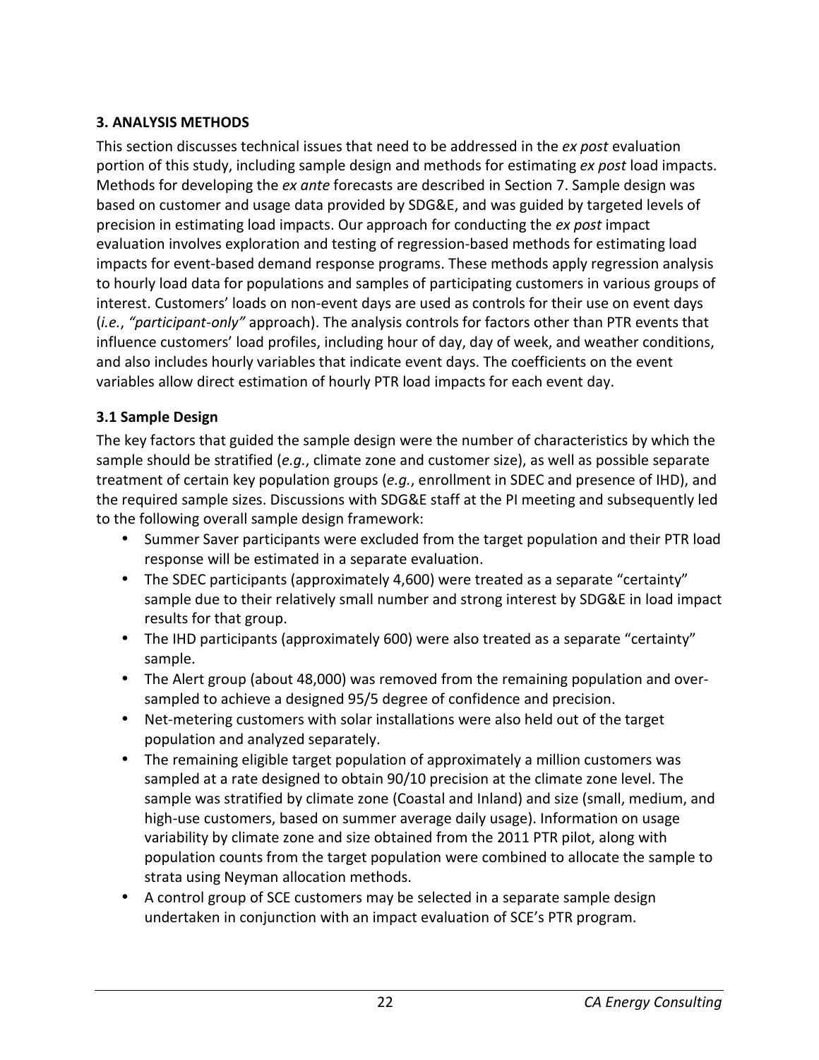## 3. ANALYSIS METHODS

This section discusses technical issues that need to be addressed in the *ex post* evaluation portion of this study, including sample design and methods for estimating *ex post* load impacts. Methods for developing the *ex ante* forecasts are described in Section 7. Sample design was based on customer and usage data provided by SDG&E, and was guided by targeted levels of precision in estimating load impacts. Our approach for conducting the *ex post* impact evaluation involves exploration and testing of regression-based methods for estimating load impacts for event-based demand response programs. These methods apply regression analysis to hourly load data for populations and samples of participating customers in various groups of interest. Customers' loads on non-event days are used as controls for their use on event days (*i.e.*, *"participant-only"* approach). The analysis controls for factors other than PTR events that influence customers' load profiles, including hour of day, day of week, and weather conditions, and also includes hourly variables that indicate event days. The coefficients on the event variables allow direct estimation of hourly PTR load impacts for each event day.

### 3.1 Sample Design

The key factors that guided the sample design were the number of characteristics by which the sample should be stratified (*e.g.*, climate zone and customer size), as well as possible separate treatment of certain key population groups (*e.g.*, enrollment in SDEC and presence of IHD), and the required sample sizes. Discussions with SDG&E staff at the PI meeting and subsequently led to the following overall sample design framework:

- Summer Saver participants were excluded from the target population and their PTR load response will be estimated in a separate evaluation.
- The SDEC participants (approximately 4,600) were treated as a separate "certainty" sample due to their relatively small number and strong interest by SDG&E in load impact results for that group.
- The IHD participants (approximately 600) were also treated as a separate "certainty" sample.
- The Alert group (about 48,000) was removed from the remaining population and over-sampled to achieve a designed 95/5 degree of confidence and precision.
- Net-metering customers with solar installations were also held out of the target population and analyzed separately.
- The remaining eligible target population of approximately a million customers was sampled at a rate designed to obtain 90/10 precision at the climate zone level. The sample was stratified by climate zone (Coastal and Inland) and size (small, medium, and high-use customers, based on summer average daily usage). Information on usage variability by climate zone and size obtained from the 2011 PTR pilot, along with population counts from the target population were combined to allocate the sample to strata using Neyman allocation methods.
- A control group of SCE customers may be selected in a separate sample design undertaken in conjunction with an impact evaluation of SCE's PTR program.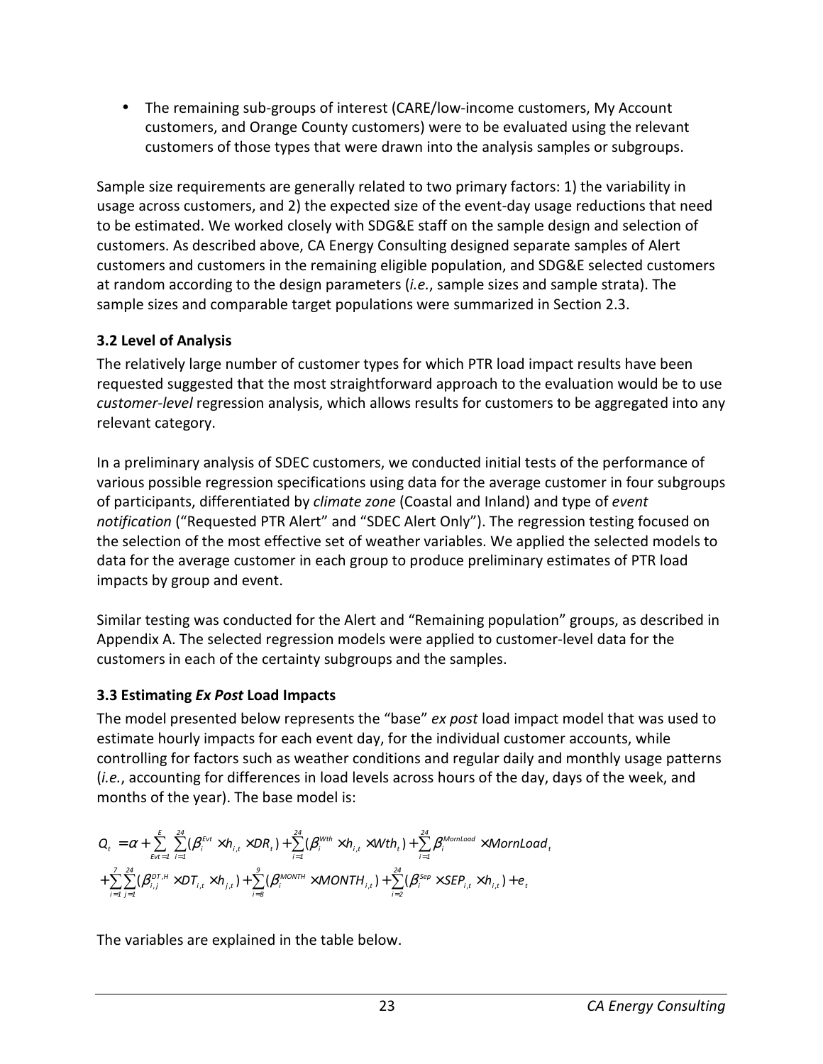- The remaining sub-groups of interest (CARE/low-income customers, My Account customers, and Orange County customers) were to be evaluated using the relevant customers of those types that were drawn into the analysis samples or subgroups.

Sample size requirements are generally related to two primary factors: 1) the variability in usage across customers, and 2) the expected size of the event-day usage reductions that need to be estimated. We worked closely with SDG&E staff on the sample design and selection of customers. As described above, CA Energy Consulting designed separate samples of Alert customers and customers in the remaining eligible population, and SDG&E selected customers at random according to the design parameters (*i.e.*, sample sizes and sample strata). The sample sizes and comparable target populations were summarized in Section 2.3.

### 3.2 Level of Analysis

The relatively large number of customer types for which PTR load impact results have been requested suggested that the most straightforward approach to the evaluation would be to use *customer-level* regression analysis, which allows results for customers to be aggregated into any relevant category.

In a preliminary analysis of SDEC customers, we conducted initial tests of the performance of various possible regression specifications using data for the average customer in four subgroups of participants, differentiated by *climate zone* (Coastal and Inland) and type of *event notification* ("Requested PTR Alert" and "SDEC Alert Only"). The regression testing focused on the selection of the most effective set of weather variables. We applied the selected models to data for the average customer in each group to produce preliminary estimates of PTR load impacts by group and event.

Similar testing was conducted for the Alert and "Remaining population" groups, as described in Appendix A. The selected regression models were applied to customer-level data for the customers in each of the certainty subgroups and the samples.

### 3.3 Estimating *Ex Post* Load Impacts

The model presented below represents the "base" *ex post* load impact model that was used to estimate hourly impacts for each event day, for the individual customer accounts, while controlling for factors such as weather conditions and regular daily and monthly usage patterns (*i.e.*, accounting for differences in load levels across hours of the day, days of the week, and months of the year). The base model is:

$$
\begin{aligned}
Q_t = {} & \alpha + \sum_{Evt=1}^{E} \sum_{i=1}^{24} (\beta_i^{Evt} \times h_{i,t} \times DR_t) + \sum_{i=1}^{24} (\beta_i^{Wth} \times h_{i,t} \times Wth_t) + \sum_{i=1}^{24} \beta_i^{MornLoad} \times MornLoad_t \\
& + \sum_{i=1}^{7} \sum_{j=1}^{24} (\beta_{i,j}^{DT,H} \times DT_{i,t} \times h_{j,t}) + \sum_{i=8}^{9} (\beta_i^{MONTH} \times MONTH_{i,t}) + \sum_{i=2}^{24} (\beta_i^{Sep} \times SEP_{i,t} \times h_{i,t}) + e_t
\end{aligned}
$$

The variables are explained in the table below.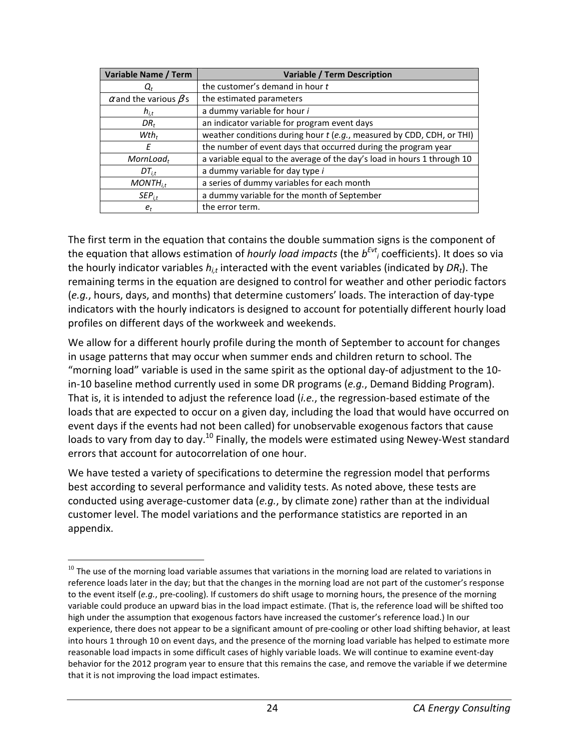| Variable Name / Term | Variable / Term Description |
| --- | --- |
| $Q_t$ | the customer's demand in hour *t* |
| $\alpha$ and the various $\beta$s | the estimated parameters |
| $h_{i,t}$ | a dummy variable for hour *i* |
| $DR_t$ | an indicator variable for program event days |
| $Wth_t$ | weather conditions during hour *t* (*e.g.*, measured by CDD, CDH, or THI) |
| $E$ | the number of event days that occurred during the program year |
| $MornLoad_t$ | a variable equal to the average of the day's load in hours 1 through 10 |
| $DT_{i,t}$ | a dummy variable for day type *i* |
| $MONTH_{i,t}$ | a series of dummy variables for each month |
| $SEP_{i,t}$ | a dummy variable for the month of September |
| $e_t$ | the error term. |

The first term in the equation that contains the double summation signs is the component of the equation that allows estimation of *hourly load impacts* (the $b^{Evt}_i$ coefficients). It does so via the hourly indicator variables $h_{i,t}$ interacted with the event variables (indicated by $DR_t$). The remaining terms in the equation are designed to control for weather and other periodic factors (*e.g.*, hours, days, and months) that determine customers' loads. The interaction of day-type indicators with the hourly indicators is designed to account for potentially different hourly load profiles on different days of the workweek and weekends.

We allow for a different hourly profile during the month of September to account for changes in usage patterns that may occur when summer ends and children return to school. The "morning load" variable is used in the same spirit as the optional day-of adjustment to the 10-in-10 baseline method currently used in some DR programs (*e.g.*, Demand Bidding Program). That is, it is intended to adjust the reference load (*i.e.*, the regression-based estimate of the loads that are expected to occur on a given day, including the load that would have occurred on event days if the events had not been called) for unobservable exogenous factors that cause loads to vary from day to day.[10] Finally, the models were estimated using Newey-West standard errors that account for autocorrelation of one hour.

We have tested a variety of specifications to determine the regression model that performs best according to several performance and validity tests. As noted above, these tests are conducted using average-customer data (*e.g.*, by climate zone) rather than at the individual customer level. The model variations and the performance statistics are reported in an appendix.

[10] The use of the morning load variable assumes that variations in the morning load are related to variations in reference loads later in the day; but that the changes in the morning load are not part of the customer's response to the event itself (*e.g.*, pre-cooling). If customers do shift usage to morning hours, the presence of the morning variable could produce an upward bias in the load impact estimate. (That is, the reference load will be shifted too high under the assumption that exogenous factors have increased the customer's reference load.) In our experience, there does not appear to be a significant amount of pre-cooling or other load shifting behavior, at least into hours 1 through 10 on event days, and the presence of the morning load variable has helped to estimate more reasonable load impacts in some difficult cases of highly variable loads. We will continue to examine event-day behavior for the 2012 program year to ensure that this remains the case, and remove the variable if we determine that it is not improving the load impact estimates.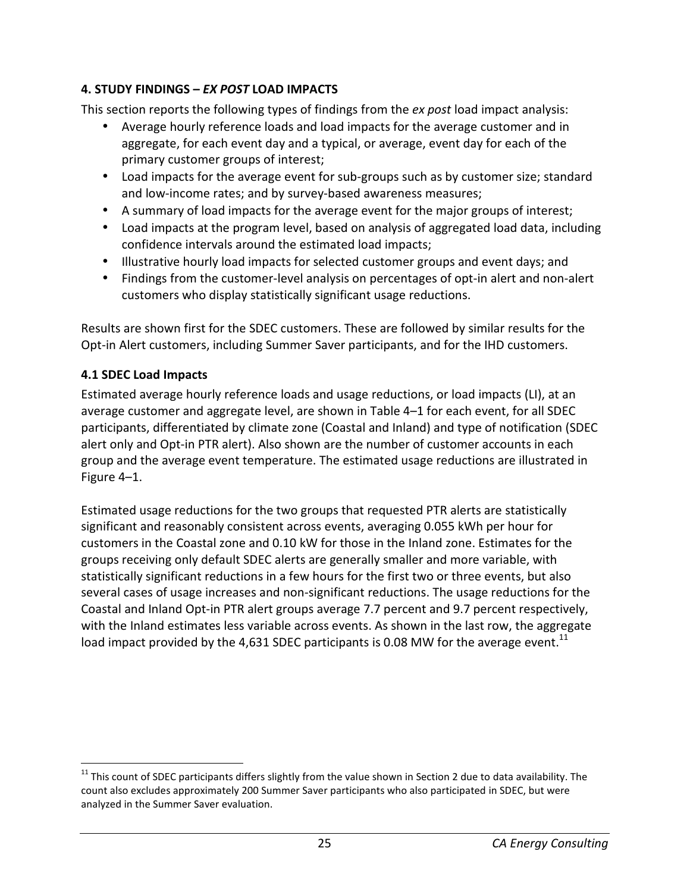## 4. STUDY FINDINGS – *EX POST* LOAD IMPACTS

This section reports the following types of findings from the *ex post* load impact analysis:

- Average hourly reference loads and load impacts for the average customer and in aggregate, for each event day and a typical, or average, event day for each of the primary customer groups of interest;
- Load impacts for the average event for sub-groups such as by customer size; standard and low-income rates; and by survey-based awareness measures;
- A summary of load impacts for the average event for the major groups of interest;
- Load impacts at the program level, based on analysis of aggregated load data, including confidence intervals around the estimated load impacts;
- Illustrative hourly load impacts for selected customer groups and event days; and
- Findings from the customer-level analysis on percentages of opt-in alert and non-alert customers who display statistically significant usage reductions.

Results are shown first for the SDEC customers. These are followed by similar results for the Opt-in Alert customers, including Summer Saver participants, and for the IHD customers.

### 4.1 SDEC Load Impacts

Estimated average hourly reference loads and usage reductions, or load impacts (LI), at an average customer and aggregate level, are shown in Table 4–1 for each event, for all SDEC participants, differentiated by climate zone (Coastal and Inland) and type of notification (SDEC alert only and Opt-in PTR alert). Also shown are the number of customer accounts in each group and the average event temperature. The estimated usage reductions are illustrated in Figure 4–1.

Estimated usage reductions for the two groups that requested PTR alerts are statistically significant and reasonably consistent across events, averaging 0.055 kWh per hour for customers in the Coastal zone and 0.10 kW for those in the Inland zone. Estimates for the groups receiving only default SDEC alerts are generally smaller and more variable, with statistically significant reductions in a few hours for the first two or three events, but also several cases of usage increases and non-significant reductions. The usage reductions for the Coastal and Inland Opt-in PTR alert groups average 7.7 percent and 9.7 percent respectively, with the Inland estimates less variable across events. As shown in the last row, the aggregate load impact provided by the 4,631 SDEC participants is 0.08 MW for the average event.[11]

[11] This count of SDEC participants differs slightly from the value shown in Section 2 due to data availability. The count also excludes approximately 200 Summer Saver participants who also participated in SDEC, but were analyzed in the Summer Saver evaluation.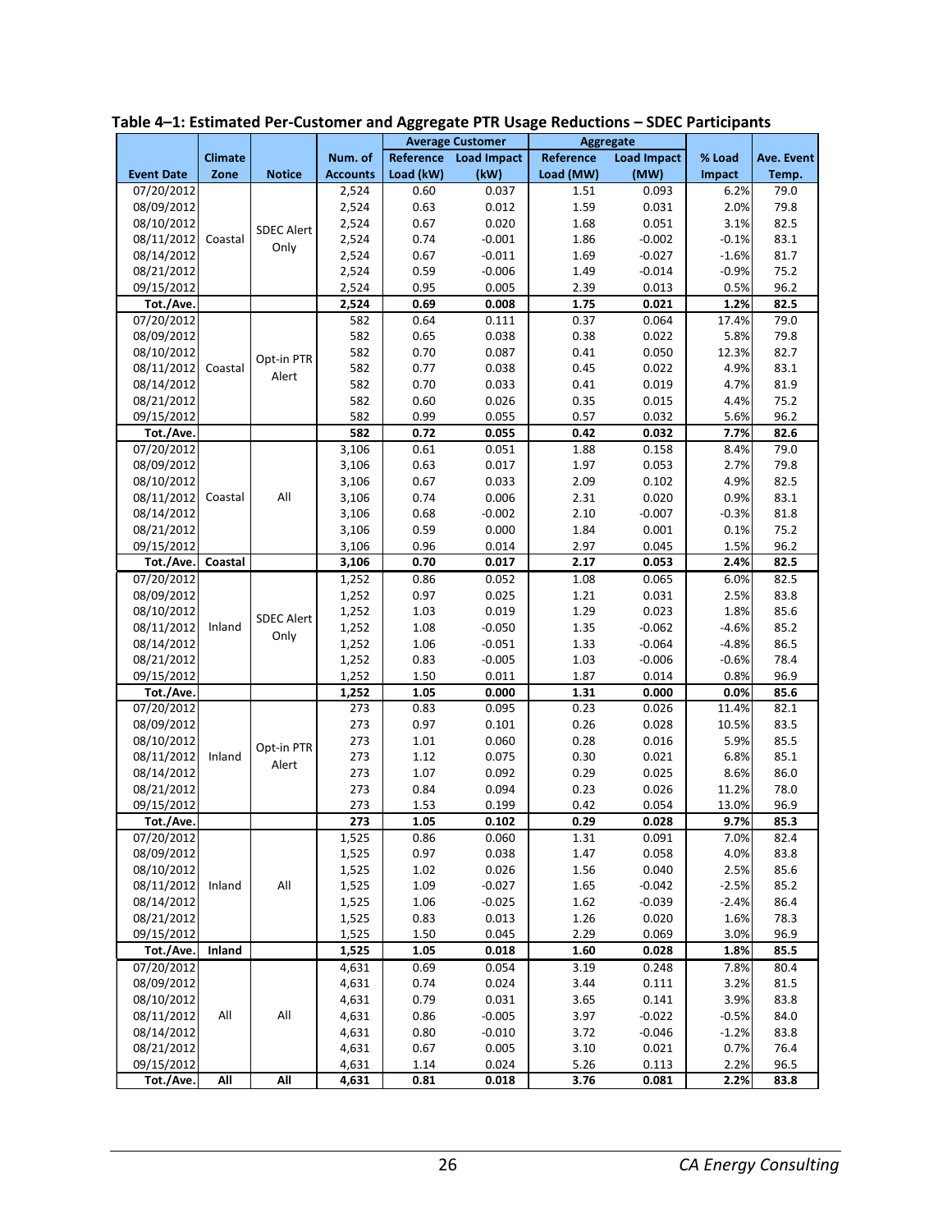**Table 4–1: Estimated Per-Customer and Aggregate PTR Usage Reductions – SDEC Participants**

| Event Date | Climate Zone | Notice | Num. of Accounts | Average Customer | | Aggregate | | % Load Impact | Ave. Event Temp. |
|---|---|---|---|---|---|---|---|---|---|
| | | | | Reference Load (kW) | Load Impact (kW) | Reference Load (MW) | Load Impact (MW) | | |
| 07/20/2012 | Coastal | SDEC Alert Only | 2,524 | 0.60 | 0.037 | 1.51 | 0.093 | 6.2% | 79.0 |
| 08/09/2012 | | | 2,524 | 0.63 | 0.012 | 1.59 | 0.031 | 2.0% | 79.8 |
| 08/10/2012 | | | 2,524 | 0.67 | 0.020 | 1.68 | 0.051 | 3.1% | 82.5 |
| 08/11/2012 | | | 2,524 | 0.74 | -0.001 | 1.86 | -0.002 | -0.1% | 83.1 |
| 08/14/2012 | | | 2,524 | 0.67 | -0.011 | 1.69 | -0.027 | -1.6% | 81.7 |
| 08/21/2012 | | | 2,524 | 0.59 | -0.006 | 1.49 | -0.014 | -0.9% | 75.2 |
| 09/15/2012 | | | 2,524 | 0.95 | 0.005 | 2.39 | 0.013 | 0.5% | 96.2 |
| **Tot./Ave.** | | | **2,524** | **0.69** | **0.008** | **1.75** | **0.021** | **1.2%** | **82.5** |
| 07/20/2012 | Coastal | Opt-in PTR Alert | 582 | 0.64 | 0.111 | 0.37 | 0.064 | 17.4% | 79.0 |
| 08/09/2012 | | | 582 | 0.65 | 0.038 | 0.38 | 0.022 | 5.8% | 79.8 |
| 08/10/2012 | | | 582 | 0.70 | 0.087 | 0.41 | 0.050 | 12.3% | 82.7 |
| 08/11/2012 | | | 582 | 0.77 | 0.038 | 0.45 | 0.022 | 4.9% | 83.1 |
| 08/14/2012 | | | 582 | 0.70 | 0.033 | 0.41 | 0.019 | 4.7% | 81.9 |
| 08/21/2012 | | | 582 | 0.60 | 0.026 | 0.35 | 0.015 | 4.4% | 75.2 |
| 09/15/2012 | | | 582 | 0.99 | 0.055 | 0.57 | 0.032 | 5.6% | 96.2 |
| **Tot./Ave.** | | | **582** | **0.72** | **0.055** | **0.42** | **0.032** | **7.7%** | **82.6** |
| 07/20/2012 | Coastal | All | 3,106 | 0.61 | 0.051 | 1.88 | 0.158 | 8.4% | 79.0 |
| 08/09/2012 | | | 3,106 | 0.63 | 0.017 | 1.97 | 0.053 | 2.7% | 79.8 |
| 08/10/2012 | | | 3,106 | 0.67 | 0.033 | 2.09 | 0.102 | 4.9% | 82.5 |
| 08/11/2012 | | | 3,106 | 0.74 | 0.006 | 2.31 | 0.020 | 0.9% | 83.1 |
| 08/14/2012 | | | 3,106 | 0.68 | -0.002 | 2.10 | -0.007 | -0.3% | 81.8 |
| 08/21/2012 | | | 3,106 | 0.59 | 0.000 | 1.84 | 0.001 | 0.1% | 75.2 |
| 09/15/2012 | | | 3,106 | 0.96 | 0.014 | 2.97 | 0.045 | 1.5% | 96.2 |
| **Tot./Ave.** | **Coastal** | | **3,106** | **0.70** | **0.017** | **2.17** | **0.053** | **2.4%** | **82.5** |
| 07/20/2012 | Inland | SDEC Alert Only | 1,252 | 0.86 | 0.052 | 1.08 | 0.065 | 6.0% | 82.5 |
| 08/09/2012 | | | 1,252 | 0.97 | 0.025 | 1.21 | 0.031 | 2.5% | 83.8 |
| 08/10/2012 | | | 1,252 | 1.03 | 0.019 | 1.29 | 0.023 | 1.8% | 85.6 |
| 08/11/2012 | | | 1,252 | 1.08 | -0.050 | 1.35 | -0.062 | -4.6% | 85.2 |
| 08/14/2012 | | | 1,252 | 1.06 | -0.051 | 1.33 | -0.064 | -4.8% | 86.5 |
| 08/21/2012 | | | 1,252 | 0.83 | -0.005 | 1.03 | -0.006 | -0.6% | 78.4 |
| 09/15/2012 | | | 1,252 | 1.50 | 0.011 | 1.87 | 0.014 | 0.8% | 96.9 |
| **Tot./Ave.** | | | **1,252** | **1.05** | **0.000** | **1.31** | **0.000** | **0.0%** | **85.6** |
| 07/20/2012 | Inland | Opt-in PTR Alert | 273 | 0.83 | 0.095 | 0.23 | 0.026 | 11.4% | 82.1 |
| 08/09/2012 | | | 273 | 0.97 | 0.101 | 0.26 | 0.028 | 10.5% | 83.5 |
| 08/10/2012 | | | 273 | 1.01 | 0.060 | 0.28 | 0.016 | 5.9% | 85.5 |
| 08/11/2012 | | | 273 | 1.12 | 0.075 | 0.30 | 0.021 | 6.8% | 85.1 |
| 08/14/2012 | | | 273 | 1.07 | 0.092 | 0.29 | 0.025 | 8.6% | 86.0 |
| 08/21/2012 | | | 273 | 0.84 | 0.094 | 0.23 | 0.026 | 11.2% | 78.0 |
| 09/15/2012 | | | 273 | 1.53 | 0.199 | 0.42 | 0.054 | 13.0% | 96.9 |
| **Tot./Ave.** | | | **273** | **1.05** | **0.102** | **0.29** | **0.028** | **9.7%** | **85.3** |
| 07/20/2012 | Inland | All | 1,525 | 0.86 | 0.060 | 1.31 | 0.091 | 7.0% | 82.4 |
| 08/09/2012 | | | 1,525 | 0.97 | 0.038 | 1.47 | 0.058 | 4.0% | 83.8 |
| 08/10/2012 | | | 1,525 | 1.02 | 0.026 | 1.56 | 0.040 | 2.5% | 85.6 |
| 08/11/2012 | | | 1,525 | 1.09 | -0.027 | 1.65 | -0.042 | -2.5% | 85.2 |
| 08/14/2012 | | | 1,525 | 1.06 | -0.025 | 1.62 | -0.039 | -2.4% | 86.4 |
| 08/21/2012 | | | 1,525 | 0.83 | 0.013 | 1.26 | 0.020 | 1.6% | 78.3 |
| 09/15/2012 | | | 1,525 | 1.50 | 0.045 | 2.29 | 0.069 | 3.0% | 96.9 |
| **Tot./Ave.** | **Inland** | | **1,525** | **1.05** | **0.018** | **1.60** | **0.028** | **1.8%** | **85.5** |
| 07/20/2012 | All | All | 4,631 | 0.69 | 0.054 | 3.19 | 0.248 | 7.8% | 80.4 |
| 08/09/2012 | | | 4,631 | 0.74 | 0.024 | 3.44 | 0.111 | 3.2% | 81.5 |
| 08/10/2012 | | | 4,631 | 0.79 | 0.031 | 3.65 | 0.141 | 3.9% | 83.8 |
| 08/11/2012 | | | 4,631 | 0.86 | -0.005 | 3.97 | -0.022 | -0.5% | 84.0 |
| 08/14/2012 | | | 4,631 | 0.80 | -0.010 | 3.72 | -0.046 | -1.2% | 83.8 |
| 08/21/2012 | | | 4,631 | 0.67 | 0.005 | 3.10 | 0.021 | 0.7% | 76.4 |
| 09/15/2012 | | | 4,631 | 1.14 | 0.024 | 5.26 | 0.113 | 2.2% | 96.5 |
| **Tot./Ave.** | **All** | **All** | **4,631** | **0.81** | **0.018** | **3.76** | **0.081** | **2.2%** | **83.8** |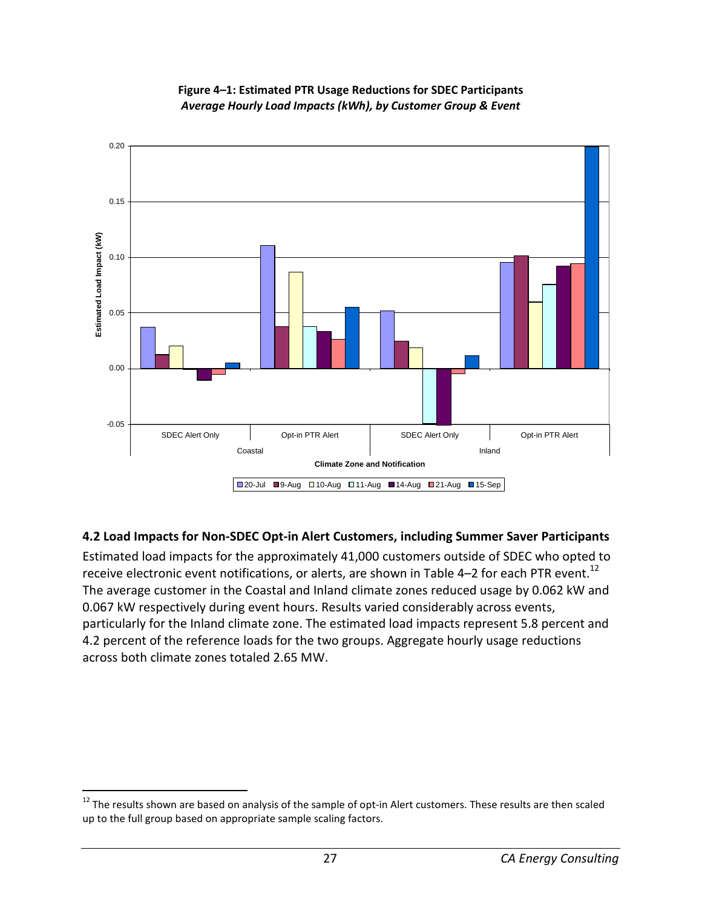**Figure 4–1: Estimated PTR Usage Reductions for SDEC Participants**
***Average Hourly Load Impacts (kWh), by Customer Group & Event***

## 4.2 Load Impacts for Non-SDEC Opt-in Alert Customers, including Summer Saver Participants

Estimated load impacts for the approximately 41,000 customers outside of SDEC who opted to receive electronic event notifications, or alerts, are shown in Table 4–2 for each PTR event.[12] The average customer in the Coastal and Inland climate zones reduced usage by 0.062 kW and 0.067 kW respectively during event hours. Results varied considerably across events, particularly for the Inland climate zone. The estimated load impacts represent 5.8 percent and 4.2 percent of the reference loads for the two groups. Aggregate hourly usage reductions across both climate zones totaled 2.65 MW.

[12] The results shown are based on analysis of the sample of opt-in Alert customers. These results are then scaled up to the full group based on appropriate sample scaling factors.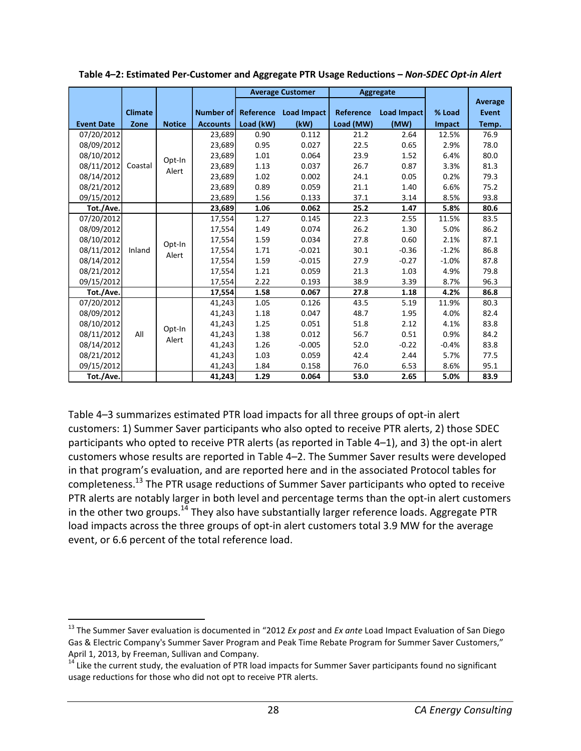**Table 4–2: Estimated Per-Customer and Aggregate PTR Usage Reductions – *Non-SDEC Opt-in Alert***

| Event Date | Climate Zone | Notice | Number of Accounts | Average Customer | | Aggregate | | % Load Impact | Average Event Temp. |
|---|---|---|---|---|---|---|---|---|---|
| | | | | Reference Load (kW) | Load Impact (kW) | Reference Load (MW) | Load Impact (MW) | | |
| 07/20/2012 | Coastal | Opt-In Alert | 23,689 | 0.90 | 0.112 | 21.2 | 2.64 | 12.5% | 76.9 |
| 08/09/2012 | | | 23,689 | 0.95 | 0.027 | 22.5 | 0.65 | 2.9% | 78.0 |
| 08/10/2012 | | | 23,689 | 1.01 | 0.064 | 23.9 | 1.52 | 6.4% | 80.0 |
| 08/11/2012 | | | 23,689 | 1.13 | 0.037 | 26.7 | 0.87 | 3.3% | 81.3 |
| 08/14/2012 | | | 23,689 | 1.02 | 0.002 | 24.1 | 0.05 | 0.2% | 79.3 |
| 08/21/2012 | | | 23,689 | 0.89 | 0.059 | 21.1 | 1.40 | 6.6% | 75.2 |
| 09/15/2012 | | | 23,689 | 1.56 | 0.133 | 37.1 | 3.14 | 8.5% | 93.8 |
| **Tot./Ave.** | | | **23,689** | **1.06** | **0.062** | **25.2** | **1.47** | **5.8%** | **80.6** |
| 07/20/2012 | Inland | Opt-In Alert | 17,554 | 1.27 | 0.145 | 22.3 | 2.55 | 11.5% | 83.5 |
| 08/09/2012 | | | 17,554 | 1.49 | 0.074 | 26.2 | 1.30 | 5.0% | 86.2 |
| 08/10/2012 | | | 17,554 | 1.59 | 0.034 | 27.8 | 0.60 | 2.1% | 87.1 |
| 08/11/2012 | | | 17,554 | 1.71 | -0.021 | 30.1 | -0.36 | -1.2% | 86.8 |
| 08/14/2012 | | | 17,554 | 1.59 | -0.015 | 27.9 | -0.27 | -1.0% | 87.8 |
| 08/21/2012 | | | 17,554 | 1.21 | 0.059 | 21.3 | 1.03 | 4.9% | 79.8 |
| 09/15/2012 | | | 17,554 | 2.22 | 0.193 | 38.9 | 3.39 | 8.7% | 96.3 |
| **Tot./Ave.** | | | **17,554** | **1.58** | **0.067** | **27.8** | **1.18** | **4.2%** | **86.8** |
| 07/20/2012 | All | Opt-In Alert | 41,243 | 1.05 | 0.126 | 43.5 | 5.19 | 11.9% | 80.3 |
| 08/09/2012 | | | 41,243 | 1.18 | 0.047 | 48.7 | 1.95 | 4.0% | 82.4 |
| 08/10/2012 | | | 41,243 | 1.25 | 0.051 | 51.8 | 2.12 | 4.1% | 83.8 |
| 08/11/2012 | | | 41,243 | 1.38 | 0.012 | 56.7 | 0.51 | 0.9% | 84.2 |
| 08/14/2012 | | | 41,243 | 1.26 | -0.005 | 52.0 | -0.22 | -0.4% | 83.8 |
| 08/21/2012 | | | 41,243 | 1.03 | 0.059 | 42.4 | 2.44 | 5.7% | 77.5 |
| 09/15/2012 | | | 41,243 | 1.84 | 0.158 | 76.0 | 6.53 | 8.6% | 95.1 |
| **Tot./Ave.** | | | **41,243** | **1.29** | **0.064** | **53.0** | **2.65** | **5.0%** | **83.9** |

Table 4–3 summarizes estimated PTR load impacts for all three groups of opt-in alert customers: 1) Summer Saver participants who also opted to receive PTR alerts, 2) those SDEC participants who opted to receive PTR alerts (as reported in Table 4–1), and 3) the opt-in alert customers whose results are reported in Table 4–2. The Summer Saver results were developed in that program's evaluation, and are reported here and in the associated Protocol tables for completeness.[13] The PTR usage reductions of Summer Saver participants who opted to receive PTR alerts are notably larger in both level and percentage terms than the opt-in alert customers in the other two groups.[14] They also have substantially larger reference loads. Aggregate PTR load impacts across the three groups of opt-in alert customers total 3.9 MW for the average event, or 6.6 percent of the total reference load.

[13] The Summer Saver evaluation is documented in "2012 *Ex post* and *Ex ante* Load Impact Evaluation of San Diego Gas & Electric Company's Summer Saver Program and Peak Time Rebate Program for Summer Saver Customers," April 1, 2013, by Freeman, Sullivan and Company.

[14] Like the current study, the evaluation of PTR load impacts for Summer Saver participants found no significant usage reductions for those who did not opt to receive PTR alerts.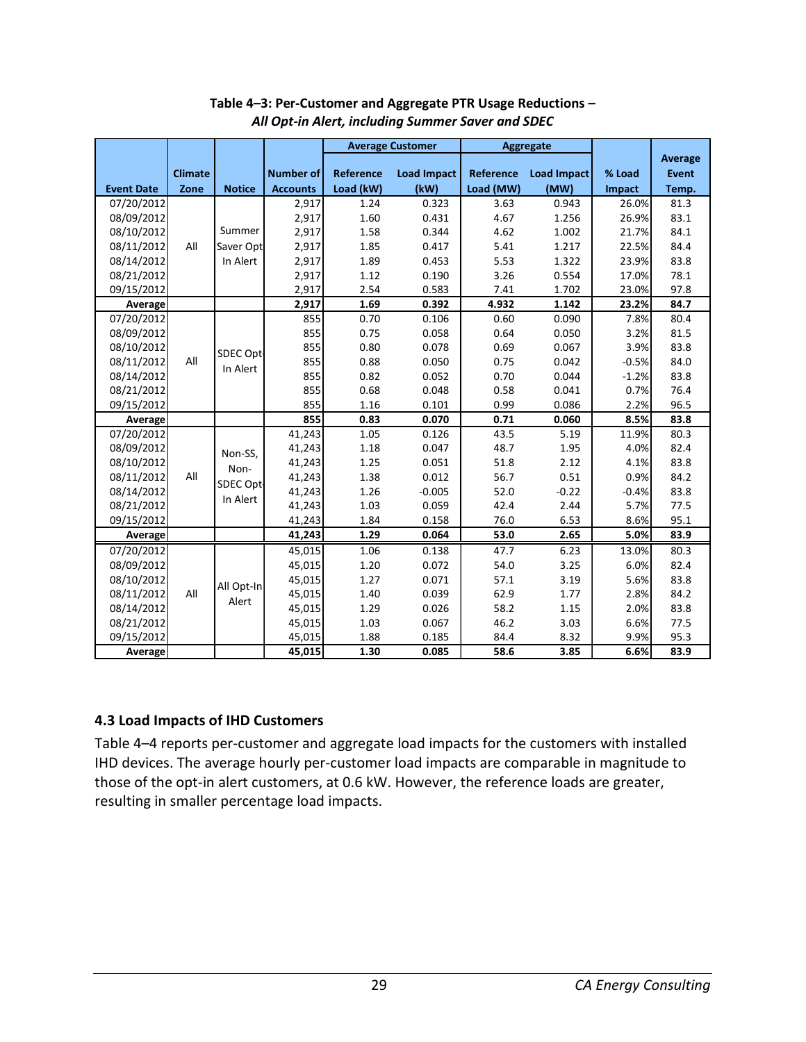**Table 4–3: Per-Customer and Aggregate PTR Usage Reductions –**
***All Opt-in Alert, including Summer Saver and SDEC***

| | | | | Average Customer | | Aggregate | | | |
|---|---|---|---|---|---|---|---|---|---|
| Event Date | Climate Zone | Notice | Number of Accounts | Reference Load (kW) | Load Impact (kW) | Reference Load (MW) | Load Impact (MW) | % Load Impact | Average Event Temp. |
| 07/20/2012 | All | Summer Saver Opt In Alert | 2,917 | 1.24 | 0.323 | 3.63 | 0.943 | 26.0% | 81.3 |
| 08/09/2012 | | | 2,917 | 1.60 | 0.431 | 4.67 | 1.256 | 26.9% | 83.1 |
| 08/10/2012 | | | 2,917 | 1.58 | 0.344 | 4.62 | 1.002 | 21.7% | 84.1 |
| 08/11/2012 | | | 2,917 | 1.85 | 0.417 | 5.41 | 1.217 | 22.5% | 84.4 |
| 08/14/2012 | | | 2,917 | 1.89 | 0.453 | 5.53 | 1.322 | 23.9% | 83.8 |
| 08/21/2012 | | | 2,917 | 1.12 | 0.190 | 3.26 | 0.554 | 17.0% | 78.1 |
| 09/15/2012 | | | 2,917 | 2.54 | 0.583 | 7.41 | 1.702 | 23.0% | 97.8 |
| **Average** | | | **2,917** | **1.69** | **0.392** | **4.932** | **1.142** | **23.2%** | **84.7** |
| 07/20/2012 | All | SDEC Opt-In Alert | 855 | 0.70 | 0.106 | 0.60 | 0.090 | 7.8% | 80.4 |
| 08/09/2012 | | | 855 | 0.75 | 0.058 | 0.64 | 0.050 | 3.2% | 81.5 |
| 08/10/2012 | | | 855 | 0.80 | 0.078 | 0.69 | 0.067 | 3.9% | 83.8 |
| 08/11/2012 | | | 855 | 0.88 | 0.050 | 0.75 | 0.042 | -0.5% | 84.0 |
| 08/14/2012 | | | 855 | 0.82 | 0.052 | 0.70 | 0.044 | -1.2% | 83.8 |
| 08/21/2012 | | | 855 | 0.68 | 0.048 | 0.58 | 0.041 | 0.7% | 76.4 |
| 09/15/2012 | | | 855 | 1.16 | 0.101 | 0.99 | 0.086 | 2.2% | 96.5 |
| **Average** | | | **855** | **0.83** | **0.070** | **0.71** | **0.060** | **8.5%** | **83.8** |
| 07/20/2012 | All | Non-SS, Non-SDEC Opt-In Alert | 41,243 | 1.05 | 0.126 | 43.5 | 5.19 | 11.9% | 80.3 |
| 08/09/2012 | | | 41,243 | 1.18 | 0.047 | 48.7 | 1.95 | 4.0% | 82.4 |
| 08/10/2012 | | | 41,243 | 1.25 | 0.051 | 51.8 | 2.12 | 4.1% | 83.8 |
| 08/11/2012 | | | 41,243 | 1.38 | 0.012 | 56.7 | 0.51 | 0.9% | 84.2 |
| 08/14/2012 | | | 41,243 | 1.26 | -0.005 | 52.0 | -0.22 | -0.4% | 83.8 |
| 08/21/2012 | | | 41,243 | 1.03 | 0.059 | 42.4 | 2.44 | 5.7% | 77.5 |
| 09/15/2012 | | | 41,243 | 1.84 | 0.158 | 76.0 | 6.53 | 8.6% | 95.1 |
| **Average** | | | **41,243** | **1.29** | **0.064** | **53.0** | **2.65** | **5.0%** | **83.9** |
| 07/20/2012 | All | All Opt-In Alert | 45,015 | 1.06 | 0.138 | 47.7 | 6.23 | 13.0% | 80.3 |
| 08/09/2012 | | | 45,015 | 1.20 | 0.072 | 54.0 | 3.25 | 6.0% | 82.4 |
| 08/10/2012 | | | 45,015 | 1.27 | 0.071 | 57.1 | 3.19 | 5.6% | 83.8 |
| 08/11/2012 | | | 45,015 | 1.40 | 0.039 | 62.9 | 1.77 | 2.8% | 84.2 |
| 08/14/2012 | | | 45,015 | 1.29 | 0.026 | 58.2 | 1.15 | 2.0% | 83.8 |
| 08/21/2012 | | | 45,015 | 1.03 | 0.067 | 46.2 | 3.03 | 6.6% | 77.5 |
| 09/15/2012 | | | 45,015 | 1.88 | 0.185 | 84.4 | 8.32 | 9.9% | 95.3 |
| **Average** | | | **45,015** | **1.30** | **0.085** | **58.6** | **3.85** | **6.6%** | **83.9** |

### 4.3 Load Impacts of IHD Customers

Table 4–4 reports per-customer and aggregate load impacts for the customers with installed IHD devices. The average hourly per-customer load impacts are comparable in magnitude to those of the opt-in alert customers, at 0.6 kW. However, the reference loads are greater, resulting in smaller percentage load impacts.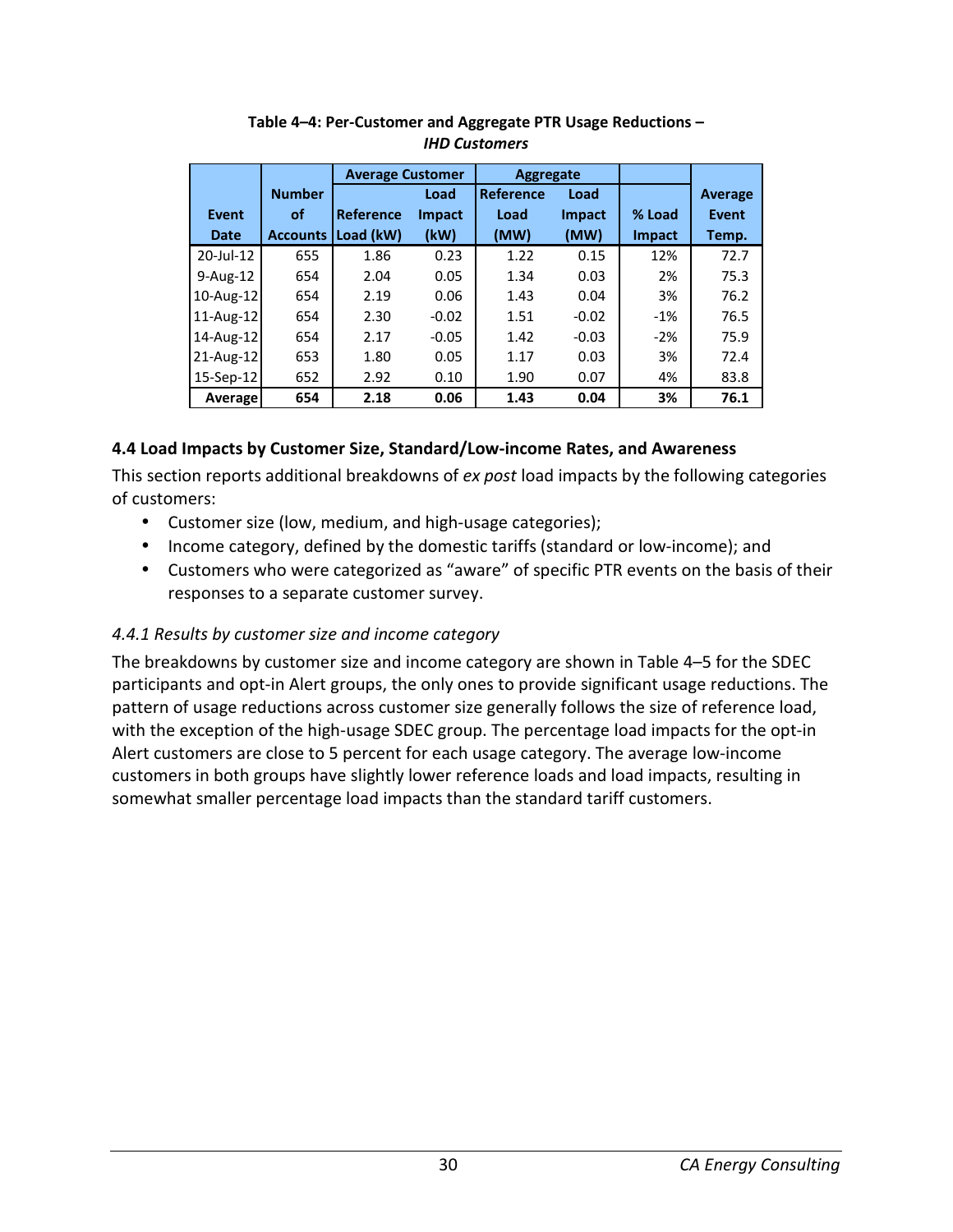**Table 4–4: Per-Customer and Aggregate PTR Usage Reductions – *IHD Customers***

| | | Average Customer | | Aggregate | | | |
|---|---|---|---|---|---|---|---|
| Event Date | Number of Accounts | Reference Load (kW) | Load Impact (kW) | Reference Load (MW) | Load Impact (MW) | % Load Impact | Average Event Temp. |
| 20-Jul-12 | 655 | 1.86 | 0.23 | 1.22 | 0.15 | 12% | 72.7 |
| 9-Aug-12 | 654 | 2.04 | 0.05 | 1.34 | 0.03 | 2% | 75.3 |
| 10-Aug-12 | 654 | 2.19 | 0.06 | 1.43 | 0.04 | 3% | 76.2 |
| 11-Aug-12 | 654 | 2.30 | -0.02 | 1.51 | -0.02 | -1% | 76.5 |
| 14-Aug-12 | 654 | 2.17 | -0.05 | 1.42 | -0.03 | -2% | 75.9 |
| 21-Aug-12 | 653 | 1.80 | 0.05 | 1.17 | 0.03 | 3% | 72.4 |
| 15-Sep-12 | 652 | 2.92 | 0.10 | 1.90 | 0.07 | 4% | 83.8 |
| **Average** | **654** | **2.18** | **0.06** | **1.43** | **0.04** | **3%** | **76.1** |

## 4.4 Load Impacts by Customer Size, Standard/Low-income Rates, and Awareness

This section reports additional breakdowns of *ex post* load impacts by the following categories of customers:

- Customer size (low, medium, and high-usage categories);
- Income category, defined by the domestic tariffs (standard or low-income); and
- Customers who were categorized as "aware" of specific PTR events on the basis of their responses to a separate customer survey.

### *4.4.1 Results by customer size and income category*

The breakdowns by customer size and income category are shown in Table 4–5 for the SDEC participants and opt-in Alert groups, the only ones to provide significant usage reductions. The pattern of usage reductions across customer size generally follows the size of reference load, with the exception of the high-usage SDEC group. The percentage load impacts for the opt-in Alert customers are close to 5 percent for each usage category. The average low-income customers in both groups have slightly lower reference loads and load impacts, resulting in somewhat smaller percentage load impacts than the standard tariff customers.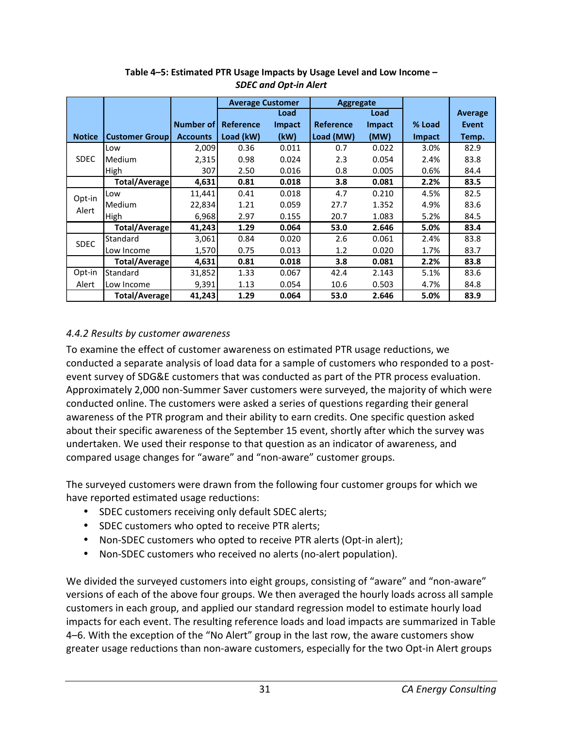**Table 4–5: Estimated PTR Usage Impacts by Usage Level and Low Income – *SDEC and Opt-in Alert***

| | | | Average Customer | | Aggregate | | | |
|---|---|---|---|---|---|---|---|---|
| **Notice** | **Customer Group** | **Number of Accounts** | **Reference Load (kW)** | **Load Impact (kW)** | **Reference Load (MW)** | **Load Impact (MW)** | **% Load Impact** | **Average Event Temp.** |
| SDEC | Low | 2,009 | 0.36 | 0.011 | 0.7 | 0.022 | 3.0% | 82.9 |
| | Medium | 2,315 | 0.98 | 0.024 | 2.3 | 0.054 | 2.4% | 83.8 |
| | High | 307 | 2.50 | 0.016 | 0.8 | 0.005 | 0.6% | 84.4 |
| | **Total/Average** | **4,631** | **0.81** | **0.018** | **3.8** | **0.081** | **2.2%** | **83.5** |
| Opt-in Alert | Low | 11,441 | 0.41 | 0.018 | 4.7 | 0.210 | 4.5% | 82.5 |
| | Medium | 22,834 | 1.21 | 0.059 | 27.7 | 1.352 | 4.9% | 83.6 |
| | High | 6,968 | 2.97 | 0.155 | 20.7 | 1.083 | 5.2% | 84.5 |
| | **Total/Average** | **41,243** | **1.29** | **0.064** | **53.0** | **2.646** | **5.0%** | **83.4** |
| SDEC | Standard | 3,061 | 0.84 | 0.020 | 2.6 | 0.061 | 2.4% | 83.8 |
| | Low Income | 1,570 | 0.75 | 0.013 | 1.2 | 0.020 | 1.7% | 83.7 |
| | **Total/Average** | **4,631** | **0.81** | **0.018** | **3.8** | **0.081** | **2.2%** | **83.8** |
| Opt-in Alert | Standard | 31,852 | 1.33 | 0.067 | 42.4 | 2.143 | 5.1% | 83.6 |
| | Low Income | 9,391 | 1.13 | 0.054 | 10.6 | 0.503 | 4.7% | 84.8 |
| | **Total/Average** | **41,243** | **1.29** | **0.064** | **53.0** | **2.646** | **5.0%** | **83.9** |

### *4.4.2 Results by customer awareness*

To examine the effect of customer awareness on estimated PTR usage reductions, we conducted a separate analysis of load data for a sample of customers who responded to a post-event survey of SDG&E customers that was conducted as part of the PTR process evaluation. Approximately 2,000 non-Summer Saver customers were surveyed, the majority of which were conducted online. The customers were asked a series of questions regarding their general awareness of the PTR program and their ability to earn credits. One specific question asked about their specific awareness of the September 15 event, shortly after which the survey was undertaken. We used their response to that question as an indicator of awareness, and compared usage changes for "aware" and "non-aware" customer groups.

The surveyed customers were drawn from the following four customer groups for which we have reported estimated usage reductions:

- SDEC customers receiving only default SDEC alerts;
- SDEC customers who opted to receive PTR alerts;
- Non-SDEC customers who opted to receive PTR alerts (Opt-in alert);
- Non-SDEC customers who received no alerts (no-alert population).

We divided the surveyed customers into eight groups, consisting of "aware" and "non-aware" versions of each of the above four groups. We then averaged the hourly loads across all sample customers in each group, and applied our standard regression model to estimate hourly load impacts for each event. The resulting reference loads and load impacts are summarized in Table 4–6. With the exception of the "No Alert" group in the last row, the aware customers show greater usage reductions than non-aware customers, especially for the two Opt-in Alert groups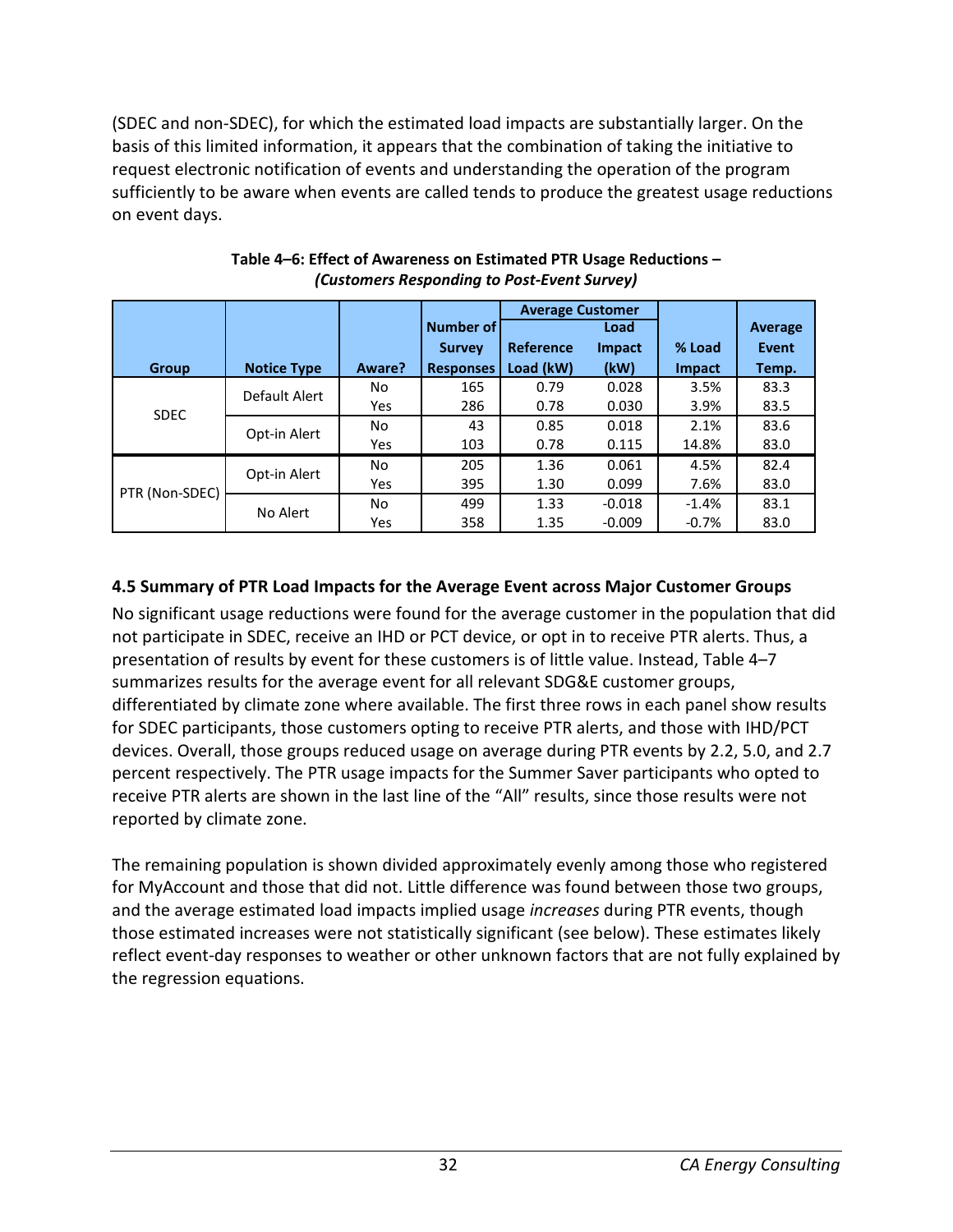(SDEC and non-SDEC), for which the estimated load impacts are substantially larger. On the basis of this limited information, it appears that the combination of taking the initiative to request electronic notification of events and understanding the operation of the program sufficiently to be aware when events are called tends to produce the greatest usage reductions on event days.

**Table 4–6: Effect of Awareness on Estimated PTR Usage Reductions –**
***(Customers Responding to Post-Event Survey)***

| Group | Notice Type | Aware? | Number of Survey Responses | Average Customer Reference Load (kW) | Average Customer Load Impact (kW) | % Load Impact | Average Event Temp. |
|---|---|---|---|---|---|---|---|
| SDEC | Default Alert | No | 165 | 0.79 | 0.028 | 3.5% | 83.3 |
| | | Yes | 286 | 0.78 | 0.030 | 3.9% | 83.5 |
| | Opt-in Alert | No | 43 | 0.85 | 0.018 | 2.1% | 83.6 |
| | | Yes | 103 | 0.78 | 0.115 | 14.8% | 83.0 |
| PTR (Non-SDEC) | Opt-in Alert | No | 205 | 1.36 | 0.061 | 4.5% | 82.4 |
| | | Yes | 395 | 1.30 | 0.099 | 7.6% | 83.0 |
| | No Alert | No | 499 | 1.33 | -0.018 | -1.4% | 83.1 |
| | | Yes | 358 | 1.35 | -0.009 | -0.7% | 83.0 |

### 4.5 Summary of PTR Load Impacts for the Average Event across Major Customer Groups

No significant usage reductions were found for the average customer in the population that did not participate in SDEC, receive an IHD or PCT device, or opt in to receive PTR alerts. Thus, a presentation of results by event for these customers is of little value. Instead, Table 4–7 summarizes results for the average event for all relevant SDG&E customer groups, differentiated by climate zone where available. The first three rows in each panel show results for SDEC participants, those customers opting to receive PTR alerts, and those with IHD/PCT devices. Overall, those groups reduced usage on average during PTR events by 2.2, 5.0, and 2.7 percent respectively. The PTR usage impacts for the Summer Saver participants who opted to receive PTR alerts are shown in the last line of the "All" results, since those results were not reported by climate zone.

The remaining population is shown divided approximately evenly among those who registered for MyAccount and those that did not. Little difference was found between those two groups, and the average estimated load impacts implied usage *increases* during PTR events, though those estimated increases were not statistically significant (see below). These estimates likely reflect event-day responses to weather or other unknown factors that are not fully explained by the regression equations.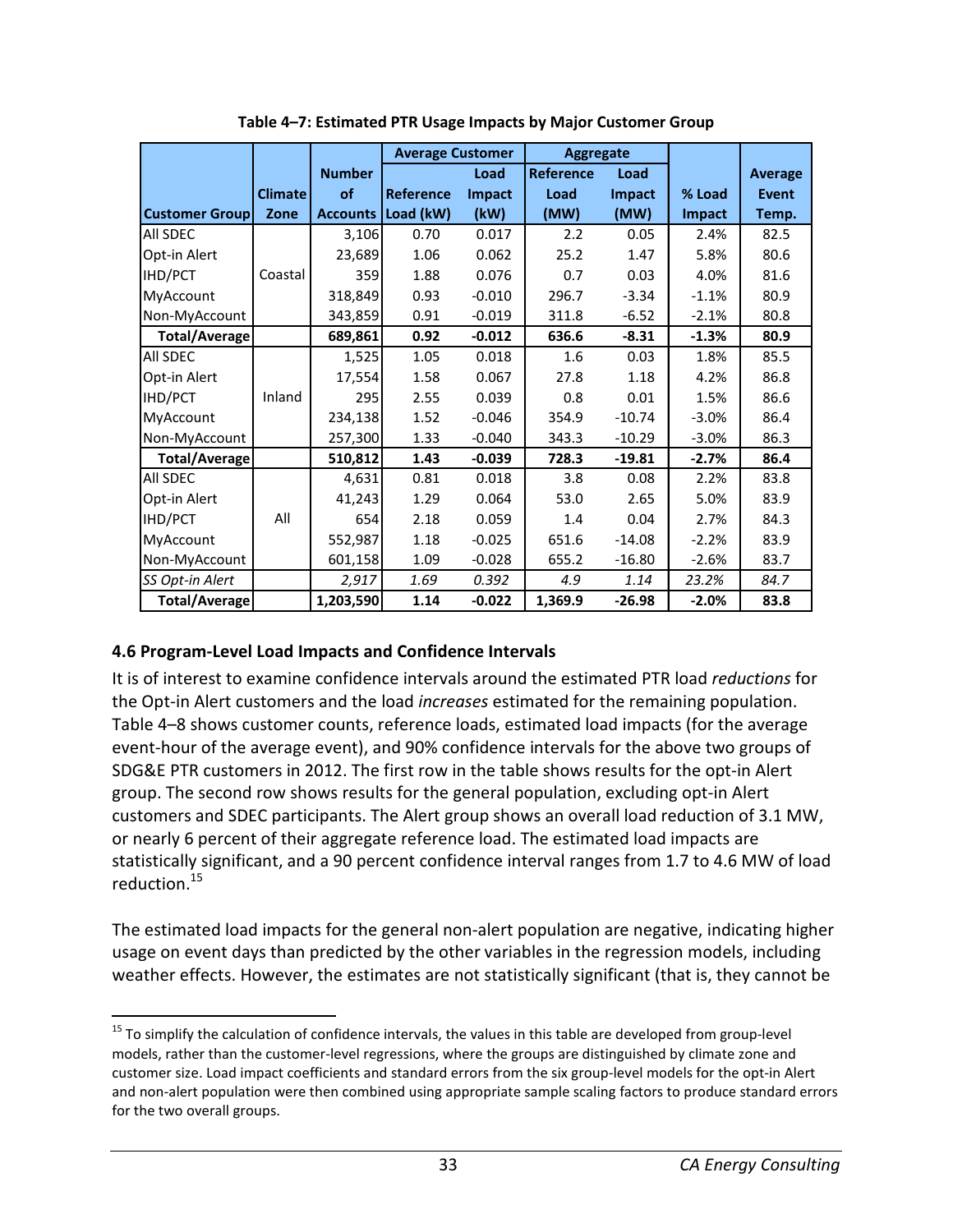**Table 4–7: Estimated PTR Usage Impacts by Major Customer Group**

| Customer Group | Climate Zone | Number of Accounts | Average Customer Reference Load (kW) | Average Customer Load Impact (kW) | Aggregate Reference Load (MW) | Aggregate Load Impact (MW) | % Load Impact | Average Event Temp. |
|---|---|---|---|---|---|---|---|---|
| All SDEC | Coastal | 3,106 | 0.70 | 0.017 | 2.2 | 0.05 | 2.4% | 82.5 |
| Opt-in Alert | | 23,689 | 1.06 | 0.062 | 25.2 | 1.47 | 5.8% | 80.6 |
| IHD/PCT | | 359 | 1.88 | 0.076 | 0.7 | 0.03 | 4.0% | 81.6 |
| MyAccount | | 318,849 | 0.93 | -0.010 | 296.7 | -3.34 | -1.1% | 80.9 |
| Non-MyAccount | | 343,859 | 0.91 | -0.019 | 311.8 | -6.52 | -2.1% | 80.8 |
| **Total/Average** | | **689,861** | **0.92** | **-0.012** | **636.6** | **-8.31** | **-1.3%** | **80.9** |
| All SDEC | Inland | 1,525 | 1.05 | 0.018 | 1.6 | 0.03 | 1.8% | 85.5 |
| Opt-in Alert | | 17,554 | 1.58 | 0.067 | 27.8 | 1.18 | 4.2% | 86.8 |
| IHD/PCT | | 295 | 2.55 | 0.039 | 0.8 | 0.01 | 1.5% | 86.6 |
| MyAccount | | 234,138 | 1.52 | -0.046 | 354.9 | -10.74 | -3.0% | 86.4 |
| Non-MyAccount | | 257,300 | 1.33 | -0.040 | 343.3 | -10.29 | -3.0% | 86.3 |
| **Total/Average** | | **510,812** | **1.43** | **-0.039** | **728.3** | **-19.81** | **-2.7%** | **86.4** |
| All SDEC | All | 4,631 | 0.81 | 0.018 | 3.8 | 0.08 | 2.2% | 83.8 |
| Opt-in Alert | | 41,243 | 1.29 | 0.064 | 53.0 | 2.65 | 5.0% | 83.9 |
| IHD/PCT | | 654 | 2.18 | 0.059 | 1.4 | 0.04 | 2.7% | 84.3 |
| MyAccount | | 552,987 | 1.18 | -0.025 | 651.6 | -14.08 | -2.2% | 83.9 |
| Non-MyAccount | | 601,158 | 1.09 | -0.028 | 655.2 | -16.80 | -2.6% | 83.7 |
| *SS Opt-in Alert* | | *2,917* | *1.69* | *0.392* | *4.9* | *1.14* | *23.2%* | *84.7* |
| **Total/Average** | | **1,203,590** | **1.14** | **-0.022** | **1,369.9** | **-26.98** | **-2.0%** | **83.8** |

### 4.6 Program-Level Load Impacts and Confidence Intervals

It is of interest to examine confidence intervals around the estimated PTR load *reductions* for the Opt-in Alert customers and the load *increases* estimated for the remaining population. Table 4–8 shows customer counts, reference loads, estimated load impacts (for the average event-hour of the average event), and 90% confidence intervals for the above two groups of SDG&E PTR customers in 2012. The first row in the table shows results for the opt-in Alert group. The second row shows results for the general population, excluding opt-in Alert customers and SDEC participants. The Alert group shows an overall load reduction of 3.1 MW, or nearly 6 percent of their aggregate reference load. The estimated load impacts are statistically significant, and a 90 percent confidence interval ranges from 1.7 to 4.6 MW of load reduction.[15]

The estimated load impacts for the general non-alert population are negative, indicating higher usage on event days than predicted by the other variables in the regression models, including weather effects. However, the estimates are not statistically significant (that is, they cannot be

[15] To simplify the calculation of confidence intervals, the values in this table are developed from group-level models, rather than the customer-level regressions, where the groups are distinguished by climate zone and customer size. Load impact coefficients and standard errors from the six group-level models for the opt-in Alert and non-alert population were then combined using appropriate sample scaling factors to produce standard errors for the two overall groups.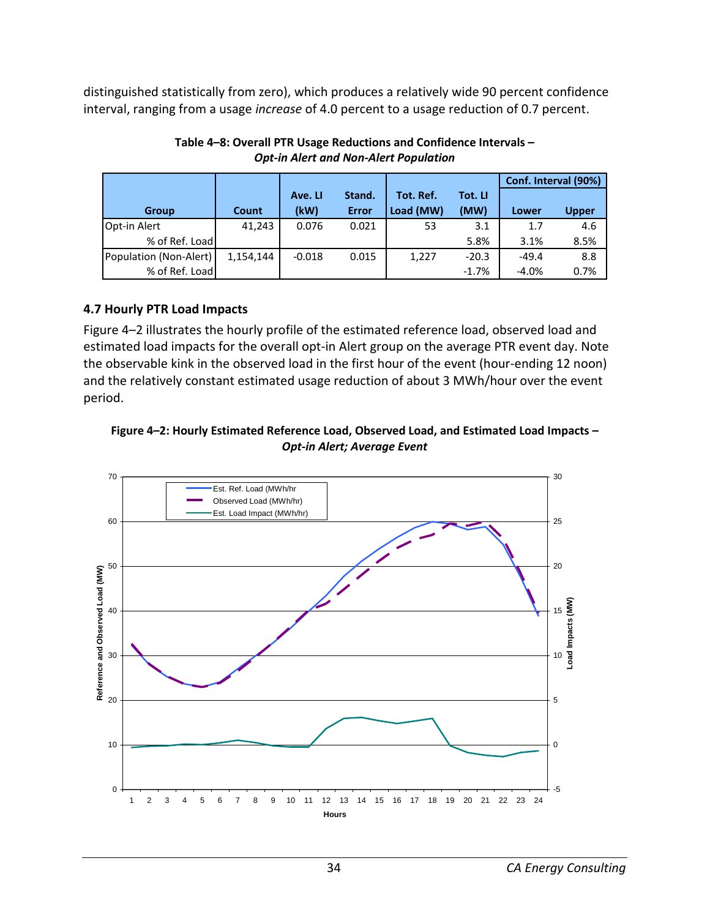distinguished statistically from zero), which produces a relatively wide 90 percent confidence interval, ranging from a usage *increase* of 4.0 percent to a usage reduction of 0.7 percent.

**Table 4–8: Overall PTR Usage Reductions and Confidence Intervals –**
***Opt-in Alert and Non-Alert Population***

| Group | Count | Ave. LI (kW) | Stand. Error | Tot. Ref. Load (MW) | Tot. LI (MW) | Conf. Interval (90%) Lower | Conf. Interval (90%) Upper |
|---|---|---|---|---|---|---|---|
| Opt-in Alert | 41,243 | 0.076 | 0.021 | 53 | 3.1 | 1.7 | 4.6 |
| % of Ref. Load | | | | | 5.8% | 3.1% | 8.5% |
| Population (Non-Alert) | 1,154,144 | -0.018 | 0.015 | 1,227 | -20.3 | -49.4 | 8.8 |
| % of Ref. Load | | | | | -1.7% | -4.0% | 0.7% |

### 4.7 Hourly PTR Load Impacts

Figure 4–2 illustrates the hourly profile of the estimated reference load, observed load and estimated load impacts for the overall opt-in Alert group on the average PTR event day. Note the observable kink in the observed load in the first hour of the event (hour-ending 12 noon) and the relatively constant estimated usage reduction of about 3 MWh/hour over the event period.

**Figure 4–2: Hourly Estimated Reference Load, Observed Load, and Estimated Load Impacts –**
***Opt-in Alert; Average Event***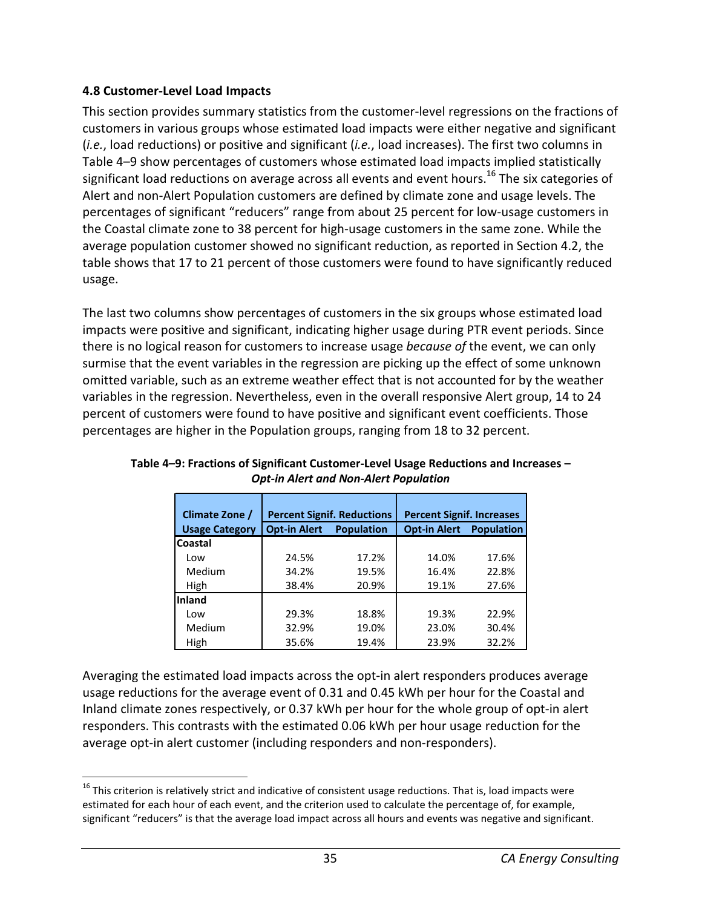### 4.8 Customer-Level Load Impacts

This section provides summary statistics from the customer-level regressions on the fractions of customers in various groups whose estimated load impacts were either negative and significant (*i.e.*, load reductions) or positive and significant (*i.e.*, load increases). The first two columns in Table 4–9 show percentages of customers whose estimated load impacts implied statistically significant load reductions on average across all events and event hours.[16] The six categories of Alert and non-Alert Population customers are defined by climate zone and usage levels. The percentages of significant "reducers" range from about 25 percent for low-usage customers in the Coastal climate zone to 38 percent for high-usage customers in the same zone. While the average population customer showed no significant reduction, as reported in Section 4.2, the table shows that 17 to 21 percent of those customers were found to have significantly reduced usage.

The last two columns show percentages of customers in the six groups whose estimated load impacts were positive and significant, indicating higher usage during PTR event periods. Since there is no logical reason for customers to increase usage *because of* the event, we can only surmise that the event variables in the regression are picking up the effect of some unknown omitted variable, such as an extreme weather effect that is not accounted for by the weather variables in the regression. Nevertheless, even in the overall responsive Alert group, 14 to 24 percent of customers were found to have positive and significant event coefficients. Those percentages are higher in the Population groups, ranging from 18 to 32 percent.

**Table 4–9: Fractions of Significant Customer-Level Usage Reductions and Increases – *Opt-in Alert and Non-Alert Population***

| Climate Zone / | Percent Signif. Reductions | | Percent Signif. Increases | |
|---|---|---|---|---|
| Usage Category | Opt-in Alert | Population | Opt-in Alert | Population |
| **Coastal** | | | | |
| Low | 24.5% | 17.2% | 14.0% | 17.6% |
| Medium | 34.2% | 19.5% | 16.4% | 22.8% |
| High | 38.4% | 20.9% | 19.1% | 27.6% |
| **Inland** | | | | |
| Low | 29.3% | 18.8% | 19.3% | 22.9% |
| Medium | 32.9% | 19.0% | 23.0% | 30.4% |
| High | 35.6% | 19.4% | 23.9% | 32.2% |

Averaging the estimated load impacts across the opt-in alert responders produces average usage reductions for the average event of 0.31 and 0.45 kWh per hour for the Coastal and Inland climate zones respectively, or 0.37 kWh per hour for the whole group of opt-in alert responders. This contrasts with the estimated 0.06 kWh per hour usage reduction for the average opt-in alert customer (including responders and non-responders).

---

[16] This criterion is relatively strict and indicative of consistent usage reductions. That is, load impacts were estimated for each hour of each event, and the criterion used to calculate the percentage of, for example, significant "reducers" is that the average load impact across all hours and events was negative and significant.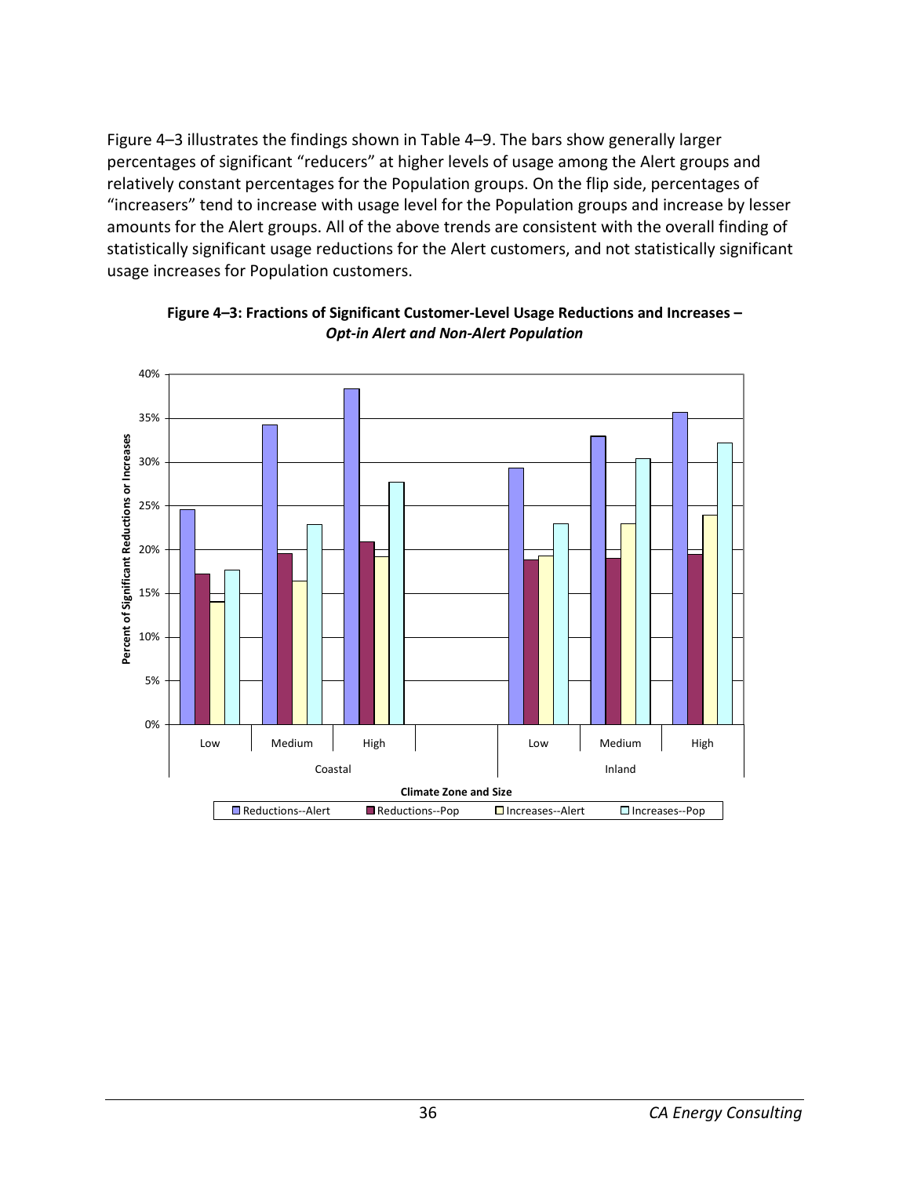Figure 4–3 illustrates the findings shown in Table 4–9. The bars show generally larger percentages of significant "reducers" at higher levels of usage among the Alert groups and relatively constant percentages for the Population groups. On the flip side, percentages of "increasers" tend to increase with usage level for the Population groups and increase by lesser amounts for the Alert groups. All of the above trends are consistent with the overall finding of statistically significant usage reductions for the Alert customers, and not statistically significant usage increases for Population customers.

**Figure 4–3: Fractions of Significant Customer-Level Usage Reductions and Increases –** ***Opt-in Alert and Non-Alert Population***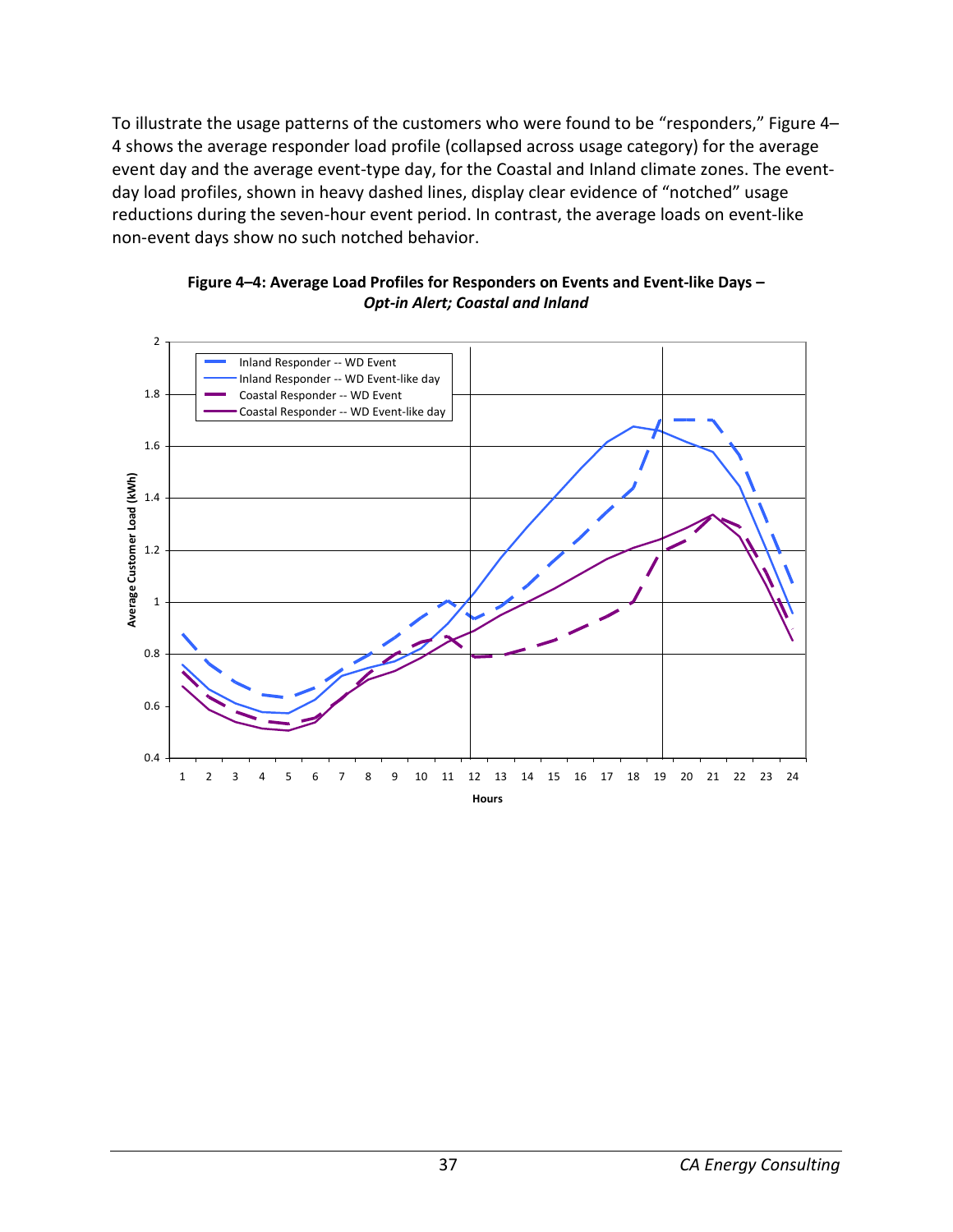To illustrate the usage patterns of the customers who were found to be "responders," Figure 4–4 shows the average responder load profile (collapsed across usage category) for the average event day and the average event-type day, for the Coastal and Inland climate zones. The event-day load profiles, shown in heavy dashed lines, display clear evidence of "notched" usage reductions during the seven-hour event period. In contrast, the average loads on event-like non-event days show no such notched behavior.

**Figure 4–4: Average Load Profiles for Responders on Events and Event-like Days –** ***Opt-in Alert; Coastal and Inland***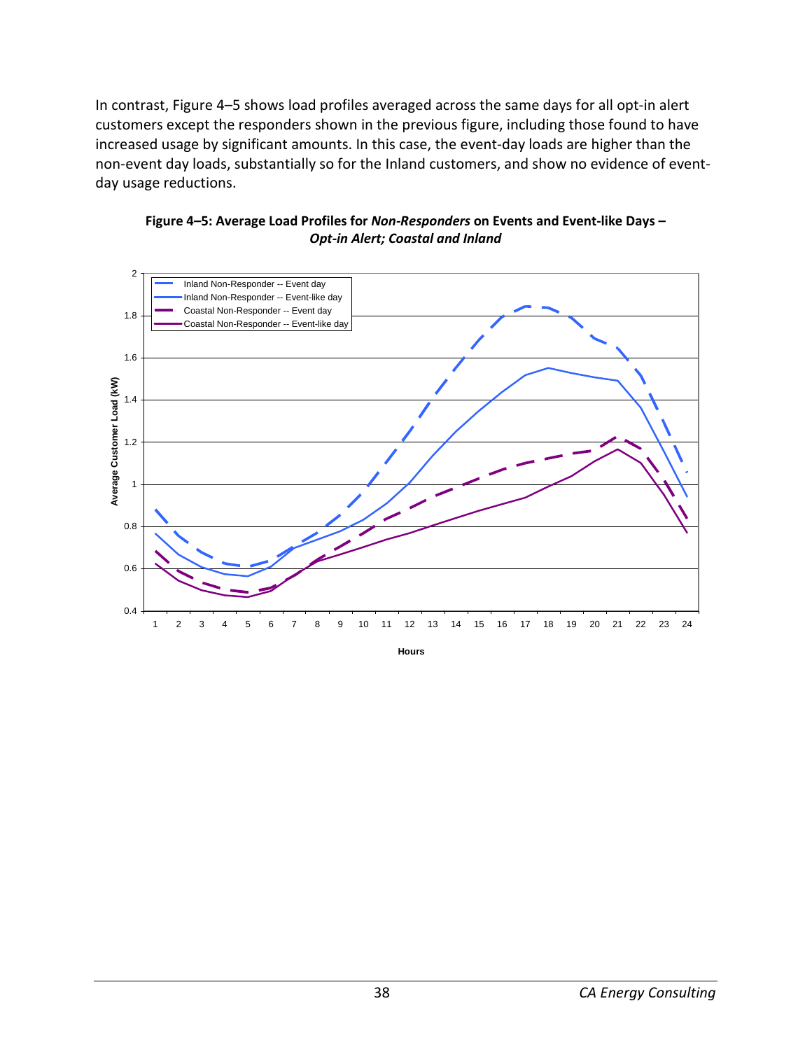In contrast, Figure 4–5 shows load profiles averaged across the same days for all opt-in alert customers except the responders shown in the previous figure, including those found to have increased usage by significant amounts. In this case, the event-day loads are higher than the non-event day loads, substantially so for the Inland customers, and show no evidence of event-day usage reductions.

**Figure 4–5: Average Load Profiles for *Non-Responders* on Events and Event-like Days – *Opt-in Alert; Coastal and Inland***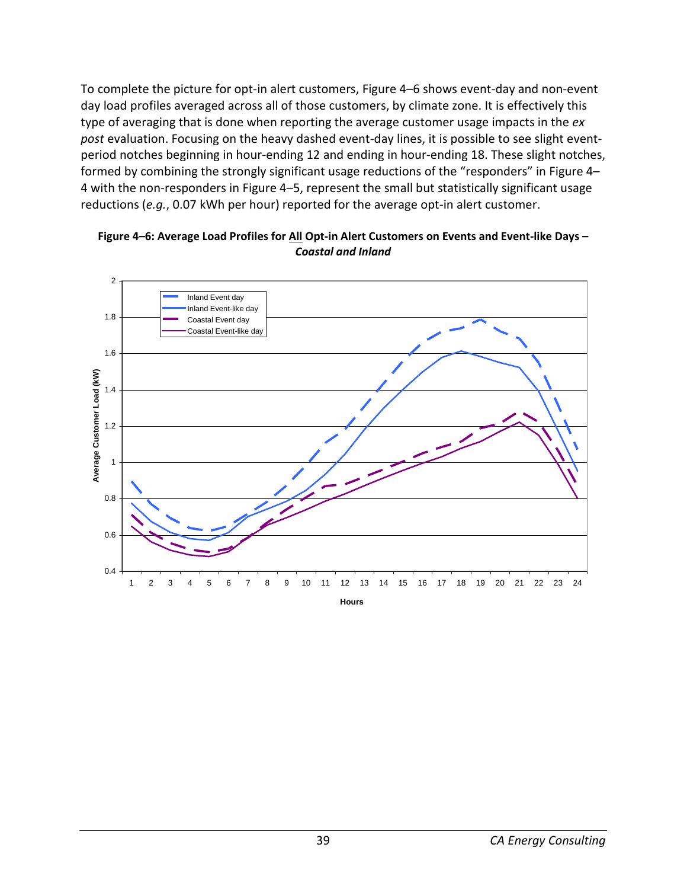To complete the picture for opt-in alert customers, Figure 4–6 shows event-day and non-event day load profiles averaged across all of those customers, by climate zone. It is effectively this type of averaging that is done when reporting the average customer usage impacts in the *ex post* evaluation. Focusing on the heavy dashed event-day lines, it is possible to see slight event-period notches beginning in hour-ending 12 and ending in hour-ending 18. These slight notches, formed by combining the strongly significant usage reductions of the "responders" in Figure 4–4 with the non-responders in Figure 4–5, represent the small but statistically significant usage reductions (*e.g.*, 0.07 kWh per hour) reported for the average opt-in alert customer.

**Figure 4–6: Average Load Profiles for <u>All</u> Opt-in Alert Customers on Events and Event-like Days – *Coastal and Inland***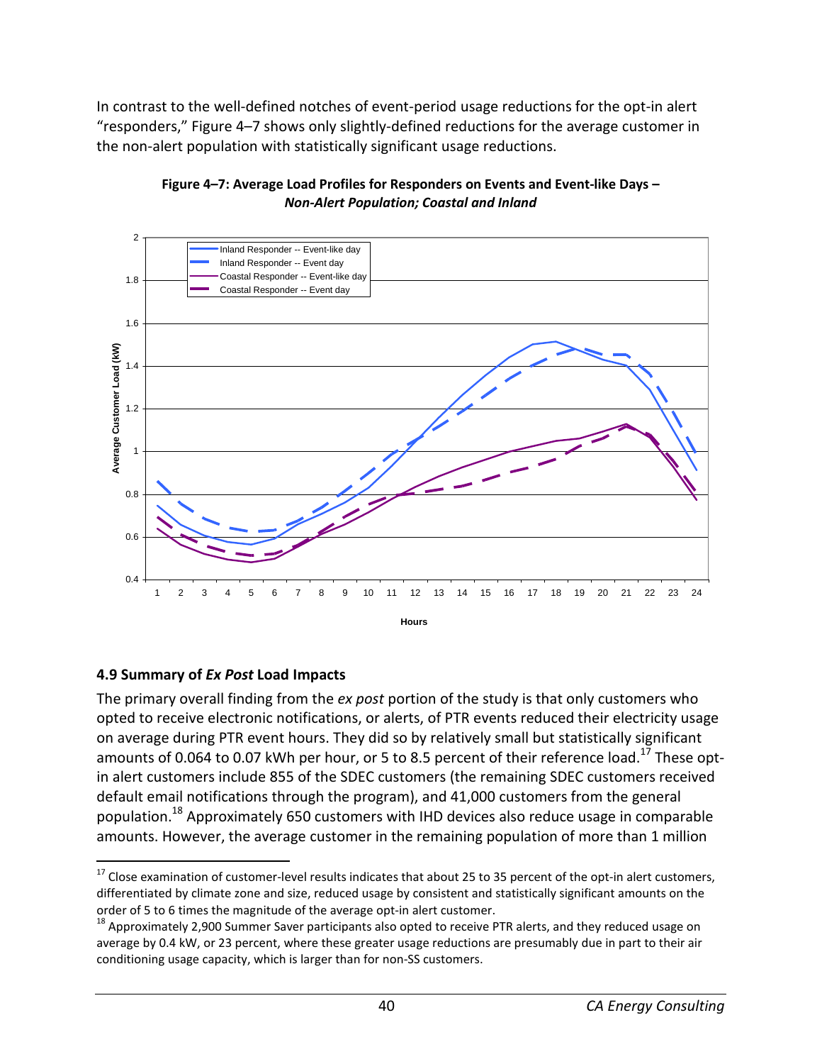In contrast to the well-defined notches of event-period usage reductions for the opt-in alert "responders," Figure 4–7 shows only slightly-defined reductions for the average customer in the non-alert population with statistically significant usage reductions.

**Figure 4–7: Average Load Profiles for Responders on Events and Event-like Days –** ***Non-Alert Population; Coastal and Inland***

## 4.9 Summary of *Ex Post* Load Impacts

The primary overall finding from the *ex post* portion of the study is that only customers who opted to receive electronic notifications, or alerts, of PTR events reduced their electricity usage on average during PTR event hours. They did so by relatively small but statistically significant amounts of 0.064 to 0.07 kWh per hour, or 5 to 8.5 percent of their reference load.[17] These opt-in alert customers include 855 of the SDEC customers (the remaining SDEC customers received default email notifications through the program), and 41,000 customers from the general population.[18] Approximately 650 customers with IHD devices also reduce usage in comparable amounts. However, the average customer in the remaining population of more than 1 million

[17] Close examination of customer-level results indicates that about 25 to 35 percent of the opt-in alert customers, differentiated by climate zone and size, reduced usage by consistent and statistically significant amounts on the order of 5 to 6 times the magnitude of the average opt-in alert customer.

[18] Approximately 2,900 Summer Saver participants also opted to receive PTR alerts, and they reduced usage on average by 0.4 kW, or 23 percent, where these greater usage reductions are presumably due in part to their air conditioning usage capacity, which is larger than for non-SS customers.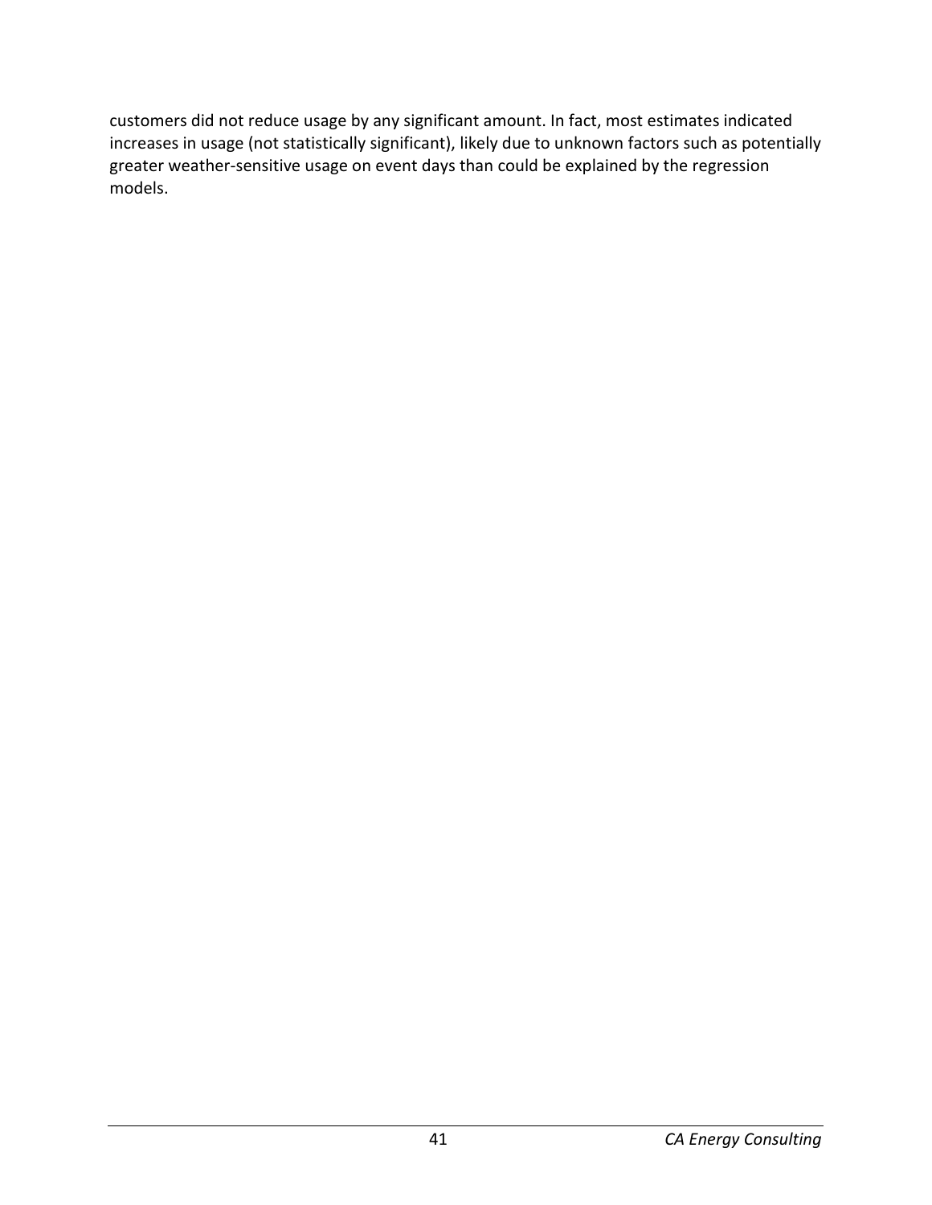customers did not reduce usage by any significant amount. In fact, most estimates indicated increases in usage (not statistically significant), likely due to unknown factors such as potentially greater weather-sensitive usage on event days than could be explained by the regression models.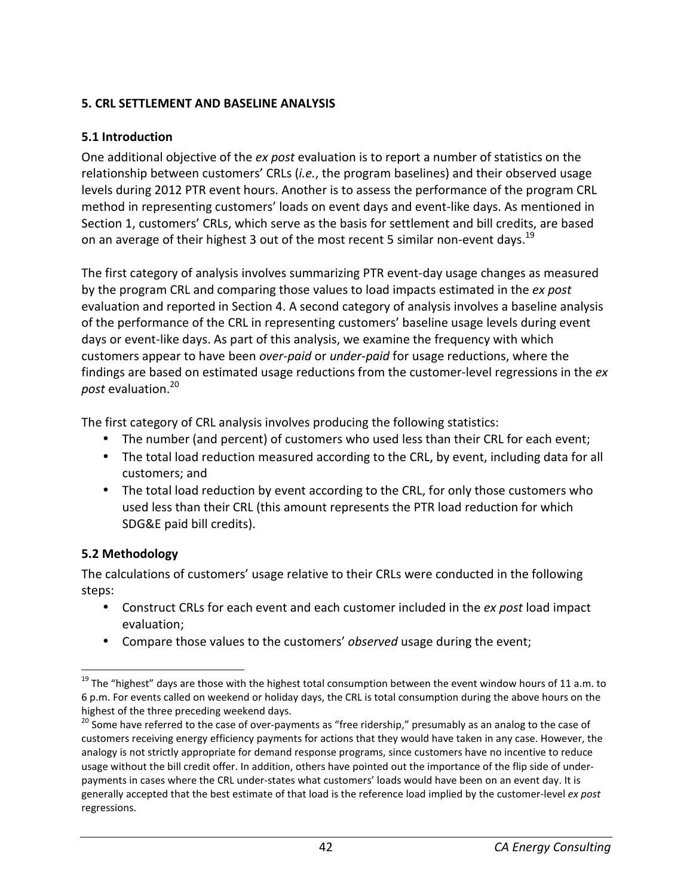## 5. CRL SETTLEMENT AND BASELINE ANALYSIS

### 5.1 Introduction

One additional objective of the *ex post* evaluation is to report a number of statistics on the relationship between customers' CRLs (*i.e.*, the program baselines) and their observed usage levels during 2012 PTR event hours. Another is to assess the performance of the program CRL method in representing customers' loads on event days and event-like days. As mentioned in Section 1, customers' CRLs, which serve as the basis for settlement and bill credits, are based on an average of their highest 3 out of the most recent 5 similar non-event days.[19]

The first category of analysis involves summarizing PTR event-day usage changes as measured by the program CRL and comparing those values to load impacts estimated in the *ex post* evaluation and reported in Section 4. A second category of analysis involves a baseline analysis of the performance of the CRL in representing customers' baseline usage levels during event days or event-like days. As part of this analysis, we examine the frequency with which customers appear to have been *over-paid* or *under-paid* for usage reductions, where the findings are based on estimated usage reductions from the customer-level regressions in the *ex post* evaluation.[20]

The first category of CRL analysis involves producing the following statistics:

- The number (and percent) of customers who used less than their CRL for each event;
- The total load reduction measured according to the CRL, by event, including data for all customers; and
- The total load reduction by event according to the CRL, for only those customers who used less than their CRL (this amount represents the PTR load reduction for which SDG&E paid bill credits).

### 5.2 Methodology

The calculations of customers' usage relative to their CRLs were conducted in the following steps:

- Construct CRLs for each event and each customer included in the *ex post* load impact evaluation;
- Compare those values to the customers' *observed* usage during the event;

---

[19] The "highest" days are those with the highest total consumption between the event window hours of 11 a.m. to 6 p.m. For events called on weekend or holiday days, the CRL is total consumption during the above hours on the highest of the three preceding weekend days.

[20] Some have referred to the case of over-payments as "free ridership," presumably as an analog to the case of customers receiving energy efficiency payments for actions that they would have taken in any case. However, the analogy is not strictly appropriate for demand response programs, since customers have no incentive to reduce usage without the bill credit offer. In addition, others have pointed out the importance of the flip side of under-payments in cases where the CRL under-states what customers' loads would have been on an event day. It is generally accepted that the best estimate of that load is the reference load implied by the customer-level *ex post* regressions.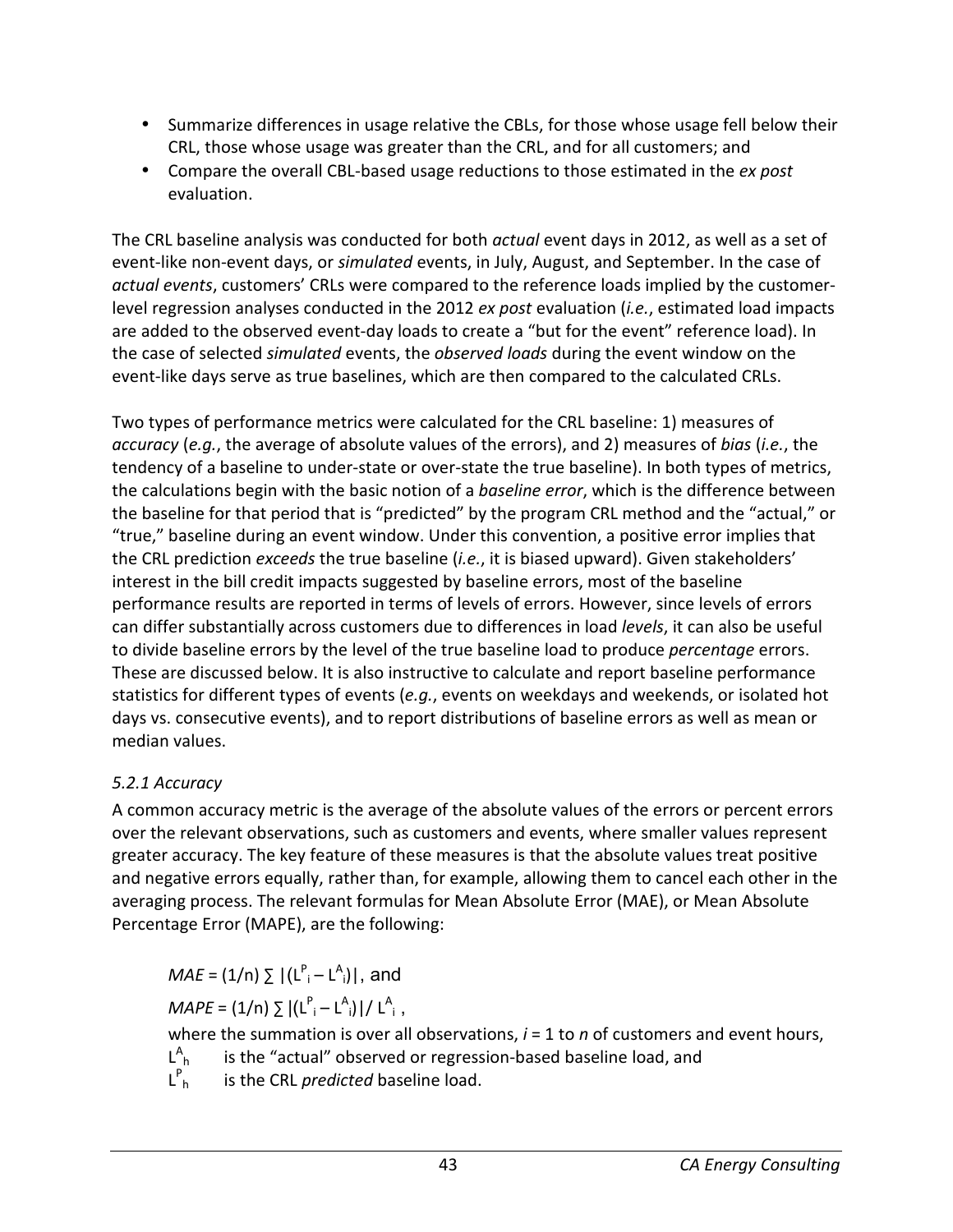- Summarize differences in usage relative the CBLs, for those whose usage fell below their CRL, those whose usage was greater than the CRL, and for all customers; and
- Compare the overall CBL-based usage reductions to those estimated in the *ex post* evaluation.

The CRL baseline analysis was conducted for both *actual* event days in 2012, as well as a set of event-like non-event days, or *simulated* events, in July, August, and September. In the case of *actual events*, customers' CRLs were compared to the reference loads implied by the customer-level regression analyses conducted in the 2012 *ex post* evaluation (*i.e.*, estimated load impacts are added to the observed event-day loads to create a "but for the event" reference load). In the case of selected *simulated* events, the *observed loads* during the event window on the event-like days serve as true baselines, which are then compared to the calculated CRLs.

Two types of performance metrics were calculated for the CRL baseline: 1) measures of *accuracy* (*e.g.*, the average of absolute values of the errors), and 2) measures of *bias* (*i.e.*, the tendency of a baseline to under-state or over-state the true baseline). In both types of metrics, the calculations begin with the basic notion of a *baseline error*, which is the difference between the baseline for that period that is "predicted" by the program CRL method and the "actual," or "true," baseline during an event window. Under this convention, a positive error implies that the CRL prediction *exceeds* the true baseline (*i.e.*, it is biased upward). Given stakeholders' interest in the bill credit impacts suggested by baseline errors, most of the baseline performance results are reported in terms of levels of errors. However, since levels of errors can differ substantially across customers due to differences in load *levels*, it can also be useful to divide baseline errors by the level of the true baseline load to produce *percentage* errors. These are discussed below. It is also instructive to calculate and report baseline performance statistics for different types of events (*e.g.*, events on weekdays and weekends, or isolated hot days vs. consecutive events), and to report distributions of baseline errors as well as mean or median values.

### *5.2.1 Accuracy*

A common accuracy metric is the average of the absolute values of the errors or percent errors over the relevant observations, such as customers and events, where smaller values represent greater accuracy. The key feature of these measures is that the absolute values treat positive and negative errors equally, rather than, for example, allowing them to cancel each other in the averaging process. The relevant formulas for Mean Absolute Error (MAE), or Mean Absolute Percentage Error (MAPE), are the following:

$MAE = (1/n) \sum |(L^P_i - L^A_i)|$, and

$MAPE = (1/n) \sum |(L^P_i - L^A_i)| / L^A_i$,

where the summation is over all observations, $i = 1$ to $n$ of customers and event hours,

$L^A_h$ is the "actual" observed or regression-based baseline load, and

$L^P_h$ is the CRL *predicted* baseline load.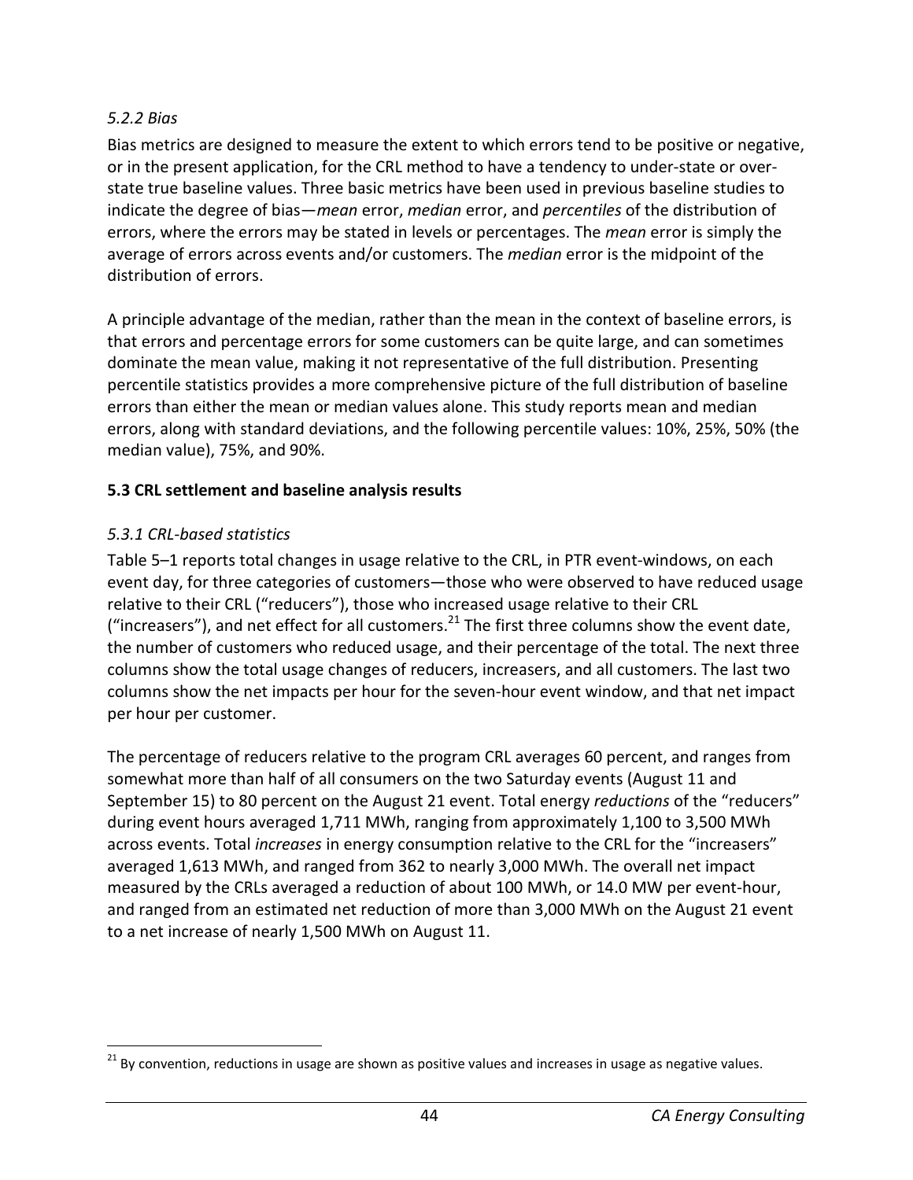### *5.2.2 Bias*

Bias metrics are designed to measure the extent to which errors tend to be positive or negative, or in the present application, for the CRL method to have a tendency to under-state or over-state true baseline values. Three basic metrics have been used in previous baseline studies to indicate the degree of bias—*mean* error, *median* error, and *percentiles* of the distribution of errors, where the errors may be stated in levels or percentages. The *mean* error is simply the average of errors across events and/or customers. The *median* error is the midpoint of the distribution of errors.

A principle advantage of the median, rather than the mean in the context of baseline errors, is that errors and percentage errors for some customers can be quite large, and can sometimes dominate the mean value, making it not representative of the full distribution. Presenting percentile statistics provides a more comprehensive picture of the full distribution of baseline errors than either the mean or median values alone. This study reports mean and median errors, along with standard deviations, and the following percentile values: 10%, 25%, 50% (the median value), 75%, and 90%.

## 5.3 CRL settlement and baseline analysis results

### *5.3.1 CRL-based statistics*

Table 5–1 reports total changes in usage relative to the CRL, in PTR event-windows, on each event day, for three categories of customers—those who were observed to have reduced usage relative to their CRL ("reducers"), those who increased usage relative to their CRL ("increasers"), and net effect for all customers.[21] The first three columns show the event date, the number of customers who reduced usage, and their percentage of the total. The next three columns show the total usage changes of reducers, increasers, and all customers. The last two columns show the net impacts per hour for the seven-hour event window, and that net impact per hour per customer.

The percentage of reducers relative to the program CRL averages 60 percent, and ranges from somewhat more than half of all consumers on the two Saturday events (August 11 and September 15) to 80 percent on the August 21 event. Total energy *reductions* of the "reducers" during event hours averaged 1,711 MWh, ranging from approximately 1,100 to 3,500 MWh across events. Total *increases* in energy consumption relative to the CRL for the "increasers" averaged 1,613 MWh, and ranged from 362 to nearly 3,000 MWh. The overall net impact measured by the CRLs averaged a reduction of about 100 MWh, or 14.0 MW per event-hour, and ranged from an estimated net reduction of more than 3,000 MWh on the August 21 event to a net increase of nearly 1,500 MWh on August 11.

[21] By convention, reductions in usage are shown as positive values and increases in usage as negative values.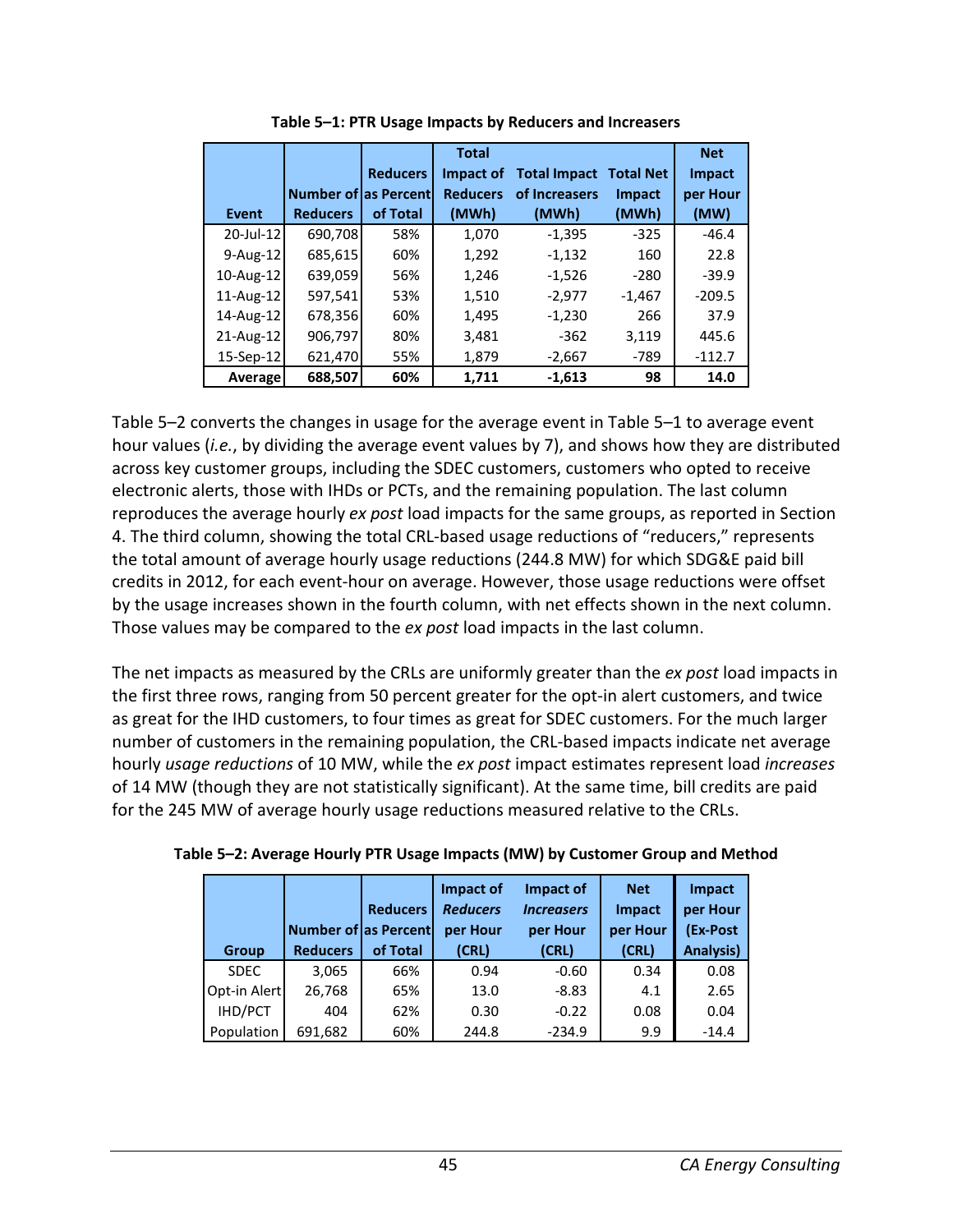**Table 5–1: PTR Usage Impacts by Reducers and Increasers**

| Event | Number of Reducers | Reducers as Percent of Total | Total Impact of Reducers (MWh) | Total Impact of Increasers (MWh) | Total Net Impact (MWh) | Net Impact per Hour (MW) |
|---|---|---|---|---|---|---|
| 20-Jul-12 | 690,708 | 58% | 1,070 | -1,395 | -325 | -46.4 |
| 9-Aug-12 | 685,615 | 60% | 1,292 | -1,132 | 160 | 22.8 |
| 10-Aug-12 | 639,059 | 56% | 1,246 | -1,526 | -280 | -39.9 |
| 11-Aug-12 | 597,541 | 53% | 1,510 | -2,977 | -1,467 | -209.5 |
| 14-Aug-12 | 678,356 | 60% | 1,495 | -1,230 | 266 | 37.9 |
| 21-Aug-12 | 906,797 | 80% | 3,481 | -362 | 3,119 | 445.6 |
| 15-Sep-12 | 621,470 | 55% | 1,879 | -2,667 | -789 | -112.7 |
| **Average** | **688,507** | **60%** | **1,711** | **-1,613** | **98** | **14.0** |

Table 5–2 converts the changes in usage for the average event in Table 5–1 to average event hour values (*i.e.*, by dividing the average event values by 7), and shows how they are distributed across key customer groups, including the SDEC customers, customers who opted to receive electronic alerts, those with IHDs or PCTs, and the remaining population. The last column reproduces the average hourly *ex post* load impacts for the same groups, as reported in Section 4. The third column, showing the total CRL-based usage reductions of "reducers," represents the total amount of average hourly usage reductions (244.8 MW) for which SDG&E paid bill credits in 2012, for each event-hour on average. However, those usage reductions were offset by the usage increases shown in the fourth column, with net effects shown in the next column. Those values may be compared to the *ex post* load impacts in the last column.

The net impacts as measured by the CRLs are uniformly greater than the *ex post* load impacts in the first three rows, ranging from 50 percent greater for the opt-in alert customers, and twice as great for the IHD customers, to four times as great for SDEC customers. For the much larger number of customers in the remaining population, the CRL-based impacts indicate net average hourly *usage reductions* of 10 MW, while the *ex post* impact estimates represent load *increases* of 14 MW (though they are not statistically significant). At the same time, bill credits are paid for the 245 MW of average hourly usage reductions measured relative to the CRLs.

**Table 5–2: Average Hourly PTR Usage Impacts (MW) by Customer Group and Method**

| Group | Number of Reducers | Reducers as Percent of Total | Impact of *Reducers* per Hour (CRL) | Impact of *Increasers* per Hour (CRL) | Net Impact per Hour (CRL) | Impact per Hour (Ex-Post Analysis) |
|---|---|---|---|---|---|---|
| SDEC | 3,065 | 66% | 0.94 | -0.60 | 0.34 | 0.08 |
| Opt-in Alert | 26,768 | 65% | 13.0 | -8.83 | 4.1 | 2.65 |
| IHD/PCT | 404 | 62% | 0.30 | -0.22 | 0.08 | 0.04 |
| Population | 691,682 | 60% | 244.8 | -234.9 | 9.9 | -14.4 |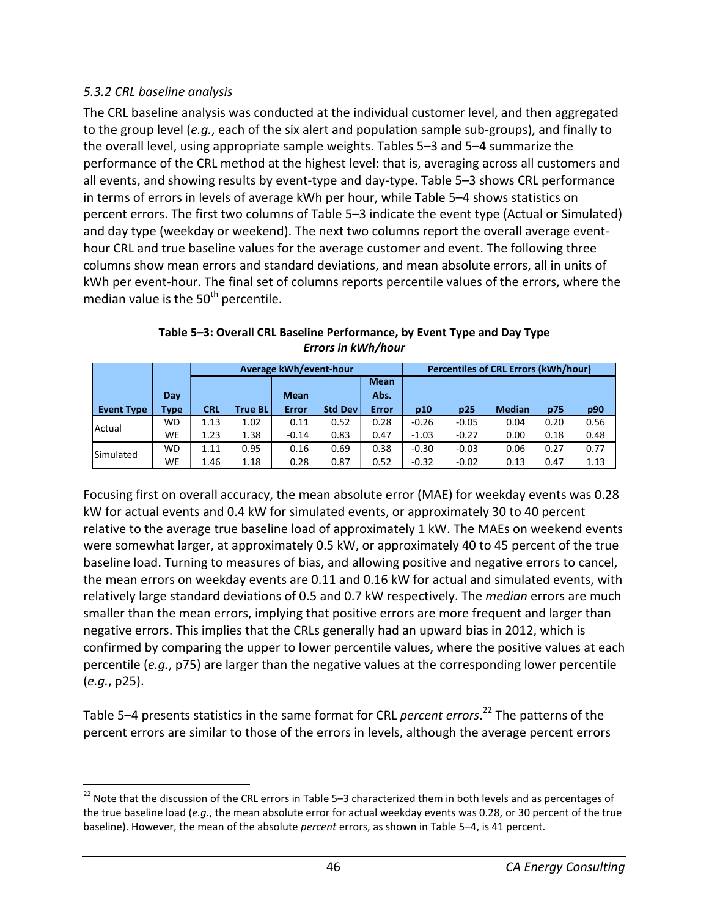### *5.3.2 CRL baseline analysis*

The CRL baseline analysis was conducted at the individual customer level, and then aggregated to the group level (*e.g.*, each of the six alert and population sample sub-groups), and finally to the overall level, using appropriate sample weights. Tables 5–3 and 5–4 summarize the performance of the CRL method at the highest level: that is, averaging across all customers and all events, and showing results by event-type and day-type. Table 5–3 shows CRL performance in terms of errors in levels of average kWh per hour, while Table 5–4 shows statistics on percent errors. The first two columns of Table 5–3 indicate the event type (Actual or Simulated) and day type (weekday or weekend). The next two columns report the overall average event-hour CRL and true baseline values for the average customer and event. The following three columns show mean errors and standard deviations, and mean absolute errors, all in units of kWh per event-hour. The final set of columns reports percentile values of the errors, where the median value is the 50th percentile.

**Table 5–3: Overall CRL Baseline Performance, by Event Type and Day Type**
***Errors in kWh/hour***

| | | Average kWh/event-hour | | | | | Percentiles of CRL Errors (kWh/hour) | | | | |
|---|---|---|---|---|---|---|---|---|---|---|---|
| **Event Type** | **Day Type** | **CRL** | **True BL** | **Mean Error** | **Std Dev** | **Mean Abs. Error** | **p10** | **p25** | **Median** | **p75** | **p90** |
| Actual | WD | 1.13 | 1.02 | 0.11 | 0.52 | 0.28 | -0.26 | -0.05 | 0.04 | 0.20 | 0.56 |
| | WE | 1.23 | 1.38 | -0.14 | 0.83 | 0.47 | -1.03 | -0.27 | 0.00 | 0.18 | 0.48 |
| Simulated | WD | 1.11 | 0.95 | 0.16 | 0.69 | 0.38 | -0.30 | -0.03 | 0.06 | 0.27 | 0.77 |
| | WE | 1.46 | 1.18 | 0.28 | 0.87 | 0.52 | -0.32 | -0.02 | 0.13 | 0.47 | 1.13 |

Focusing first on overall accuracy, the mean absolute error (MAE) for weekday events was 0.28 kW for actual events and 0.4 kW for simulated events, or approximately 30 to 40 percent relative to the average true baseline load of approximately 1 kW. The MAEs on weekend events were somewhat larger, at approximately 0.5 kW, or approximately 40 to 45 percent of the true baseline load. Turning to measures of bias, and allowing positive and negative errors to cancel, the mean errors on weekday events are 0.11 and 0.16 kW for actual and simulated events, with relatively large standard deviations of 0.5 and 0.7 kW respectively. The *median* errors are much smaller than the mean errors, implying that positive errors are more frequent and larger than negative errors. This implies that the CRLs generally had an upward bias in 2012, which is confirmed by comparing the upper to lower percentile values, where the positive values at each percentile (*e.g.*, p75) are larger than the negative values at the corresponding lower percentile (*e.g.*, p25).

Table 5–4 presents statistics in the same format for CRL *percent errors*.[22] The patterns of the percent errors are similar to those of the errors in levels, although the average percent errors

[22] Note that the discussion of the CRL errors in Table 5–3 characterized them in both levels and as percentages of the true baseline load (*e.g.*, the mean absolute error for actual weekday events was 0.28, or 30 percent of the true baseline). However, the mean of the absolute *percent* errors, as shown in Table 5–4, is 41 percent.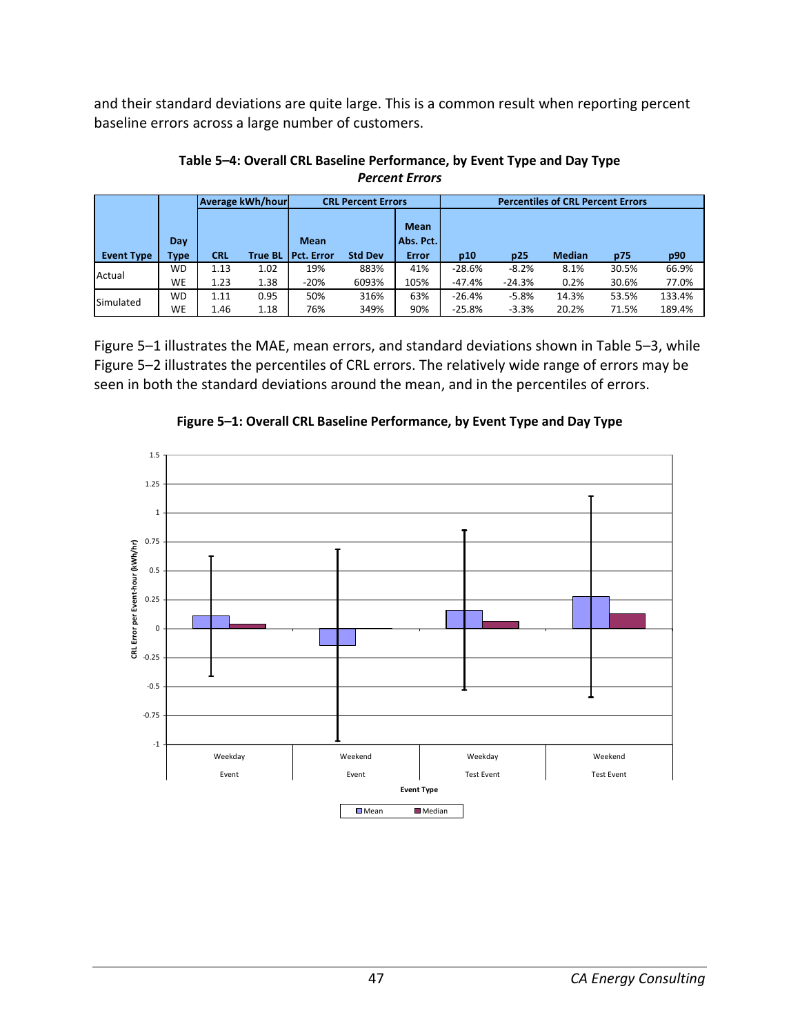and their standard deviations are quite large. This is a common result when reporting percent baseline errors across a large number of customers.

**Table 5–4: Overall CRL Baseline Performance, by Event Type and Day Type**
***Percent Errors***

| | | Average kWh/hour | | CRL Percent Errors | | | Percentiles of CRL Percent Errors | | | | |
|---|---|---|---|---|---|---|---|---|---|---|---|
| Event Type | Day Type | CRL | True BL | Mean Pct. Error | Std Dev | Mean Abs. Pct. Error | p10 | p25 | Median | p75 | p90 |
| Actual | WD | 1.13 | 1.02 | 19% | 883% | 41% | -28.6% | -8.2% | 8.1% | 30.5% | 66.9% |
| | WE | 1.23 | 1.38 | -20% | 6093% | 105% | -47.4% | -24.3% | 0.2% | 30.6% | 77.0% |
| Simulated | WD | 1.11 | 0.95 | 50% | 316% | 63% | -26.4% | -5.8% | 14.3% | 53.5% | 133.4% |
| | WE | 1.46 | 1.18 | 76% | 349% | 90% | -25.8% | -3.3% | 20.2% | 71.5% | 189.4% |

Figure 5–1 illustrates the MAE, mean errors, and standard deviations shown in Table 5–3, while Figure 5–2 illustrates the percentiles of CRL errors. The relatively wide range of errors may be seen in both the standard deviations around the mean, and in the percentiles of errors.

**Figure 5–1: Overall CRL Baseline Performance, by Event Type and Day Type**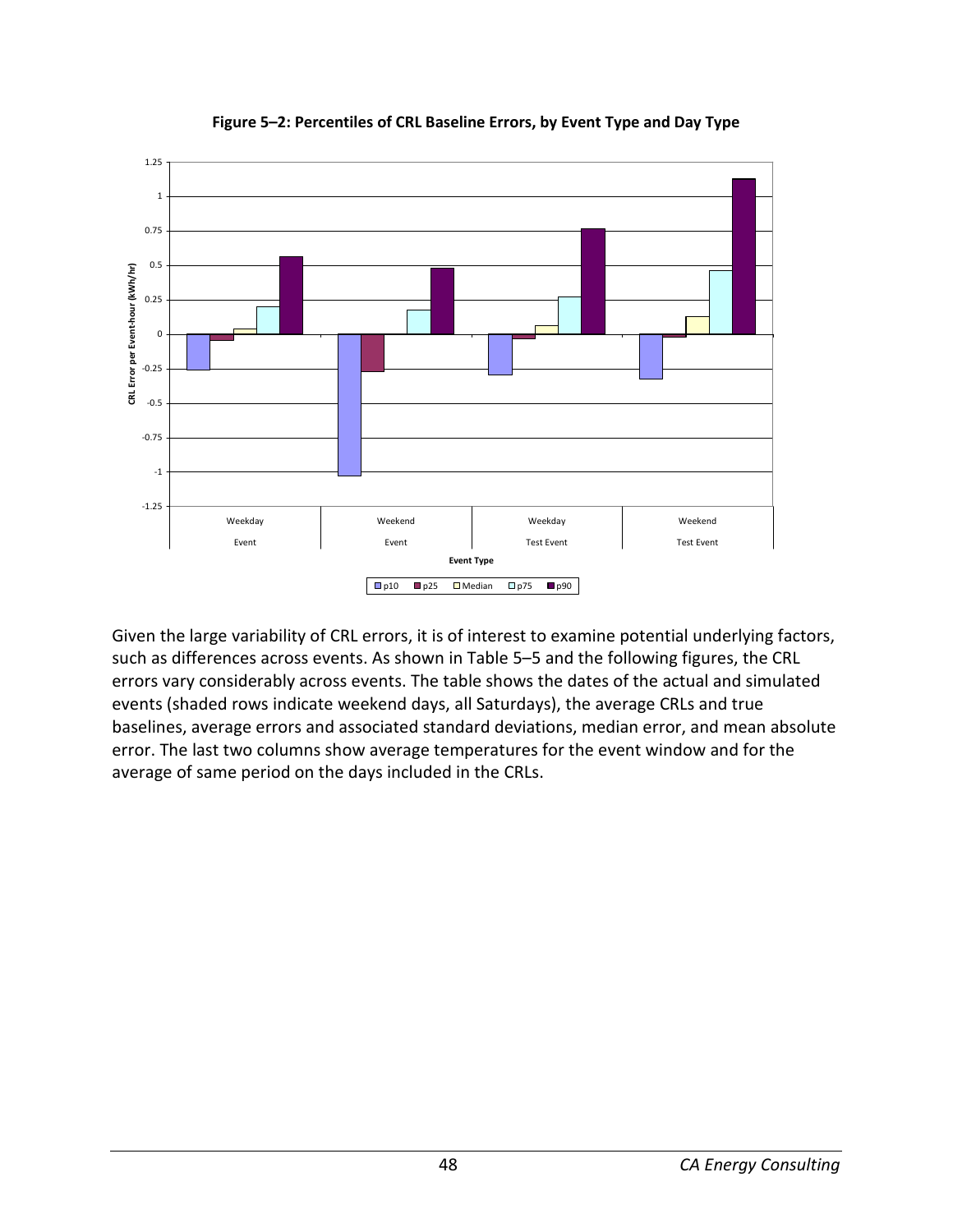**Figure 5–2: Percentiles of CRL Baseline Errors, by Event Type and Day Type**

Given the large variability of CRL errors, it is of interest to examine potential underlying factors, such as differences across events. As shown in Table 5–5 and the following figures, the CRL errors vary considerably across events. The table shows the dates of the actual and simulated events (shaded rows indicate weekend days, all Saturdays), the average CRLs and true baselines, average errors and associated standard deviations, median error, and mean absolute error. The last two columns show average temperatures for the event window and for the average of same period on the days included in the CRLs.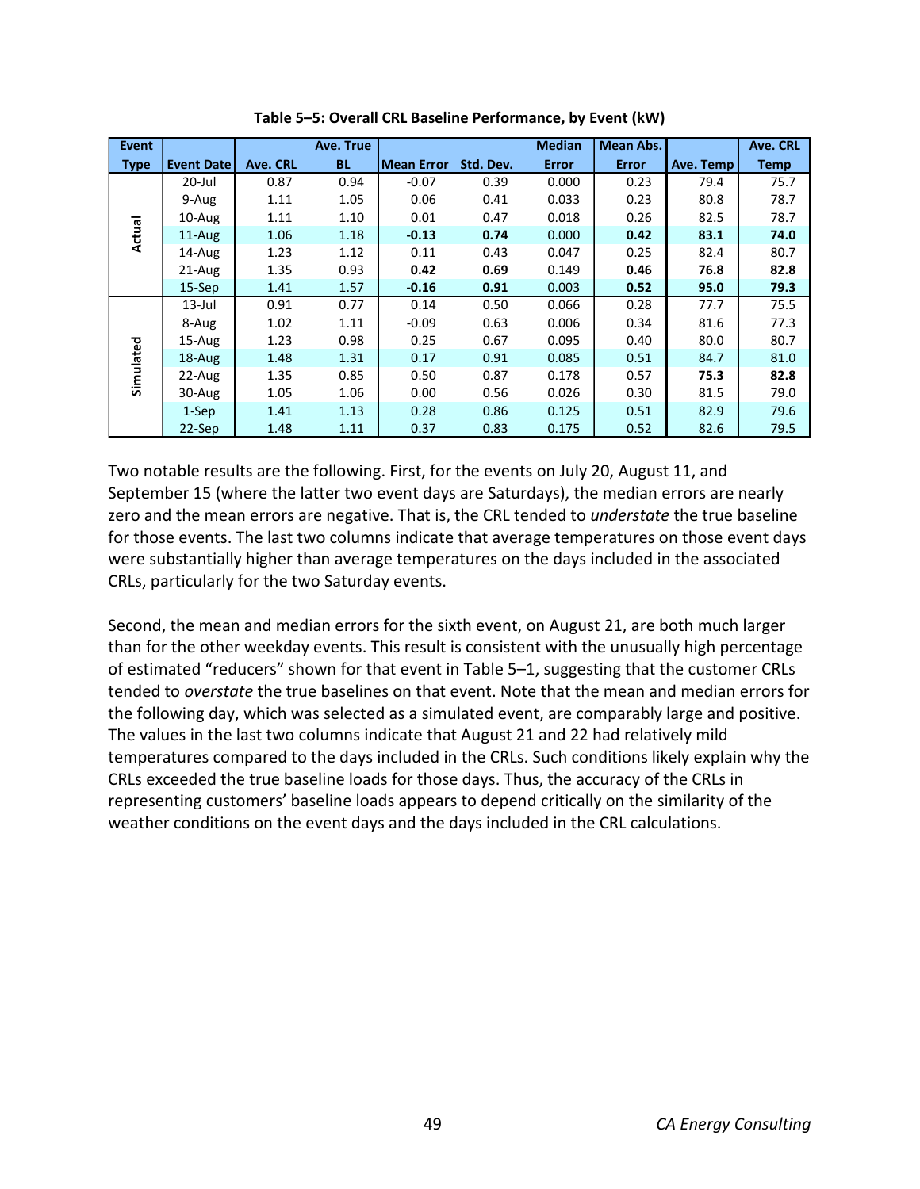**Table 5–5: Overall CRL Baseline Performance, by Event (kW)**

| Event Type | Event Date | Ave. CRL | Ave. True BL | Mean Error | Std. Dev. | Median Error | Mean Abs. Error | Ave. Temp | Ave. CRL Temp |
|---|---|---|---|---|---|---|---|---|---|
| Actual | 20-Jul | 0.87 | 0.94 | -0.07 | 0.39 | 0.000 | 0.23 | 79.4 | 75.7 |
| | 9-Aug | 1.11 | 1.05 | 0.06 | 0.41 | 0.033 | 0.23 | 80.8 | 78.7 |
| | 10-Aug | 1.11 | 1.10 | 0.01 | 0.47 | 0.018 | 0.26 | 82.5 | 78.7 |
| | 11-Aug | 1.06 | 1.18 | **-0.13** | **0.74** | 0.000 | **0.42** | **83.1** | **74.0** |
| | 14-Aug | 1.23 | 1.12 | 0.11 | 0.43 | 0.047 | 0.25 | 82.4 | 80.7 |
| | 21-Aug | 1.35 | 0.93 | **0.42** | **0.69** | 0.149 | **0.46** | **76.8** | **82.8** |
| | 15-Sep | 1.41 | 1.57 | **-0.16** | **0.91** | 0.003 | **0.52** | **95.0** | **79.3** |
| Simulated | 13-Jul | 0.91 | 0.77 | 0.14 | 0.50 | 0.066 | 0.28 | 77.7 | 75.5 |
| | 8-Aug | 1.02 | 1.11 | -0.09 | 0.63 | 0.006 | 0.34 | 81.6 | 77.3 |
| | 15-Aug | 1.23 | 0.98 | 0.25 | 0.67 | 0.095 | 0.40 | 80.0 | 80.7 |
| | 18-Aug | 1.48 | 1.31 | 0.17 | 0.91 | 0.085 | 0.51 | 84.7 | 81.0 |
| | 22-Aug | 1.35 | 0.85 | 0.50 | 0.87 | 0.178 | 0.57 | **75.3** | **82.8** |
| | 30-Aug | 1.05 | 1.06 | 0.00 | 0.56 | 0.026 | 0.30 | 81.5 | 79.0 |
| | 1-Sep | 1.41 | 1.13 | 0.28 | 0.86 | 0.125 | 0.51 | 82.9 | 79.6 |
| | 22-Sep | 1.48 | 1.11 | 0.37 | 0.83 | 0.175 | 0.52 | 82.6 | 79.5 |

Two notable results are the following. First, for the events on July 20, August 11, and September 15 (where the latter two event days are Saturdays), the median errors are nearly zero and the mean errors are negative. That is, the CRL tended to *understate* the true baseline for those events. The last two columns indicate that average temperatures on those event days were substantially higher than average temperatures on the days included in the associated CRLs, particularly for the two Saturday events.

Second, the mean and median errors for the sixth event, on August 21, are both much larger than for the other weekday events. This result is consistent with the unusually high percentage of estimated "reducers" shown for that event in Table 5–1, suggesting that the customer CRLs tended to *overstate* the true baselines on that event. Note that the mean and median errors for the following day, which was selected as a simulated event, are comparably large and positive. The values in the last two columns indicate that August 21 and 22 had relatively mild temperatures compared to the days included in the CRLs. Such conditions likely explain why the CRLs exceeded the true baseline loads for those days. Thus, the accuracy of the CRLs in representing customers' baseline loads appears to depend critically on the similarity of the weather conditions on the event days and the days included in the CRL calculations.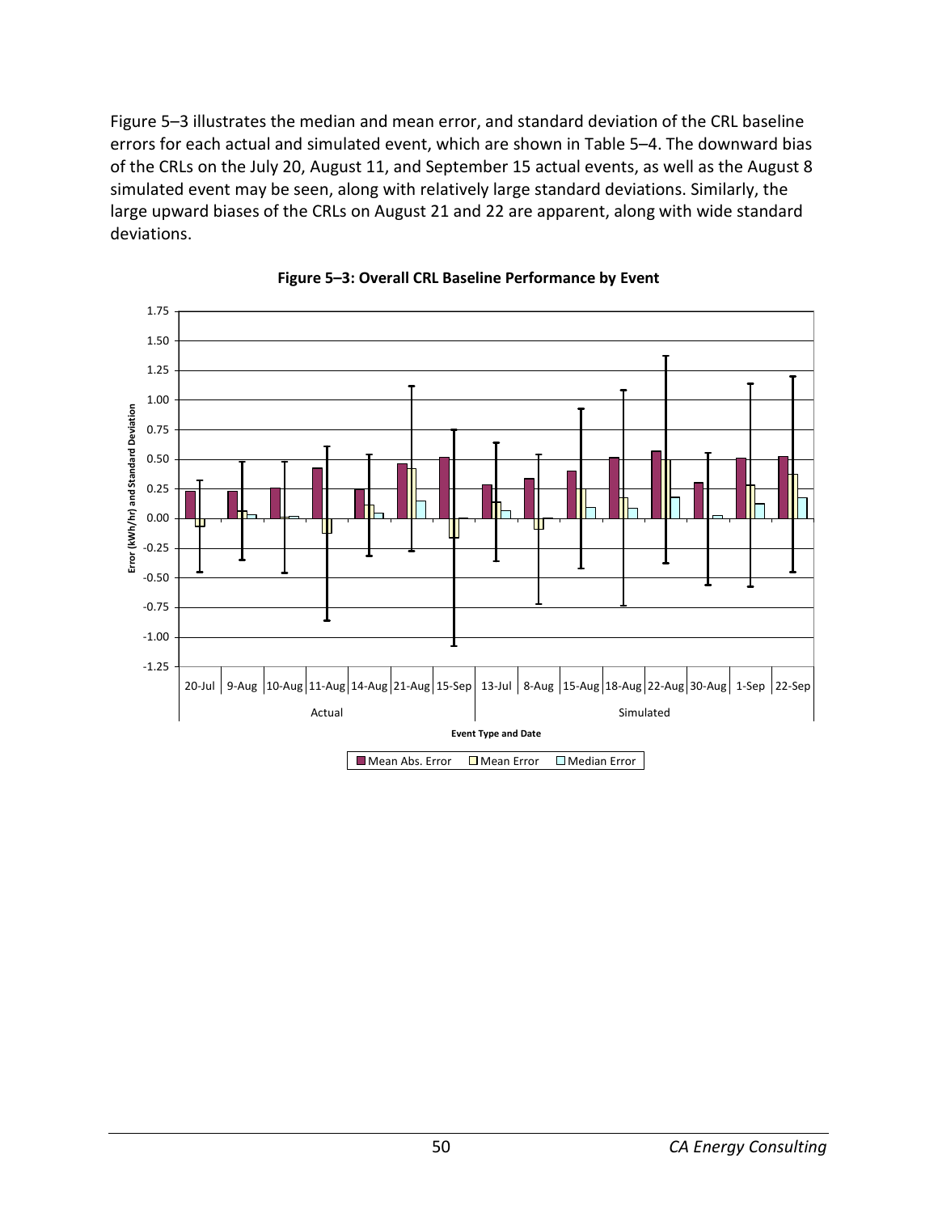Figure 5–3 illustrates the median and mean error, and standard deviation of the CRL baseline errors for each actual and simulated event, which are shown in Table 5–4. The downward bias of the CRLs on the July 20, August 11, and September 15 actual events, as well as the August 8 simulated event may be seen, along with relatively large standard deviations. Similarly, the large upward biases of the CRLs on August 21 and 22 are apparent, along with wide standard deviations.

**Figure 5–3: Overall CRL Baseline Performance by Event**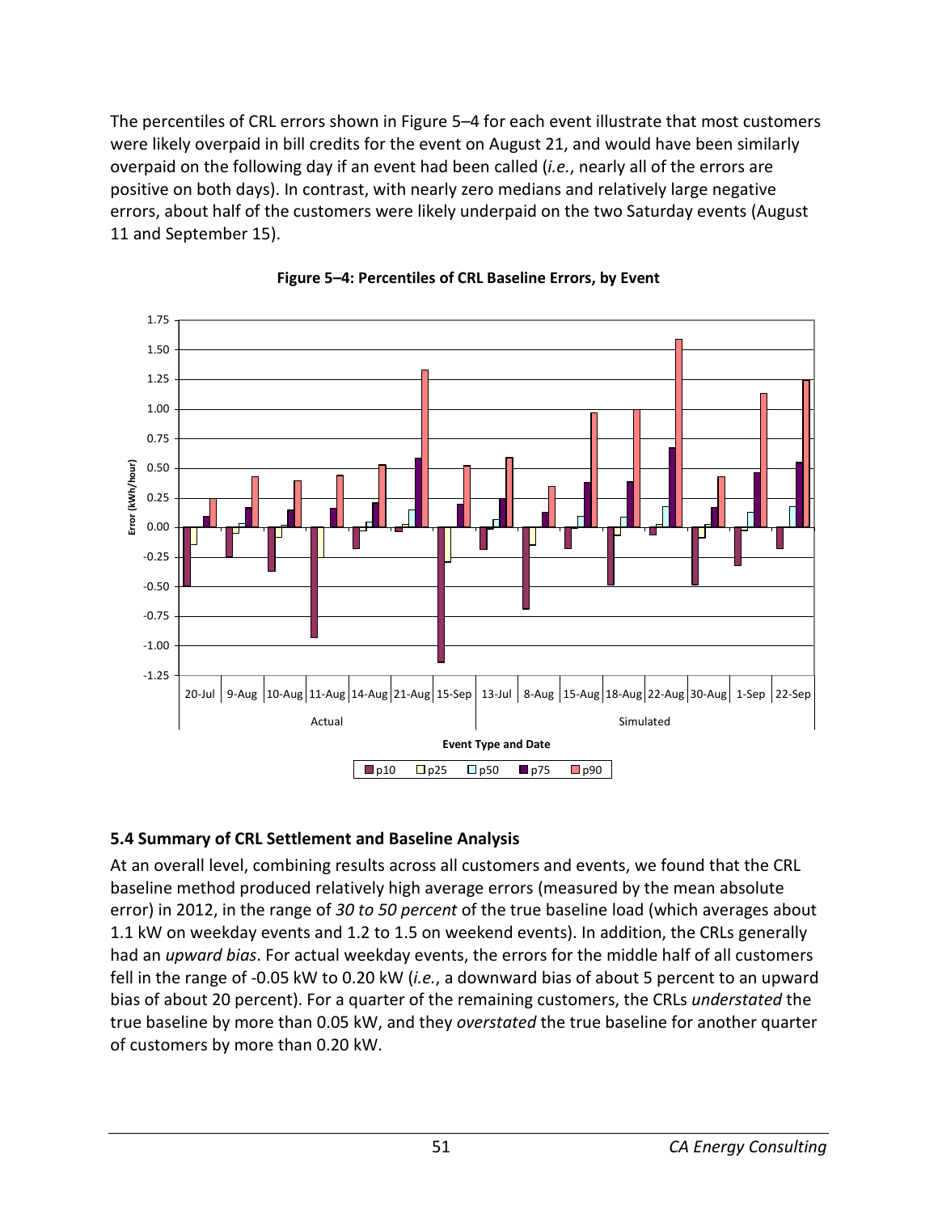The percentiles of CRL errors shown in Figure 5–4 for each event illustrate that most customers were likely overpaid in bill credits for the event on August 21, and would have been similarly overpaid on the following day if an event had been called (*i.e.*, nearly all of the errors are positive on both days). In contrast, with nearly zero medians and relatively large negative errors, about half of the customers were likely underpaid on the two Saturday events (August 11 and September 15).

**Figure 5–4: Percentiles of CRL Baseline Errors, by Event**

## 5.4 Summary of CRL Settlement and Baseline Analysis

At an overall level, combining results across all customers and events, we found that the CRL baseline method produced relatively high average errors (measured by the mean absolute error) in 2012, in the range of *30 to 50 percent* of the true baseline load (which averages about 1.1 kW on weekday events and 1.2 to 1.5 on weekend events). In addition, the CRLs generally had an *upward bias*. For actual weekday events, the errors for the middle half of all customers fell in the range of -0.05 kW to 0.20 kW (*i.e.*, a downward bias of about 5 percent to an upward bias of about 20 percent). For a quarter of the remaining customers, the CRLs *understated* the true baseline by more than 0.05 kW, and they *overstated* the true baseline for another quarter of customers by more than 0.20 kW.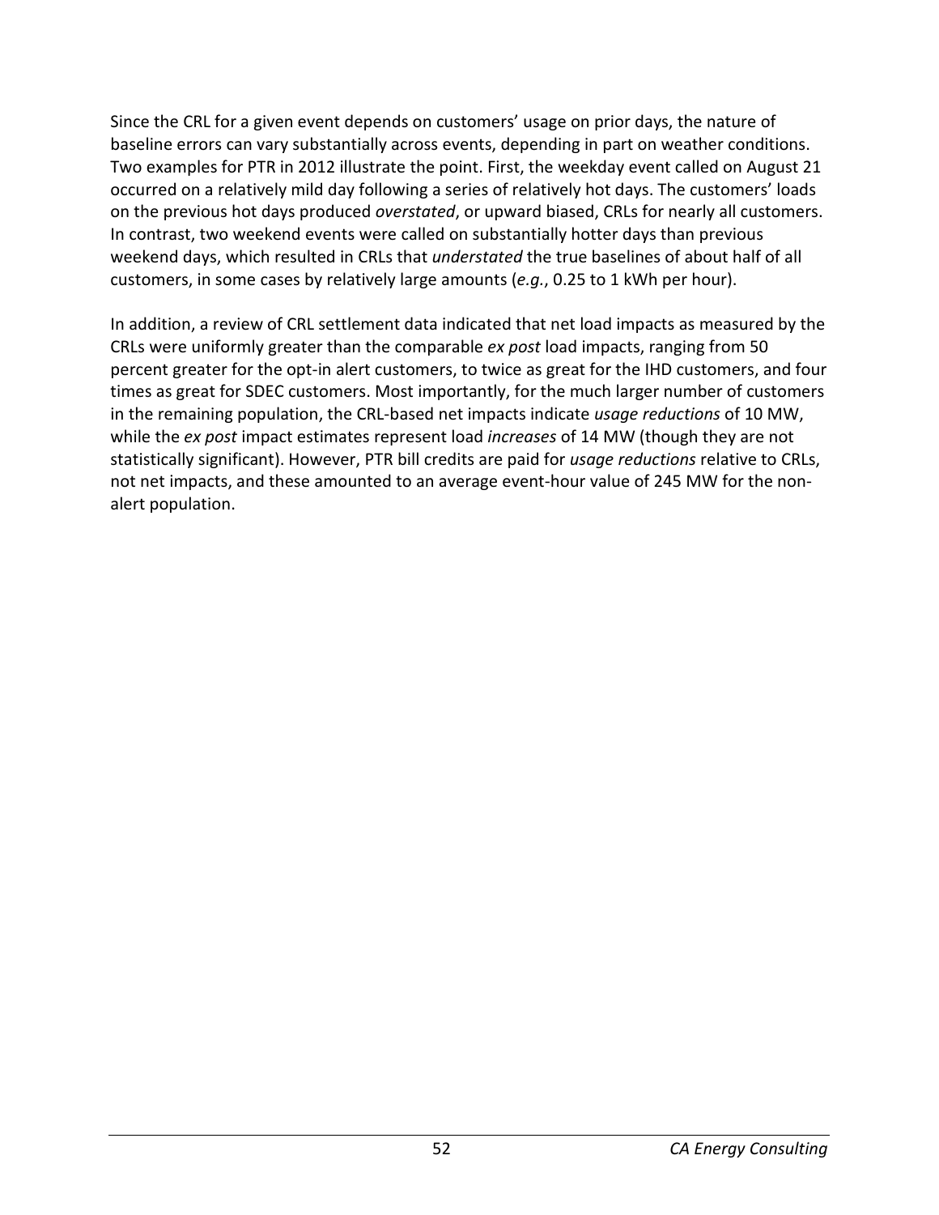Since the CRL for a given event depends on customers' usage on prior days, the nature of baseline errors can vary substantially across events, depending in part on weather conditions. Two examples for PTR in 2012 illustrate the point. First, the weekday event called on August 21 occurred on a relatively mild day following a series of relatively hot days. The customers' loads on the previous hot days produced *overstated*, or upward biased, CRLs for nearly all customers. In contrast, two weekend events were called on substantially hotter days than previous weekend days, which resulted in CRLs that *understated* the true baselines of about half of all customers, in some cases by relatively large amounts (*e.g.*, 0.25 to 1 kWh per hour).

In addition, a review of CRL settlement data indicated that net load impacts as measured by the CRLs were uniformly greater than the comparable *ex post* load impacts, ranging from 50 percent greater for the opt-in alert customers, to twice as great for the IHD customers, and four times as great for SDEC customers. Most importantly, for the much larger number of customers in the remaining population, the CRL-based net impacts indicate *usage reductions* of 10 MW, while the *ex post* impact estimates represent load *increases* of 14 MW (though they are not statistically significant). However, PTR bill credits are paid for *usage reductions* relative to CRLs, not net impacts, and these amounted to an average event-hour value of 245 MW for the non-alert population.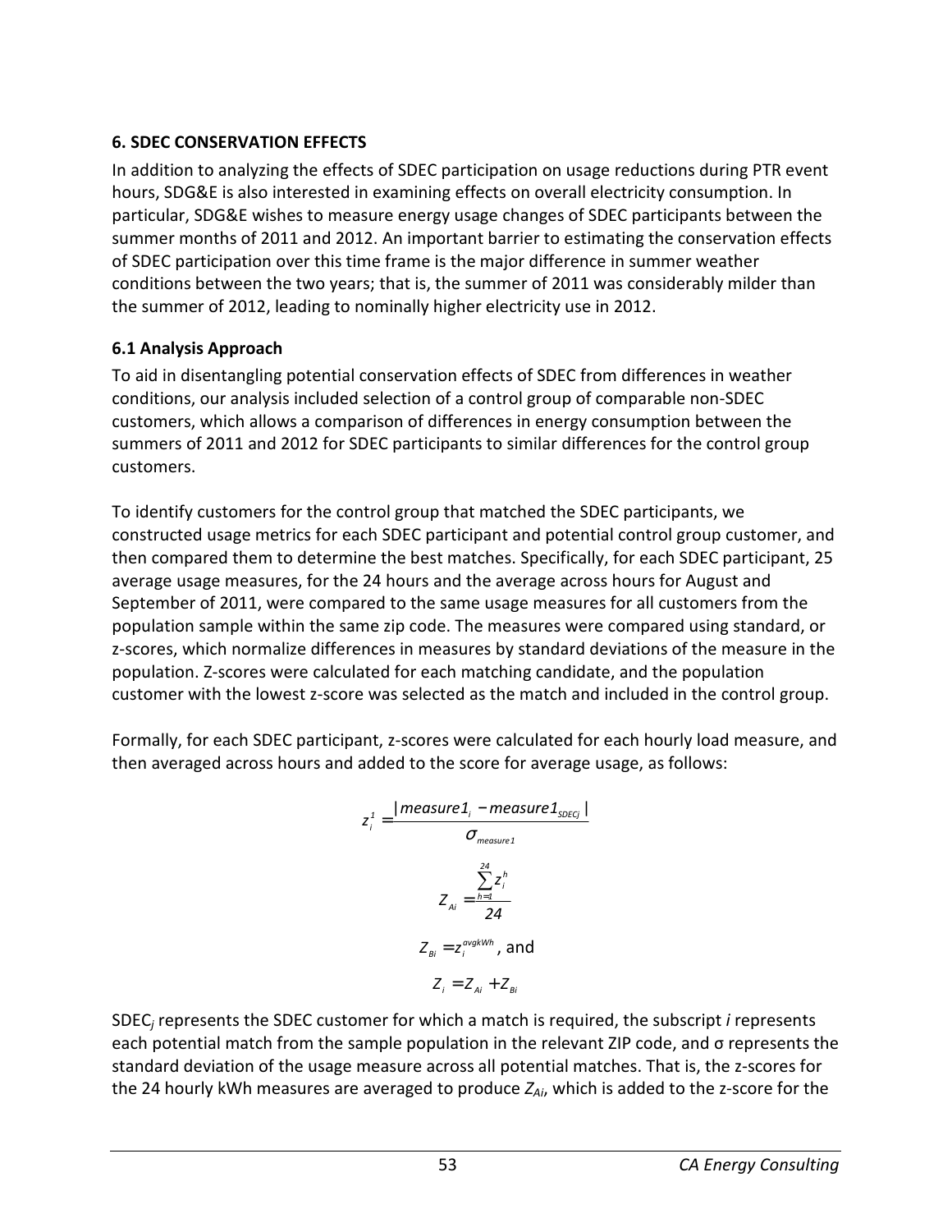## 6. SDEC CONSERVATION EFFECTS

In addition to analyzing the effects of SDEC participation on usage reductions during PTR event hours, SDG&E is also interested in examining effects on overall electricity consumption. In particular, SDG&E wishes to measure energy usage changes of SDEC participants between the summer months of 2011 and 2012. An important barrier to estimating the conservation effects of SDEC participation over this time frame is the major difference in summer weather conditions between the two years; that is, the summer of 2011 was considerably milder than the summer of 2012, leading to nominally higher electricity use in 2012.

### 6.1 Analysis Approach

To aid in disentangling potential conservation effects of SDEC from differences in weather conditions, our analysis included selection of a control group of comparable non-SDEC customers, which allows a comparison of differences in energy consumption between the summers of 2011 and 2012 for SDEC participants to similar differences for the control group customers.

To identify customers for the control group that matched the SDEC participants, we constructed usage metrics for each SDEC participant and potential control group customer, and then compared them to determine the best matches. Specifically, for each SDEC participant, 25 average usage measures, for the 24 hours and the average across hours for August and September of 2011, were compared to the same usage measures for all customers from the population sample within the same zip code. The measures were compared using standard, or z-scores, which normalize differences in measures by standard deviations of the measure in the population. Z-scores were calculated for each matching candidate, and the population customer with the lowest z-score was selected as the match and included in the control group.

Formally, for each SDEC participant, z-scores were calculated for each hourly load measure, and then averaged across hours and added to the score for average usage, as follows:

$$z_i^1 = \frac{|measure1_i - measure1_{SDECj}|}{\sigma_{measure1}}$$

$$Z_{Ai} = \frac{\sum_{h=1}^{24} z_i^h}{24}$$

$$Z_{Bi} = z_i^{avgkWh}\text{, and}$$

$$Z_i = Z_{Ai} + Z_{Bi}$$

$SDEC_j$ represents the SDEC customer for which a match is required, the subscript $i$ represents each potential match from the sample population in the relevant ZIP code, and σ represents the standard deviation of the usage measure across all potential matches. That is, the z-scores for the 24 hourly kWh measures are averaged to produce $Z_{Ai}$, which is added to the z-score for the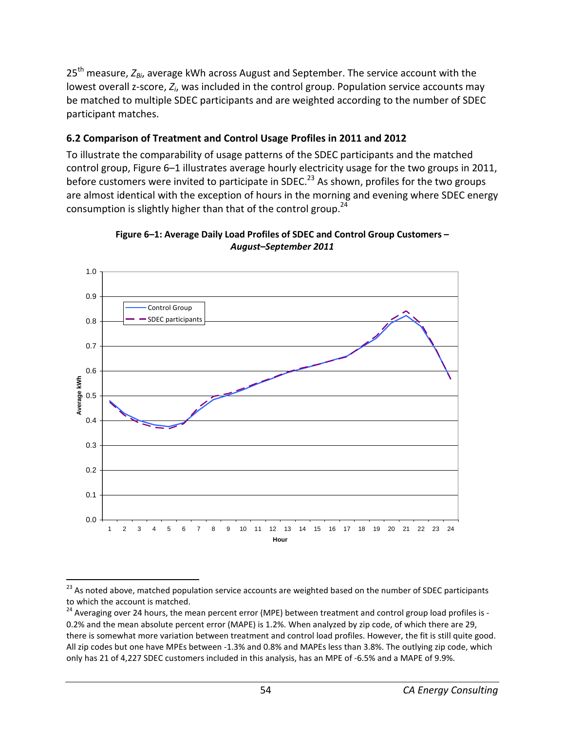25th measure, $Z_{Bi}$, average kWh across August and September. The service account with the lowest overall z-score, $Z_i$, was included in the control group. Population service accounts may be matched to multiple SDEC participants and are weighted according to the number of SDEC participant matches.

### 6.2 Comparison of Treatment and Control Usage Profiles in 2011 and 2012

To illustrate the comparability of usage patterns of the SDEC participants and the matched control group, Figure 6–1 illustrates average hourly electricity usage for the two groups in 2011, before customers were invited to participate in SDEC.[23] As shown, profiles for the two groups are almost identical with the exception of hours in the morning and evening where SDEC energy consumption is slightly higher than that of the control group.[24]

**Figure 6–1: Average Daily Load Profiles of SDEC and Control Group Customers – *August–September 2011***

---

[23] As noted above, matched population service accounts are weighted based on the number of SDEC participants to which the account is matched.

[24] Averaging over 24 hours, the mean percent error (MPE) between treatment and control group load profiles is -0.2% and the mean absolute percent error (MAPE) is 1.2%. When analyzed by zip code, of which there are 29, there is somewhat more variation between treatment and control load profiles. However, the fit is still quite good. All zip codes but one have MPEs between -1.3% and 0.8% and MAPEs less than 3.8%. The outlying zip code, which only has 21 of 4,227 SDEC customers included in this analysis, has an MPE of -6.5% and a MAPE of 9.9%.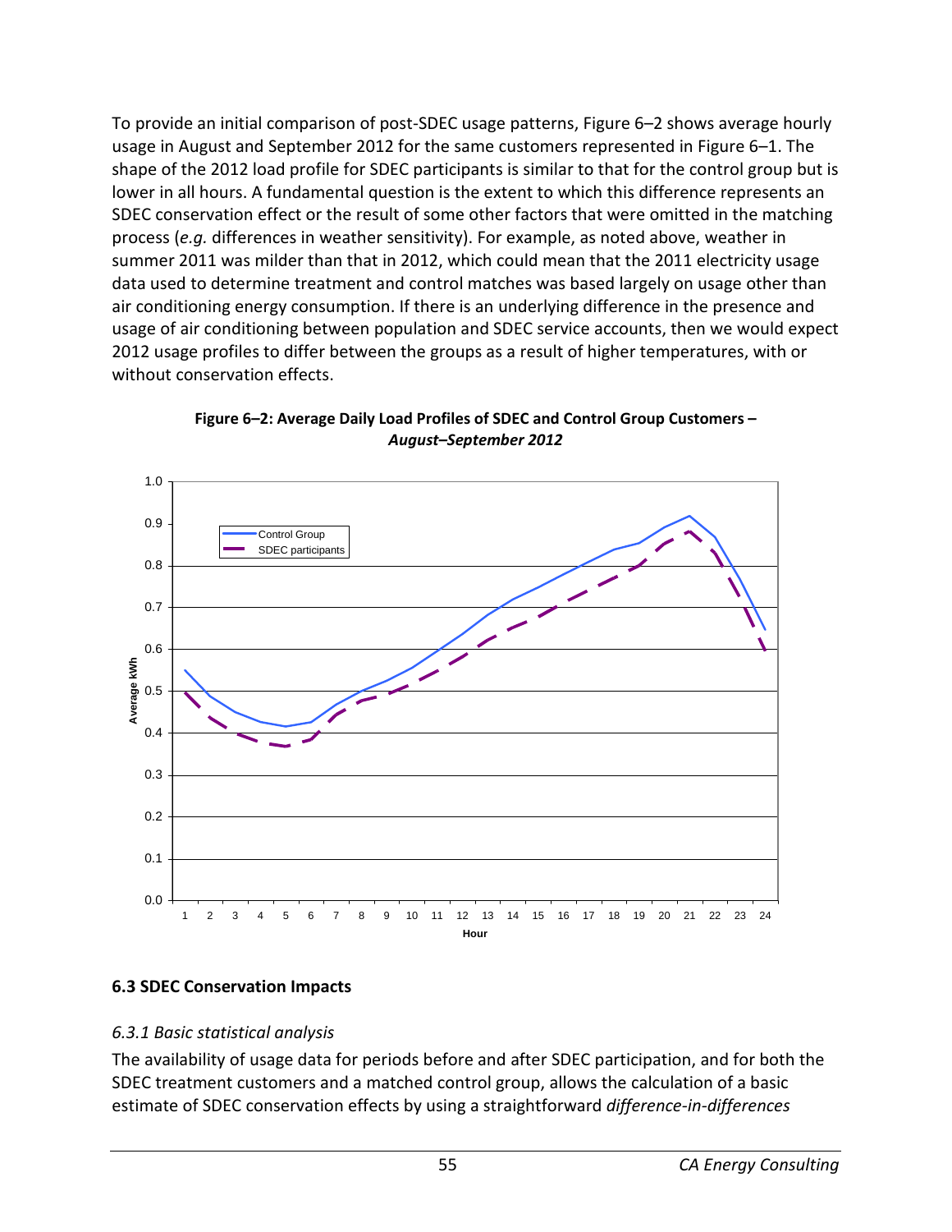To provide an initial comparison of post-SDEC usage patterns, Figure 6–2 shows average hourly usage in August and September 2012 for the same customers represented in Figure 6–1. The shape of the 2012 load profile for SDEC participants is similar to that for the control group but is lower in all hours. A fundamental question is the extent to which this difference represents an SDEC conservation effect or the result of some other factors that were omitted in the matching process (*e.g.* differences in weather sensitivity). For example, as noted above, weather in summer 2011 was milder than that in 2012, which could mean that the 2011 electricity usage data used to determine treatment and control matches was based largely on usage other than air conditioning energy consumption. If there is an underlying difference in the presence and usage of air conditioning between population and SDEC service accounts, then we would expect 2012 usage profiles to differ between the groups as a result of higher temperatures, with or without conservation effects.

**Figure 6–2: Average Daily Load Profiles of SDEC and Control Group Customers – *August–September 2012***

## 6.3 SDEC Conservation Impacts

### *6.3.1 Basic statistical analysis*

The availability of usage data for periods before and after SDEC participation, and for both the SDEC treatment customers and a matched control group, allows the calculation of a basic estimate of SDEC conservation effects by using a straightforward *difference-in-differences*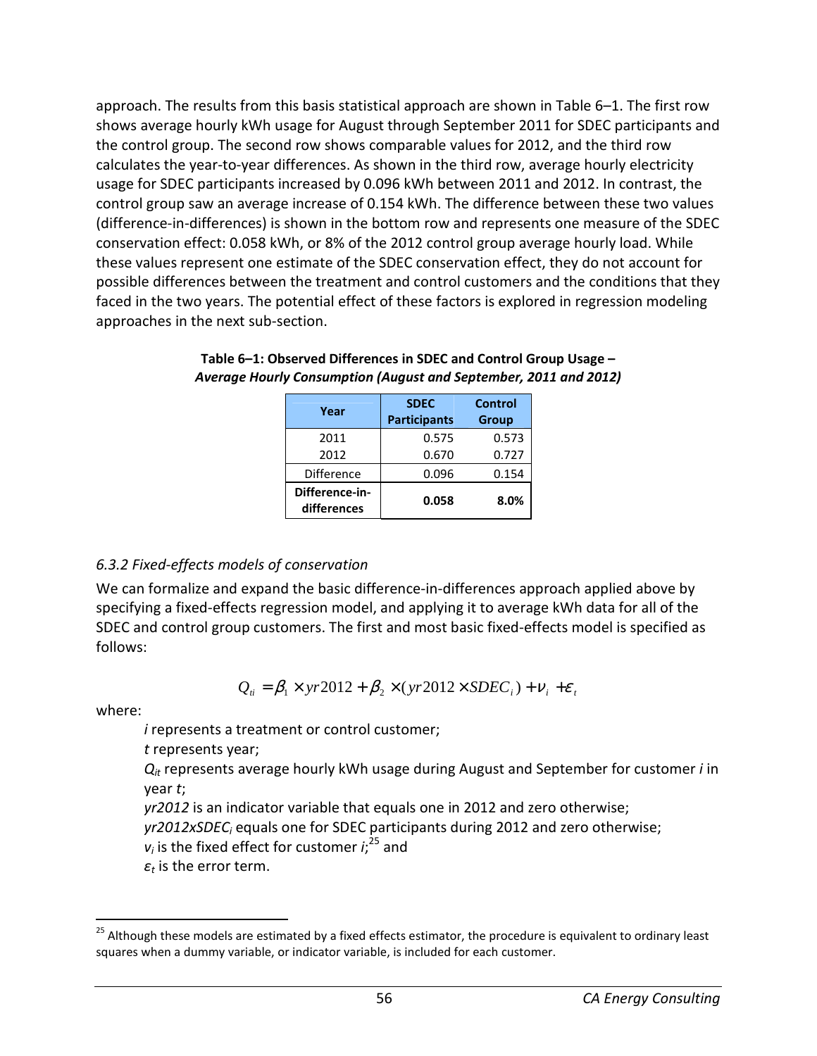approach. The results from this basis statistical approach are shown in Table 6–1. The first row shows average hourly kWh usage for August through September 2011 for SDEC participants and the control group. The second row shows comparable values for 2012, and the third row calculates the year-to-year differences. As shown in the third row, average hourly electricity usage for SDEC participants increased by 0.096 kWh between 2011 and 2012. In contrast, the control group saw an average increase of 0.154 kWh. The difference between these two values (difference-in-differences) is shown in the bottom row and represents one measure of the SDEC conservation effect: 0.058 kWh, or 8% of the 2012 control group average hourly load. While these values represent one estimate of the SDEC conservation effect, they do not account for possible differences between the treatment and control customers and the conditions that they faced in the two years. The potential effect of these factors is explored in regression modeling approaches in the next sub-section.

**Table 6–1: Observed Differences in SDEC and Control Group Usage –**
***Average Hourly Consumption (August and September, 2011 and 2012)***

| Year | SDEC Participants | Control Group |
|---|---|---|
| 2011 | 0.575 | 0.573 |
| 2012 | 0.670 | 0.727 |
| Difference | 0.096 | 0.154 |
| **Difference-in-differences** | **0.058** | **8.0%** |

*6.3.2 Fixed-effects models of conservation*

We can formalize and expand the basic difference-in-differences approach applied above by specifying a fixed-effects regression model, and applying it to average kWh data for all of the SDEC and control group customers. The first and most basic fixed-effects model is specified as follows:

$$Q_{ti} = \beta_1 \times yr2012 + \beta_2 \times (yr2012 \times SDEC_i) + \nu_i + \varepsilon_t$$

where:

$i$ represents a treatment or control customer;

$t$ represents year;

$Q_{it}$ represents average hourly kWh usage during August and September for customer $i$ in year $t$;

*yr2012* is an indicator variable that equals one in 2012 and zero otherwise;

$yr2012xSDEC_i$ equals one for SDEC participants during 2012 and zero otherwise;

$v_i$ is the fixed effect for customer $i$;[25] and

$\varepsilon_t$ is the error term.

[25] Although these models are estimated by a fixed effects estimator, the procedure is equivalent to ordinary least squares when a dummy variable, or indicator variable, is included for each customer.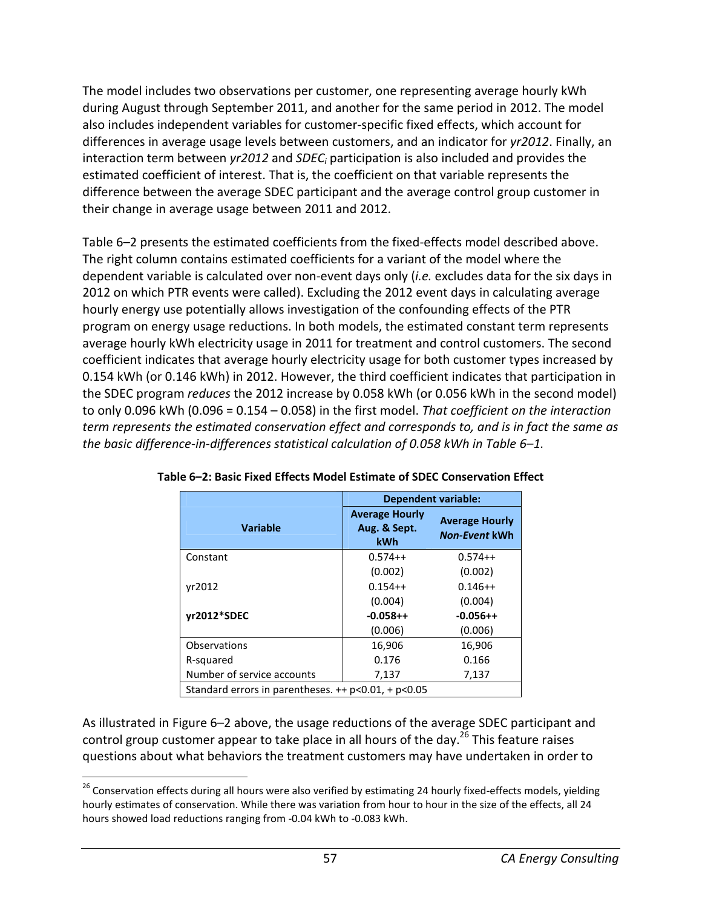The model includes two observations per customer, one representing average hourly kWh during August through September 2011, and another for the same period in 2012. The model also includes independent variables for customer-specific fixed effects, which account for differences in average usage levels between customers, and an indicator for *yr2012*. Finally, an interaction term between *yr2012* and $SDEC_i$ participation is also included and provides the estimated coefficient of interest. That is, the coefficient on that variable represents the difference between the average SDEC participant and the average control group customer in their change in average usage between 2011 and 2012.

Table 6–2 presents the estimated coefficients from the fixed-effects model described above. The right column contains estimated coefficients for a variant of the model where the dependent variable is calculated over non-event days only (*i.e.* excludes data for the six days in 2012 on which PTR events were called). Excluding the 2012 event days in calculating average hourly energy use potentially allows investigation of the confounding effects of the PTR program on energy usage reductions. In both models, the estimated constant term represents average hourly kWh electricity usage in 2011 for treatment and control customers. The second coefficient indicates that average hourly electricity usage for both customer types increased by 0.154 kWh (or 0.146 kWh) in 2012. However, the third coefficient indicates that participation in the SDEC program *reduces* the 2012 increase by 0.058 kWh (or 0.056 kWh in the second model) to only 0.096 kWh (0.096 = 0.154 – 0.058) in the first model. *That coefficient on the interaction term represents the estimated conservation effect and corresponds to, and is in fact the same as the basic difference-in-differences statistical calculation of 0.058 kWh in Table 6–1.*

**Table 6–2: Basic Fixed Effects Model Estimate of SDEC Conservation Effect**

| Variable | Dependent variable: | |
|---|---|---|
| | **Average Hourly Aug. & Sept. kWh** | **Average Hourly *Non-Event* kWh** |
| Constant | 0.574++ | 0.574++ |
| | (0.002) | (0.002) |
| yr2012 | 0.154++ | 0.146++ |
| | (0.004) | (0.004) |
| **yr2012*SDEC** | **-0.058++** | **-0.056++** |
| | (0.006) | (0.006) |
| Observations | 16,906 | 16,906 |
| R-squared | 0.176 | 0.166 |
| Number of service accounts | 7,137 | 7,137 |
| Standard errors in parentheses. ++ p<0.01, + p<0.05 | | |

As illustrated in Figure 6–2 above, the usage reductions of the average SDEC participant and control group customer appear to take place in all hours of the day.[26] This feature raises questions about what behaviors the treatment customers may have undertaken in order to

[26] Conservation effects during all hours were also verified by estimating 24 hourly fixed-effects models, yielding hourly estimates of conservation. While there was variation from hour to hour in the size of the effects, all 24 hours showed load reductions ranging from -0.04 kWh to -0.083 kWh.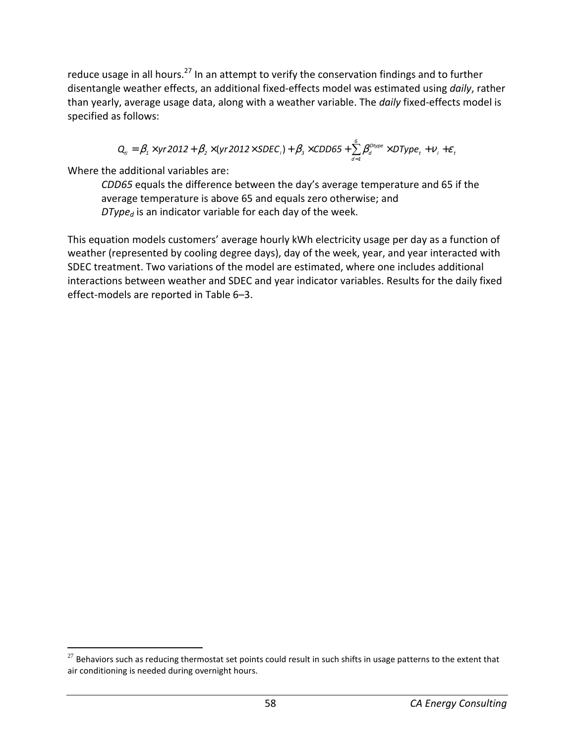reduce usage in all hours.[27] In an attempt to verify the conservation findings and to further disentangle weather effects, an additional fixed-effects model was estimated using *daily*, rather than yearly, average usage data, along with a weather variable. The *daily* fixed-effects model is specified as follows:

$$Q_{ti} = \beta_1 \times yr2012 + \beta_2 \times (yr2012 \times SDEC_i) + \beta_3 \times CDD65 + \sum_{d=1}^{6} \beta_d^{Dtype} \times DType_t + \nu_i + \varepsilon_t$$

Where the additional variables are:

*CDD65* equals the difference between the day's average temperature and 65 if the average temperature is above 65 and equals zero otherwise; and

*$DType_d$* is an indicator variable for each day of the week.

This equation models customers' average hourly kWh electricity usage per day as a function of weather (represented by cooling degree days), day of the week, year, and year interacted with SDEC treatment. Two variations of the model are estimated, where one includes additional interactions between weather and SDEC and year indicator variables. Results for the daily fixed effect-models are reported in Table 6–3.

[27] Behaviors such as reducing thermostat set points could result in such shifts in usage patterns to the extent that air conditioning is needed during overnight hours.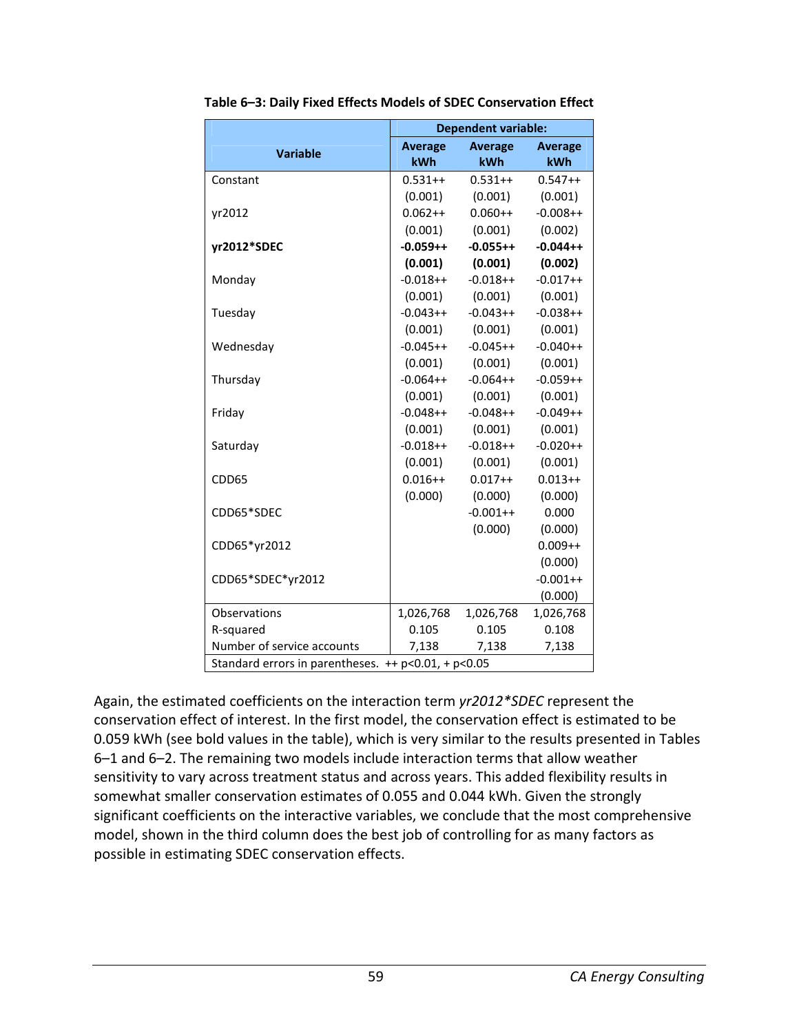**Table 6–3: Daily Fixed Effects Models of SDEC Conservation Effect**

| Variable | Dependent variable: | | |
|---|---|---|---|
| | Average kWh | Average kWh | Average kWh |
| Constant | 0.531++ | 0.531++ | 0.547++ |
| | (0.001) | (0.001) | (0.001) |
| yr2012 | 0.062++ | 0.060++ | -0.008++ |
| | (0.001) | (0.001) | (0.002) |
| **yr2012*SDEC** | **-0.059++** | **-0.055++** | **-0.044++** |
| | **(0.001)** | **(0.001)** | **(0.002)** |
| Monday | -0.018++ | -0.018++ | -0.017++ |
| | (0.001) | (0.001) | (0.001) |
| Tuesday | -0.043++ | -0.043++ | -0.038++ |
| | (0.001) | (0.001) | (0.001) |
| Wednesday | -0.045++ | -0.045++ | -0.040++ |
| | (0.001) | (0.001) | (0.001) |
| Thursday | -0.064++ | -0.064++ | -0.059++ |
| | (0.001) | (0.001) | (0.001) |
| Friday | -0.048++ | -0.048++ | -0.049++ |
| | (0.001) | (0.001) | (0.001) |
| Saturday | -0.018++ | -0.018++ | -0.020++ |
| | (0.001) | (0.001) | (0.001) |
| CDD65 | 0.016++ | 0.017++ | 0.013++ |
| | (0.000) | (0.000) | (0.000) |
| CDD65*SDEC | | -0.001++ | 0.000 |
| | | (0.000) | (0.000) |
| CDD65*yr2012 | | | 0.009++ |
| | | | (0.000) |
| CDD65*SDEC*yr2012 | | | -0.001++ |
| | | | (0.000) |
| Observations | 1,026,768 | 1,026,768 | 1,026,768 |
| R-squared | 0.105 | 0.105 | 0.108 |
| Number of service accounts | 7,138 | 7,138 | 7,138 |
| Standard errors in parentheses. ++ p<0.01, + p<0.05 | | | |

Again, the estimated coefficients on the interaction term *yr2012*SDEC* represent the conservation effect of interest. In the first model, the conservation effect is estimated to be 0.059 kWh (see bold values in the table), which is very similar to the results presented in Tables 6–1 and 6–2. The remaining two models include interaction terms that allow weather sensitivity to vary across treatment status and across years. This added flexibility results in somewhat smaller conservation estimates of 0.055 and 0.044 kWh. Given the strongly significant coefficients on the interactive variables, we conclude that the most comprehensive model, shown in the third column does the best job of controlling for as many factors as possible in estimating SDEC conservation effects.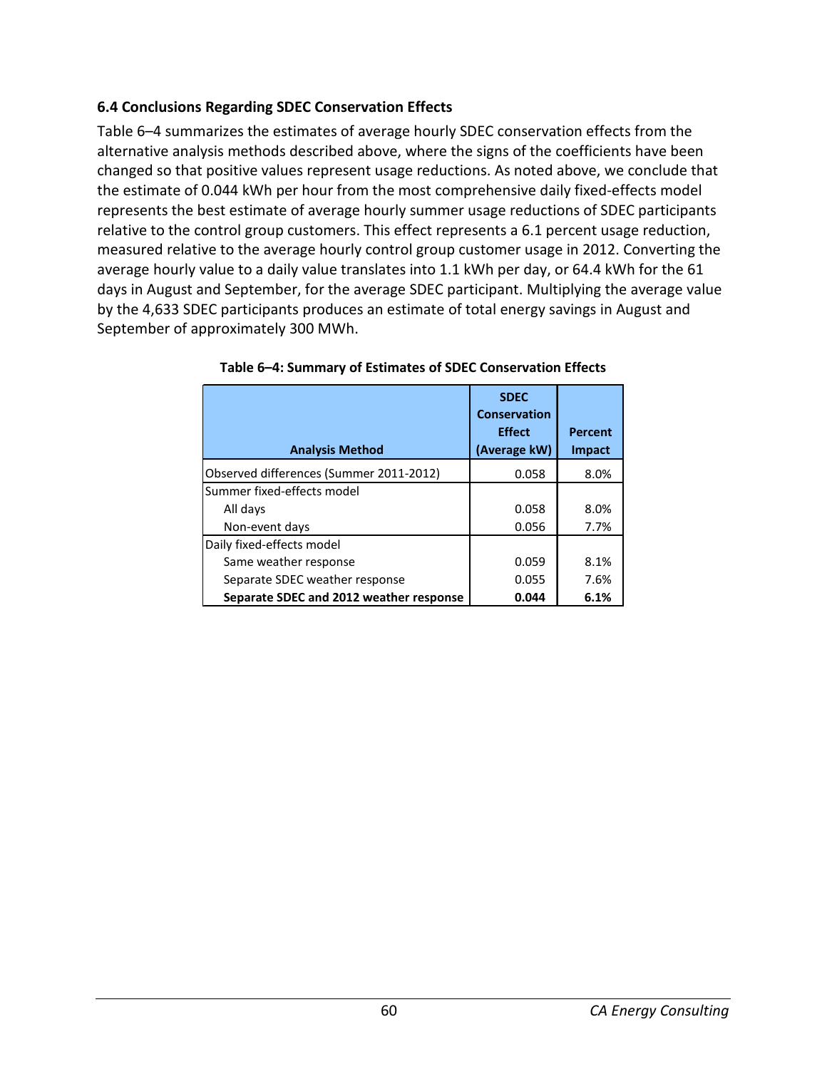### 6.4 Conclusions Regarding SDEC Conservation Effects

Table 6–4 summarizes the estimates of average hourly SDEC conservation effects from the alternative analysis methods described above, where the signs of the coefficients have been changed so that positive values represent usage reductions. As noted above, we conclude that the estimate of 0.044 kWh per hour from the most comprehensive daily fixed-effects model represents the best estimate of average hourly summer usage reductions of SDEC participants relative to the control group customers. This effect represents a 6.1 percent usage reduction, measured relative to the average hourly control group customer usage in 2012. Converting the average hourly value to a daily value translates into 1.1 kWh per day, or 64.4 kWh for the 61 days in August and September, for the average SDEC participant. Multiplying the average value by the 4,633 SDEC participants produces an estimate of total energy savings in August and September of approximately 300 MWh.

**Table 6–4: Summary of Estimates of SDEC Conservation Effects**

| Analysis Method | SDEC Conservation Effect (Average kW) | Percent Impact |
|---|---|---|
| Observed differences (Summer 2011-2012) | 0.058 | 8.0% |
| Summer fixed-effects model | | |
| All days | 0.058 | 8.0% |
| Non-event days | 0.056 | 7.7% |
| Daily fixed-effects model | | |
| Same weather response | 0.059 | 8.1% |
| Separate SDEC weather response | 0.055 | 7.6% |
| **Separate SDEC and 2012 weather response** | **0.044** | **6.1%** |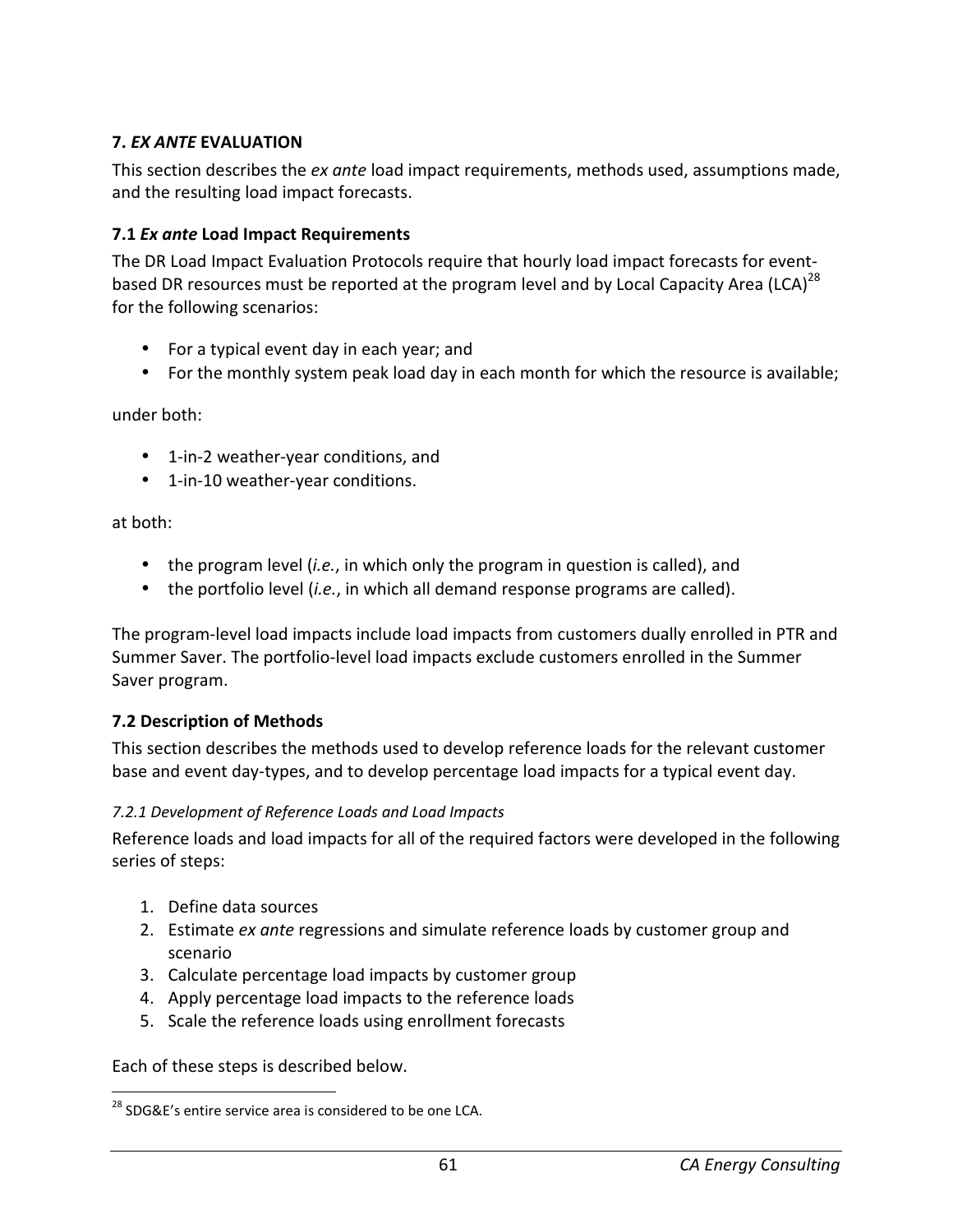## 7. *EX ANTE* EVALUATION

This section describes the *ex ante* load impact requirements, methods used, assumptions made, and the resulting load impact forecasts.

### 7.1 *Ex ante* Load Impact Requirements

The DR Load Impact Evaluation Protocols require that hourly load impact forecasts for event-based DR resources must be reported at the program level and by Local Capacity Area (LCA)[28] for the following scenarios:

- For a typical event day in each year; and
- For the monthly system peak load day in each month for which the resource is available;

under both:

- 1-in-2 weather-year conditions, and
- 1-in-10 weather-year conditions.

at both:

- the program level (*i.e.*, in which only the program in question is called), and
- the portfolio level (*i.e.*, in which all demand response programs are called).

The program-level load impacts include load impacts from customers dually enrolled in PTR and Summer Saver. The portfolio-level load impacts exclude customers enrolled in the Summer Saver program.

### 7.2 Description of Methods

This section describes the methods used to develop reference loads for the relevant customer base and event day-types, and to develop percentage load impacts for a typical event day.

#### *7.2.1 Development of Reference Loads and Load Impacts*

Reference loads and load impacts for all of the required factors were developed in the following series of steps:

1. Define data sources
2. Estimate *ex ante* regressions and simulate reference loads by customer group and scenario
3. Calculate percentage load impacts by customer group
4. Apply percentage load impacts to the reference loads
5. Scale the reference loads using enrollment forecasts

Each of these steps is described below.

---

[28] SDG&E's entire service area is considered to be one LCA.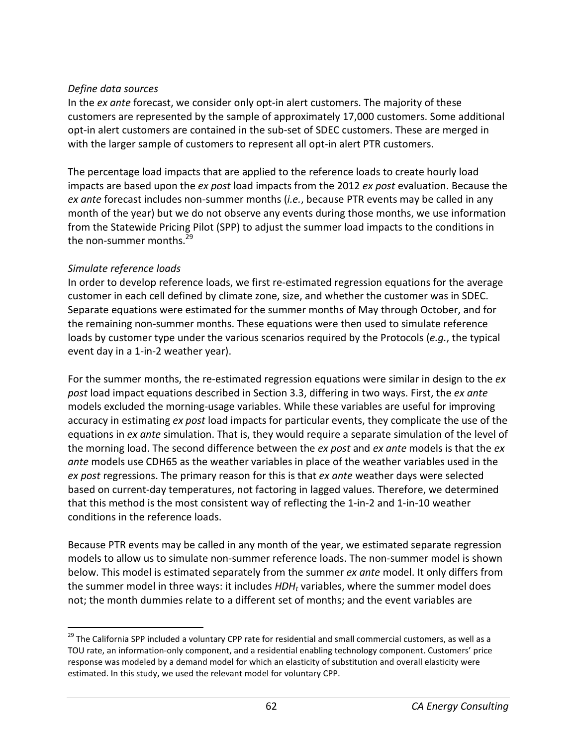*Define data sources*

In the *ex ante* forecast, we consider only opt-in alert customers. The majority of these customers are represented by the sample of approximately 17,000 customers. Some additional opt-in alert customers are contained in the sub-set of SDEC customers. These are merged in with the larger sample of customers to represent all opt-in alert PTR customers.

The percentage load impacts that are applied to the reference loads to create hourly load impacts are based upon the *ex post* load impacts from the 2012 *ex post* evaluation. Because the *ex ante* forecast includes non-summer months (*i.e.*, because PTR events may be called in any month of the year) but we do not observe any events during those months, we use information from the Statewide Pricing Pilot (SPP) to adjust the summer load impacts to the conditions in the non-summer months.[29]

*Simulate reference loads*

In order to develop reference loads, we first re-estimated regression equations for the average customer in each cell defined by climate zone, size, and whether the customer was in SDEC. Separate equations were estimated for the summer months of May through October, and for the remaining non-summer months. These equations were then used to simulate reference loads by customer type under the various scenarios required by the Protocols (*e.g.*, the typical event day in a 1-in-2 weather year).

For the summer months, the re-estimated regression equations were similar in design to the *ex post* load impact equations described in Section 3.3, differing in two ways. First, the *ex ante* models excluded the morning-usage variables. While these variables are useful for improving accuracy in estimating *ex post* load impacts for particular events, they complicate the use of the equations in *ex ante* simulation. That is, they would require a separate simulation of the level of the morning load. The second difference between the *ex post* and *ex ante* models is that the *ex ante* models use CDH65 as the weather variables in place of the weather variables used in the *ex post* regressions. The primary reason for this is that *ex ante* weather days were selected based on current-day temperatures, not factoring in lagged values. Therefore, we determined that this method is the most consistent way of reflecting the 1-in-2 and 1-in-10 weather conditions in the reference loads.

Because PTR events may be called in any month of the year, we estimated separate regression models to allow us to simulate non-summer reference loads. The non-summer model is shown below. This model is estimated separately from the summer *ex ante* model. It only differs from the summer model in three ways: it includes $HDH_t$ variables, where the summer model does not; the month dummies relate to a different set of months; and the event variables are

[29] The California SPP included a voluntary CPP rate for residential and small commercial customers, as well as a TOU rate, an information-only component, and a residential enabling technology component. Customers' price response was modeled by a demand model for which an elasticity of substitution and overall elasticity were estimated. In this study, we used the relevant model for voluntary CPP.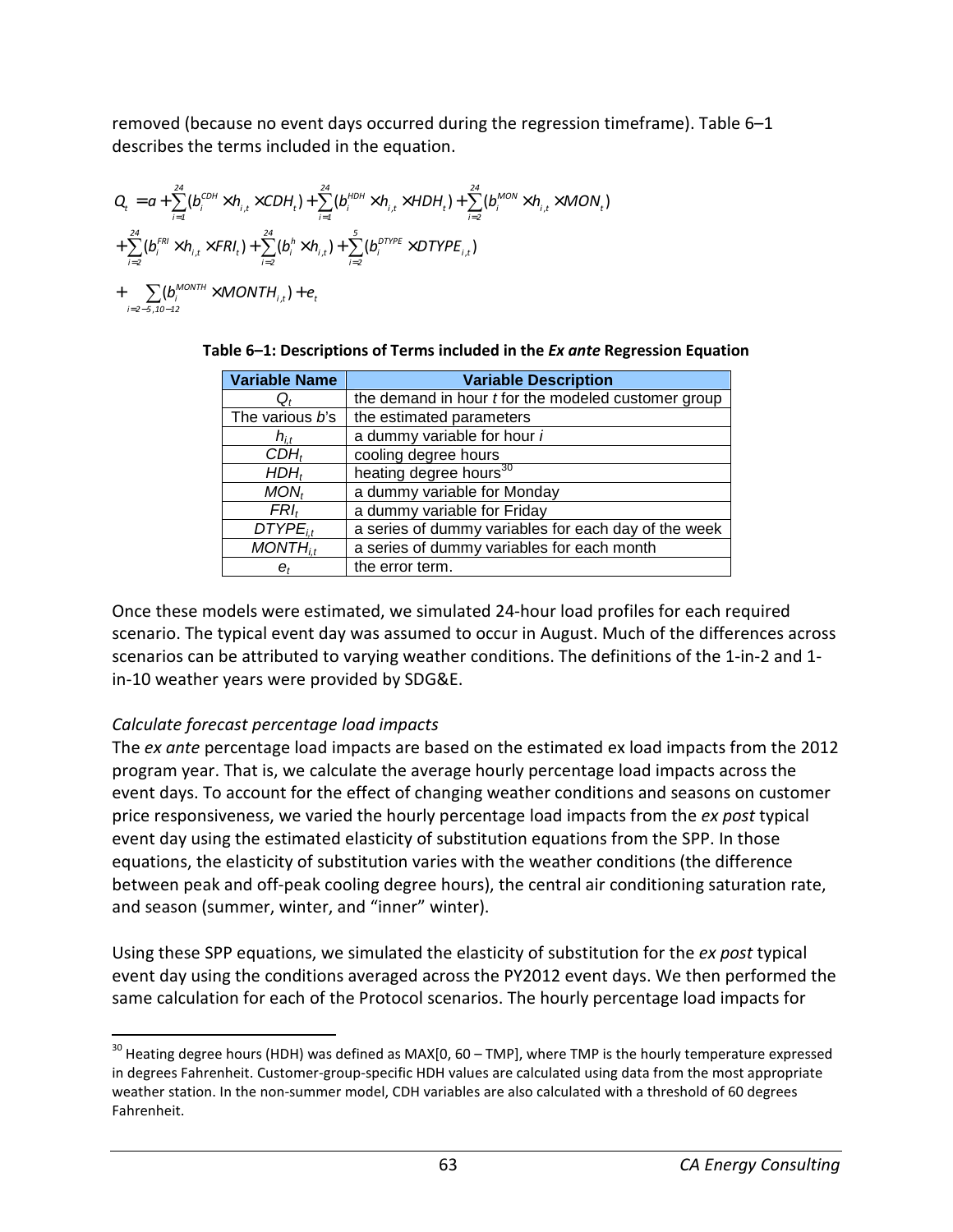removed (because no event days occurred during the regression timeframe). Table 6–1 describes the terms included in the equation.

$$Q_t = a + \sum_{i=1}^{24}(b_i^{CDH} \times h_{i,t} \times CDH_t) + \sum_{i=1}^{24}(b_i^{HDH} \times h_{i,t} \times HDH_t) + \sum_{i=2}^{24}(b_i^{MON} \times h_{i,t} \times MON_t)$$
$$+ \sum_{i=2}^{24}(b_i^{FRI} \times h_{i,t} \times FRI_t) + \sum_{i=2}^{24}(b_i^{h} \times h_{i,t}) + \sum_{i=2}^{5}(b_i^{DTYPE} \times DTYPE_{i,t})$$
$$+ \sum_{i=2-5,10-12}(b_i^{MONTH} \times MONTH_{i,t}) + e_t$$

**Table 6–1: Descriptions of Terms included in the *Ex ante* Regression Equation**

| Variable Name | Variable Description |
|---|---|
| $Q_t$ | the demand in hour *t* for the modeled customer group |
| The various *b*'s | the estimated parameters |
| $h_{i,t}$ | a dummy variable for hour *i* |
| $CDH_t$ | cooling degree hours |
| $HDH_t$ | heating degree hours[30] |
| $MON_t$ | a dummy variable for Monday |
| $FRI_t$ | a dummy variable for Friday |
| $DTYPE_{i,t}$ | a series of dummy variables for each day of the week |
| $MONTH_{i,t}$ | a series of dummy variables for each month |
| $e_t$ | the error term. |

Once these models were estimated, we simulated 24-hour load profiles for each required scenario. The typical event day was assumed to occur in August. Much of the differences across scenarios can be attributed to varying weather conditions. The definitions of the 1-in-2 and 1-in-10 weather years were provided by SDG&E.

*Calculate forecast percentage load impacts*

The *ex ante* percentage load impacts are based on the estimated ex load impacts from the 2012 program year. That is, we calculate the average hourly percentage load impacts across the event days. To account for the effect of changing weather conditions and seasons on customer price responsiveness, we varied the hourly percentage load impacts from the *ex post* typical event day using the estimated elasticity of substitution equations from the SPP. In those equations, the elasticity of substitution varies with the weather conditions (the difference between peak and off-peak cooling degree hours), the central air conditioning saturation rate, and season (summer, winter, and "inner" winter).

Using these SPP equations, we simulated the elasticity of substitution for the *ex post* typical event day using the conditions averaged across the PY2012 event days. We then performed the same calculation for each of the Protocol scenarios. The hourly percentage load impacts for

[30] Heating degree hours (HDH) was defined as MAX[0, 60 – TMP], where TMP is the hourly temperature expressed in degrees Fahrenheit. Customer-group-specific HDH values are calculated using data from the most appropriate weather station. In the non-summer model, CDH variables are also calculated with a threshold of 60 degrees Fahrenheit.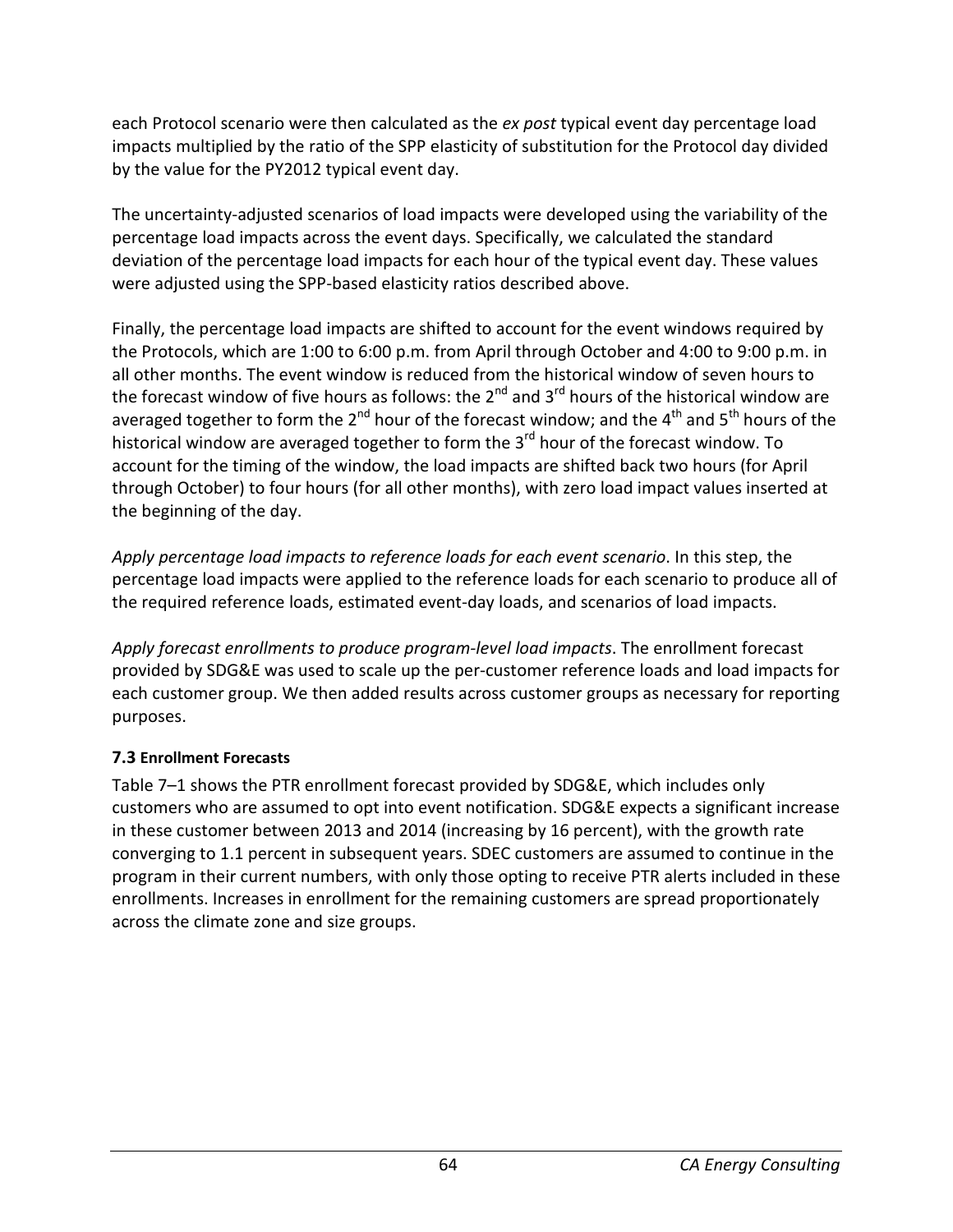each Protocol scenario were then calculated as the *ex post* typical event day percentage load impacts multiplied by the ratio of the SPP elasticity of substitution for the Protocol day divided by the value for the PY2012 typical event day.

The uncertainty-adjusted scenarios of load impacts were developed using the variability of the percentage load impacts across the event days. Specifically, we calculated the standard deviation of the percentage load impacts for each hour of the typical event day. These values were adjusted using the SPP-based elasticity ratios described above.

Finally, the percentage load impacts are shifted to account for the event windows required by the Protocols, which are 1:00 to 6:00 p.m. from April through October and 4:00 to 9:00 p.m. in all other months. The event window is reduced from the historical window of seven hours to the forecast window of five hours as follows: the 2nd and 3rd hours of the historical window are averaged together to form the 2nd hour of the forecast window; and the 4th and 5th hours of the historical window are averaged together to form the 3rd hour of the forecast window. To account for the timing of the window, the load impacts are shifted back two hours (for April through October) to four hours (for all other months), with zero load impact values inserted at the beginning of the day.

*Apply percentage load impacts to reference loads for each event scenario*. In this step, the percentage load impacts were applied to the reference loads for each scenario to produce all of the required reference loads, estimated event-day loads, and scenarios of load impacts.

*Apply forecast enrollments to produce program-level load impacts*. The enrollment forecast provided by SDG&E was used to scale up the per-customer reference loads and load impacts for each customer group. We then added results across customer groups as necessary for reporting purposes.

### 7.3 Enrollment Forecasts

Table 7–1 shows the PTR enrollment forecast provided by SDG&E, which includes only customers who are assumed to opt into event notification. SDG&E expects a significant increase in these customer between 2013 and 2014 (increasing by 16 percent), with the growth rate converging to 1.1 percent in subsequent years. SDEC customers are assumed to continue in the program in their current numbers, with only those opting to receive PTR alerts included in these enrollments. Increases in enrollment for the remaining customers are spread proportionately across the climate zone and size groups.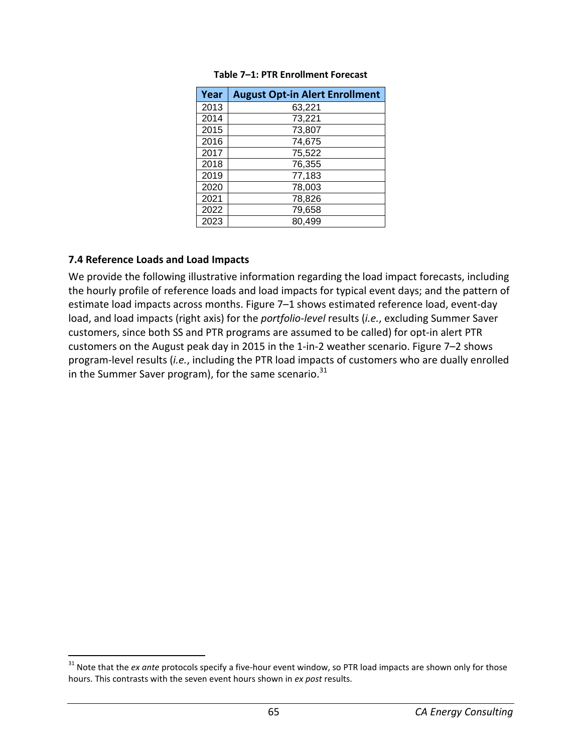**Table 7–1: PTR Enrollment Forecast**

| Year | August Opt-in Alert Enrollment |
|---|---|
| 2013 | 63,221 |
| 2014 | 73,221 |
| 2015 | 73,807 |
| 2016 | 74,675 |
| 2017 | 75,522 |
| 2018 | 76,355 |
| 2019 | 77,183 |
| 2020 | 78,003 |
| 2021 | 78,826 |
| 2022 | 79,658 |
| 2023 | 80,499 |

### 7.4 Reference Loads and Load Impacts

We provide the following illustrative information regarding the load impact forecasts, including the hourly profile of reference loads and load impacts for typical event days; and the pattern of estimate load impacts across months. Figure 7–1 shows estimated reference load, event-day load, and load impacts (right axis) for the *portfolio-level* results (*i.e.*, excluding Summer Saver customers, since both SS and PTR programs are assumed to be called) for opt-in alert PTR customers on the August peak day in 2015 in the 1-in-2 weather scenario. Figure 7–2 shows program-level results (*i.e.*, including the PTR load impacts of customers who are dually enrolled in the Summer Saver program), for the same scenario.[31]

[31] Note that the *ex ante* protocols specify a five-hour event window, so PTR load impacts are shown only for those hours. This contrasts with the seven event hours shown in *ex post* results.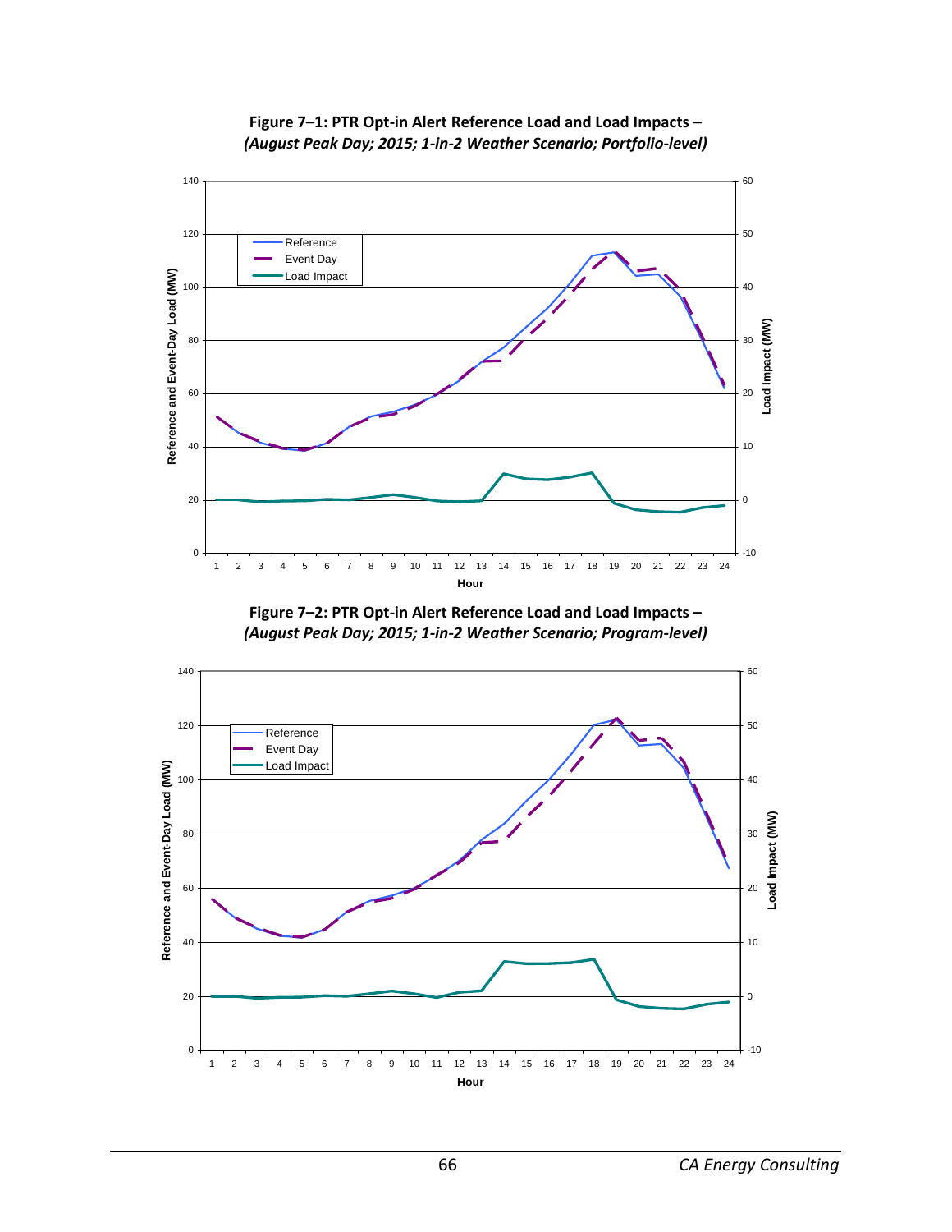**Figure 7–1: PTR Opt-in Alert Reference Load and Load Impacts –**
***(August Peak Day; 2015; 1-in-2 Weather Scenario; Portfolio-level)***

**Figure 7–2: PTR Opt-in Alert Reference Load and Load Impacts –**
***(August Peak Day; 2015; 1-in-2 Weather Scenario; Program-level)***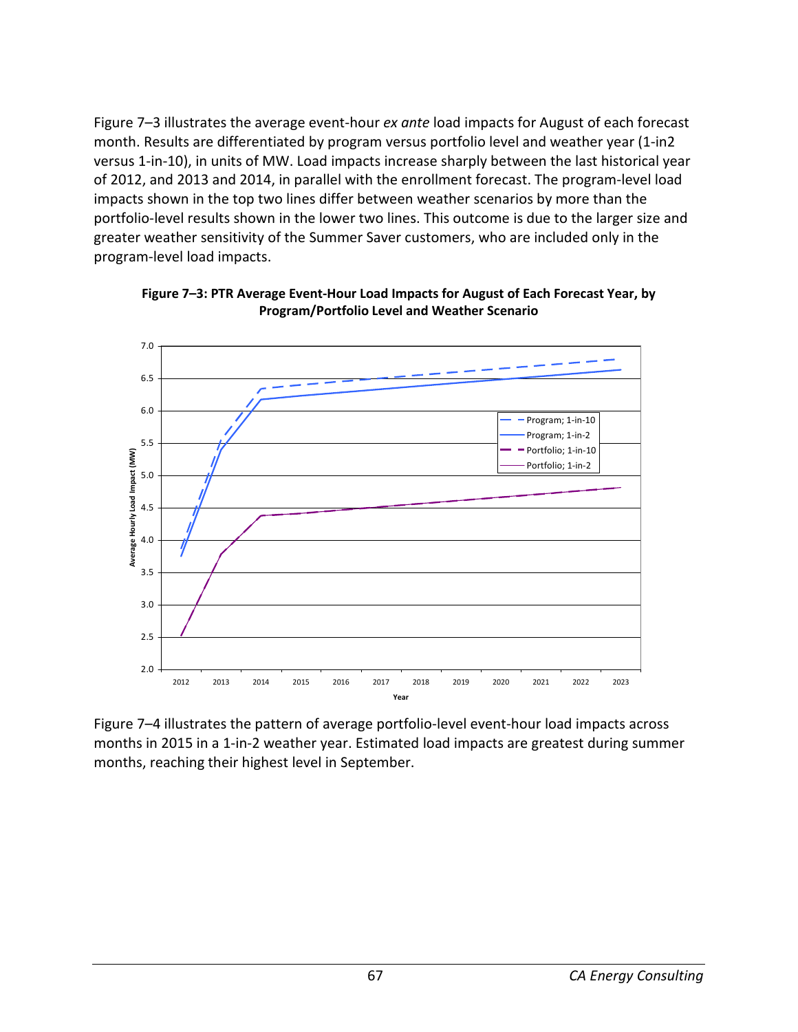Figure 7–3 illustrates the average event-hour *ex ante* load impacts for August of each forecast month. Results are differentiated by program versus portfolio level and weather year (1-in2 versus 1-in-10), in units of MW. Load impacts increase sharply between the last historical year of 2012, and 2013 and 2014, in parallel with the enrollment forecast. The program-level load impacts shown in the top two lines differ between weather scenarios by more than the portfolio-level results shown in the lower two lines. This outcome is due to the larger size and greater weather sensitivity of the Summer Saver customers, who are included only in the program-level load impacts.

**Figure 7–3: PTR Average Event-Hour Load Impacts for August of Each Forecast Year, by Program/Portfolio Level and Weather Scenario**

Figure 7–4 illustrates the pattern of average portfolio-level event-hour load impacts across months in 2015 in a 1-in-2 weather year. Estimated load impacts are greatest during summer months, reaching their highest level in September.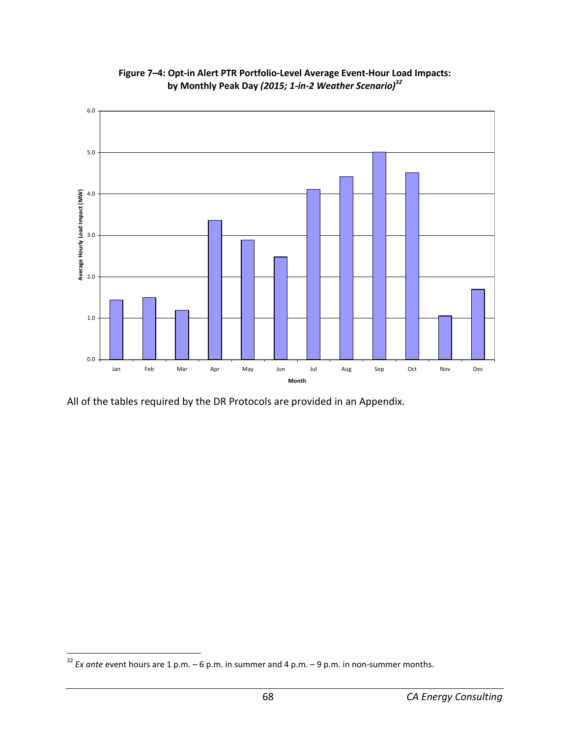**Figure 7–4: Opt-in Alert PTR Portfolio-Level Average Event-Hour Load Impacts: by Monthly Peak Day *(2015; 1-in-2 Weather Scenario)*[32]**

All of the tables required by the DR Protocols are provided in an Appendix.

[32] *Ex ante* event hours are 1 p.m. – 6 p.m. in summer and 4 p.m. – 9 p.m. in non-summer months.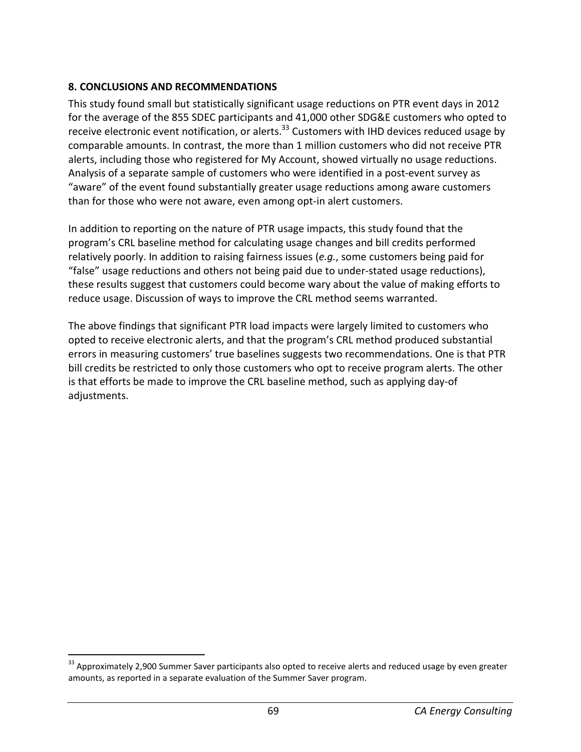## 8. CONCLUSIONS AND RECOMMENDATIONS

This study found small but statistically significant usage reductions on PTR event days in 2012 for the average of the 855 SDEC participants and 41,000 other SDG&E customers who opted to receive electronic event notification, or alerts.[33] Customers with IHD devices reduced usage by comparable amounts. In contrast, the more than 1 million customers who did not receive PTR alerts, including those who registered for My Account, showed virtually no usage reductions. Analysis of a separate sample of customers who were identified in a post-event survey as "aware" of the event found substantially greater usage reductions among aware customers than for those who were not aware, even among opt-in alert customers.

In addition to reporting on the nature of PTR usage impacts, this study found that the program's CRL baseline method for calculating usage changes and bill credits performed relatively poorly. In addition to raising fairness issues (*e.g.*, some customers being paid for "false" usage reductions and others not being paid due to under-stated usage reductions), these results suggest that customers could become wary about the value of making efforts to reduce usage. Discussion of ways to improve the CRL method seems warranted.

The above findings that significant PTR load impacts were largely limited to customers who opted to receive electronic alerts, and that the program's CRL method produced substantial errors in measuring customers' true baselines suggests two recommendations. One is that PTR bill credits be restricted to only those customers who opt to receive program alerts. The other is that efforts be made to improve the CRL baseline method, such as applying day-of adjustments.

[33] Approximately 2,900 Summer Saver participants also opted to receive alerts and reduced usage by even greater amounts, as reported in a separate evaluation of the Summer Saver program.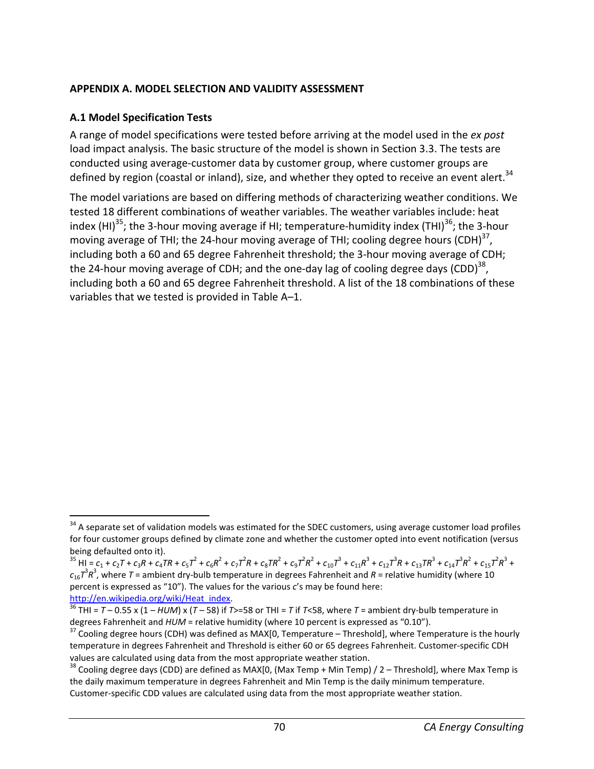## APPENDIX A. MODEL SELECTION AND VALIDITY ASSESSMENT

### A.1 Model Specification Tests

A range of model specifications were tested before arriving at the model used in the *ex post* load impact analysis. The basic structure of the model is shown in Section 3.3. The tests are conducted using average-customer data by customer group, where customer groups are defined by region (coastal or inland), size, and whether they opted to receive an event alert.[34]

The model variations are based on differing methods of characterizing weather conditions. We tested 18 different combinations of weather variables. The weather variables include: heat index (HI)[35]; the 3-hour moving average if HI; temperature-humidity index (THI)[36]; the 3-hour moving average of THI; the 24-hour moving average of THI; cooling degree hours (CDH)[37], including both a 60 and 65 degree Fahrenheit threshold; the 3-hour moving average of CDH; the 24-hour moving average of CDH; and the one-day lag of cooling degree days (CDD)[38], including both a 60 and 65 degree Fahrenheit threshold. A list of the 18 combinations of these variables that we tested is provided in Table A–1.

---

[34] A separate set of validation models was estimated for the SDEC customers, using average customer load profiles for four customer groups defined by climate zone and whether the customer opted into event notification (versus being defaulted onto it).

[35] $HI = c_1 + c_2T + c_3R + c_4TR + c_5T^2 + c_6R^2 + c_7T^2R + c_8TR^2 + c_9T^2R^2 + c_{10}T^3 + c_{11}R^3 + c_{12}T^3R + c_{13}TR^3 + c_{14}T^3R^2 + c_{15}T^2R^3 + c_{16}T^3R^3$, where $T$ = ambient dry-bulb temperature in degrees Fahrenheit and $R$ = relative humidity (where 10 percent is expressed as "10"). The values for the various $c$'s may be found here: http://en.wikipedia.org/wiki/Heat_index.

[36] $THI = T - 0.55 \times (1 - HUM) \times (T - 58)$ if $T$>=58 or $THI = T$ if $T$<58, where $T$ = ambient dry-bulb temperature in degrees Fahrenheit and $HUM$ = relative humidity (where 10 percent is expressed as "0.10").

[37] Cooling degree hours (CDH) was defined as MAX[0, Temperature – Threshold], where Temperature is the hourly temperature in degrees Fahrenheit and Threshold is either 60 or 65 degrees Fahrenheit. Customer-specific CDH values are calculated using data from the most appropriate weather station.

[38] Cooling degree days (CDD) are defined as MAX[0, (Max Temp + Min Temp) / 2 – Threshold], where Max Temp is the daily maximum temperature in degrees Fahrenheit and Min Temp is the daily minimum temperature. Customer-specific CDD values are calculated using data from the most appropriate weather station.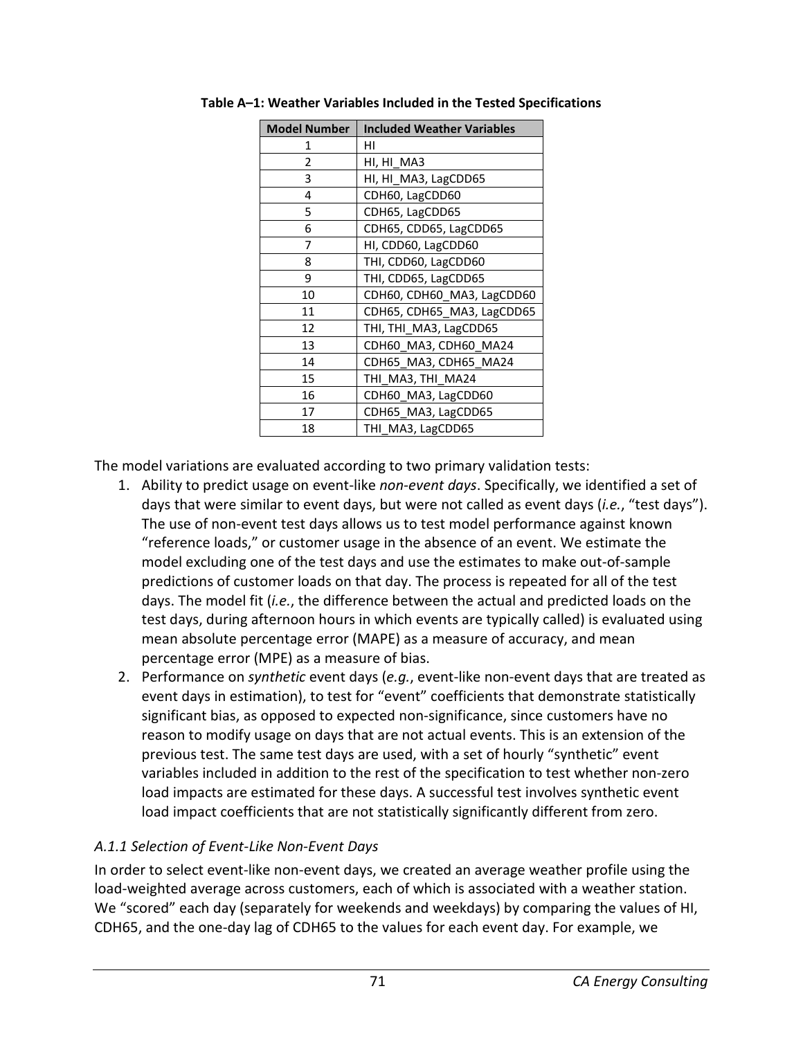**Table A–1: Weather Variables Included in the Tested Specifications**

| Model Number | Included Weather Variables |
|---|---|
| 1 | HI |
| 2 | HI, HI_MA3 |
| 3 | HI, HI_MA3, LagCDD65 |
| 4 | CDH60, LagCDD60 |
| 5 | CDH65, LagCDD65 |
| 6 | CDH65, CDD65, LagCDD65 |
| 7 | HI, CDD60, LagCDD60 |
| 8 | THI, CDD60, LagCDD60 |
| 9 | THI, CDD65, LagCDD65 |
| 10 | CDH60, CDH60_MA3, LagCDD60 |
| 11 | CDH65, CDH65_MA3, LagCDD65 |
| 12 | THI, THI_MA3, LagCDD65 |
| 13 | CDH60_MA3, CDH60_MA24 |
| 14 | CDH65_MA3, CDH65_MA24 |
| 15 | THI_MA3, THI_MA24 |
| 16 | CDH60_MA3, LagCDD60 |
| 17 | CDH65_MA3, LagCDD65 |
| 18 | THI_MA3, LagCDD65 |

The model variations are evaluated according to two primary validation tests:

1. Ability to predict usage on event-like *non-event days*. Specifically, we identified a set of days that were similar to event days, but were not called as event days (*i.e.*, "test days"). The use of non-event test days allows us to test model performance against known "reference loads," or customer usage in the absence of an event. We estimate the model excluding one of the test days and use the estimates to make out-of-sample predictions of customer loads on that day. The process is repeated for all of the test days. The model fit (*i.e.*, the difference between the actual and predicted loads on the test days, during afternoon hours in which events are typically called) is evaluated using mean absolute percentage error (MAPE) as a measure of accuracy, and mean percentage error (MPE) as a measure of bias.
2. Performance on *synthetic* event days (*e.g.*, event-like non-event days that are treated as event days in estimation), to test for "event" coefficients that demonstrate statistically significant bias, as opposed to expected non-significance, since customers have no reason to modify usage on days that are not actual events. This is an extension of the previous test. The same test days are used, with a set of hourly "synthetic" event variables included in addition to the rest of the specification to test whether non-zero load impacts are estimated for these days. A successful test involves synthetic event load impact coefficients that are not statistically significantly different from zero.

### *A.1.1 Selection of Event-Like Non-Event Days*

In order to select event-like non-event days, we created an average weather profile using the load-weighted average across customers, each of which is associated with a weather station. We "scored" each day (separately for weekends and weekdays) by comparing the values of HI, CDH65, and the one-day lag of CDH65 to the values for each event day. For example, we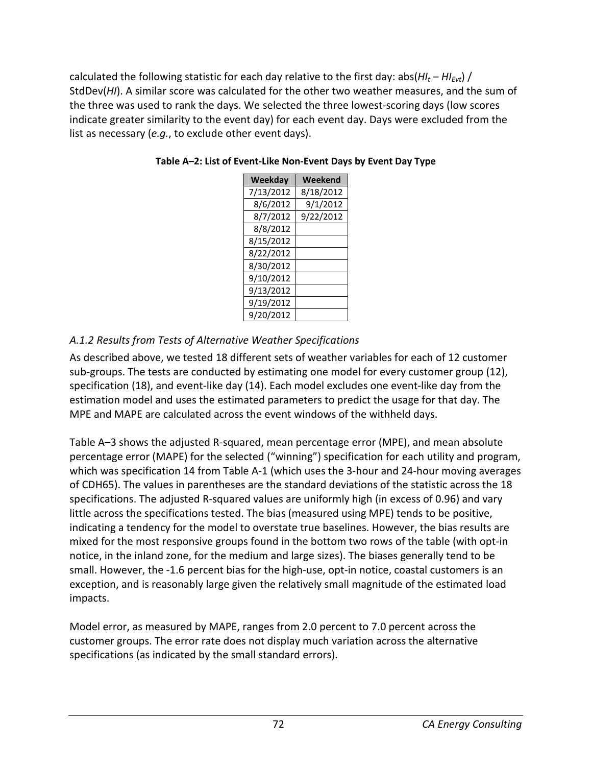calculated the following statistic for each day relative to the first day: abs($HI_t$ – $HI_{Evt}$) / StdDev($HI$). A similar score was calculated for the other two weather measures, and the sum of the three was used to rank the days. We selected the three lowest-scoring days (low scores indicate greater similarity to the event day) for each event day. Days were excluded from the list as necessary (*e.g.*, to exclude other event days).

**Table A–2: List of Event-Like Non-Event Days by Event Day Type**

| Weekday | Weekend |
|---|---|
| 7/13/2012 | 8/18/2012 |
| 8/6/2012 | 9/1/2012 |
| 8/7/2012 | 9/22/2012 |
| 8/8/2012 | |
| 8/15/2012 | |
| 8/22/2012 | |
| 8/30/2012 | |
| 9/10/2012 | |
| 9/13/2012 | |
| 9/19/2012 | |
| 9/20/2012 | |

### *A.1.2 Results from Tests of Alternative Weather Specifications*

As described above, we tested 18 different sets of weather variables for each of 12 customer sub-groups. The tests are conducted by estimating one model for every customer group (12), specification (18), and event-like day (14). Each model excludes one event-like day from the estimation model and uses the estimated parameters to predict the usage for that day. The MPE and MAPE are calculated across the event windows of the withheld days.

Table A–3 shows the adjusted R-squared, mean percentage error (MPE), and mean absolute percentage error (MAPE) for the selected ("winning") specification for each utility and program, which was specification 14 from Table A-1 (which uses the 3-hour and 24-hour moving averages of CDH65). The values in parentheses are the standard deviations of the statistic across the 18 specifications. The adjusted R-squared values are uniformly high (in excess of 0.96) and vary little across the specifications tested. The bias (measured using MPE) tends to be positive, indicating a tendency for the model to overstate true baselines. However, the bias results are mixed for the most responsive groups found in the bottom two rows of the table (with opt-in notice, in the inland zone, for the medium and large sizes). The biases generally tend to be small. However, the -1.6 percent bias for the high-use, opt-in notice, coastal customers is an exception, and is reasonably large given the relatively small magnitude of the estimated load impacts.

Model error, as measured by MAPE, ranges from 2.0 percent to 7.0 percent across the customer groups. The error rate does not display much variation across the alternative specifications (as indicated by the small standard errors).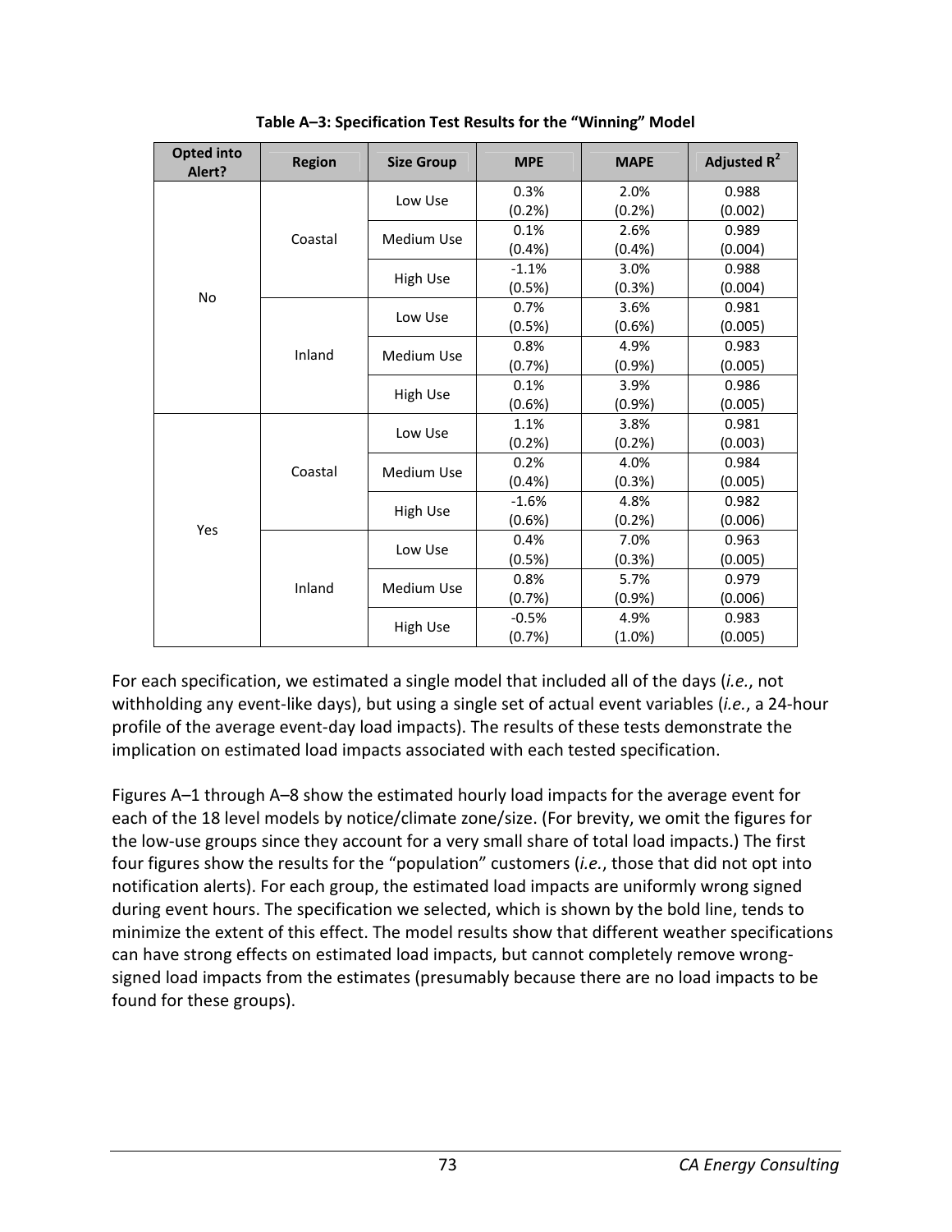**Table A–3: Specification Test Results for the "Winning" Model**

| Opted into Alert? | Region | Size Group | MPE | MAPE | Adjusted $R^2$ |
|---|---|---|---|---|---|
| No | Coastal | Low Use | 0.3% (0.2%) | 2.0% (0.2%) | 0.988 (0.002) |
| | | Medium Use | 0.1% (0.4%) | 2.6% (0.4%) | 0.989 (0.004) |
| | | High Use | -1.1% (0.5%) | 3.0% (0.3%) | 0.988 (0.004) |
| | Inland | Low Use | 0.7% (0.5%) | 3.6% (0.6%) | 0.981 (0.005) |
| | | Medium Use | 0.8% (0.7%) | 4.9% (0.9%) | 0.983 (0.005) |
| | | High Use | 0.1% (0.6%) | 3.9% (0.9%) | 0.986 (0.005) |
| Yes | Coastal | Low Use | 1.1% (0.2%) | 3.8% (0.2%) | 0.981 (0.003) |
| | | Medium Use | 0.2% (0.4%) | 4.0% (0.3%) | 0.984 (0.005) |
| | | High Use | -1.6% (0.6%) | 4.8% (0.2%) | 0.982 (0.006) |
| | Inland | Low Use | 0.4% (0.5%) | 7.0% (0.3%) | 0.963 (0.005) |
| | | Medium Use | 0.8% (0.7%) | 5.7% (0.9%) | 0.979 (0.006) |
| | | High Use | -0.5% (0.7%) | 4.9% (1.0%) | 0.983 (0.005) |

For each specification, we estimated a single model that included all of the days (*i.e.*, not withholding any event-like days), but using a single set of actual event variables (*i.e.*, a 24-hour profile of the average event-day load impacts). The results of these tests demonstrate the implication on estimated load impacts associated with each tested specification.

Figures A–1 through A–8 show the estimated hourly load impacts for the average event for each of the 18 level models by notice/climate zone/size. (For brevity, we omit the figures for the low-use groups since they account for a very small share of total load impacts.) The first four figures show the results for the "population" customers (*i.e.*, those that did not opt into notification alerts). For each group, the estimated load impacts are uniformly wrong signed during event hours. The specification we selected, which is shown by the bold line, tends to minimize the extent of this effect. The model results show that different weather specifications can have strong effects on estimated load impacts, but cannot completely remove wrong-signed load impacts from the estimates (presumably because there are no load impacts to be found for these groups).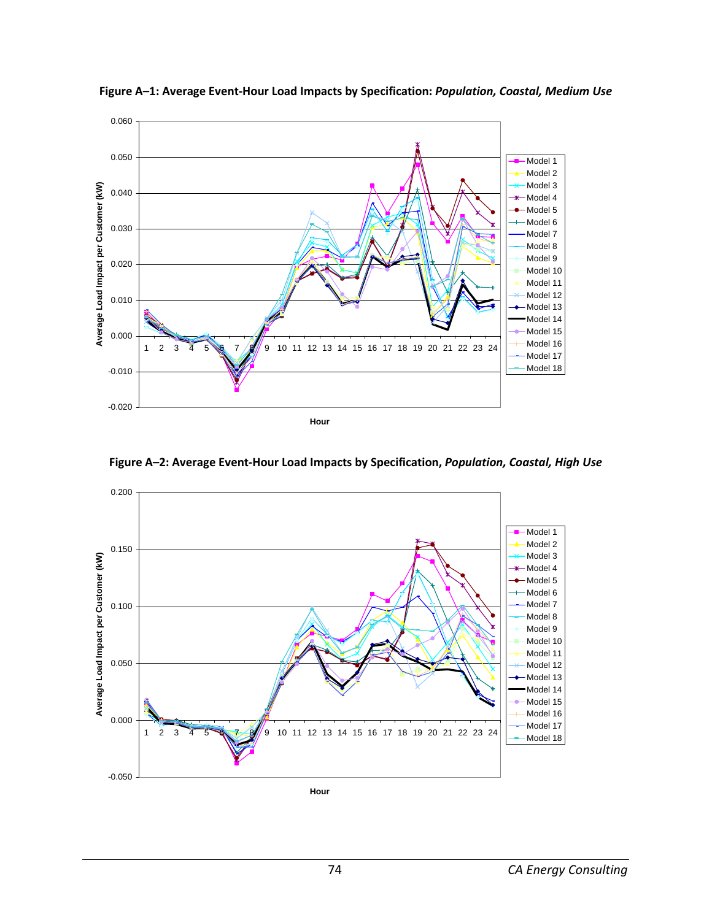**Figure A–1: Average Event-Hour Load Impacts by Specification: *Population, Coastal, Medium Use***

**Figure A–2: Average Event-Hour Load Impacts by Specification, *Population, Coastal, High Use***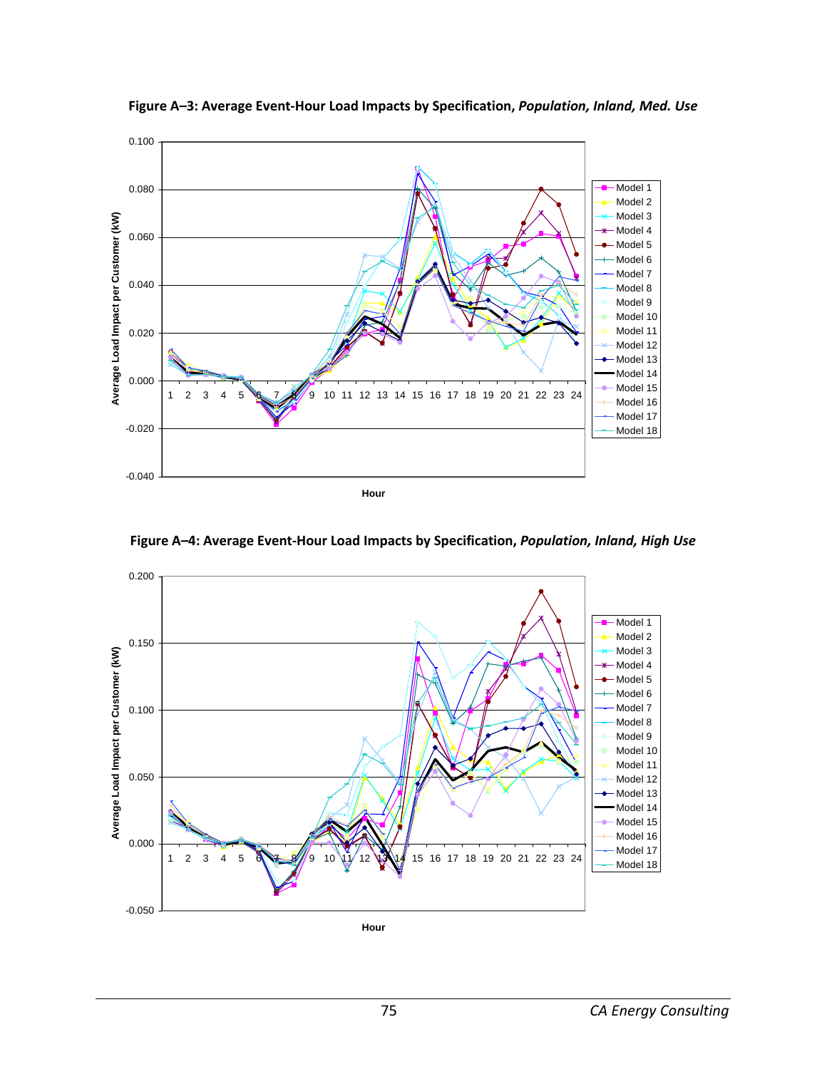**Figure A–3: Average Event-Hour Load Impacts by Specification, *Population, Inland, Med. Use***

**Figure A–4: Average Event-Hour Load Impacts by Specification, *Population, Inland, High Use***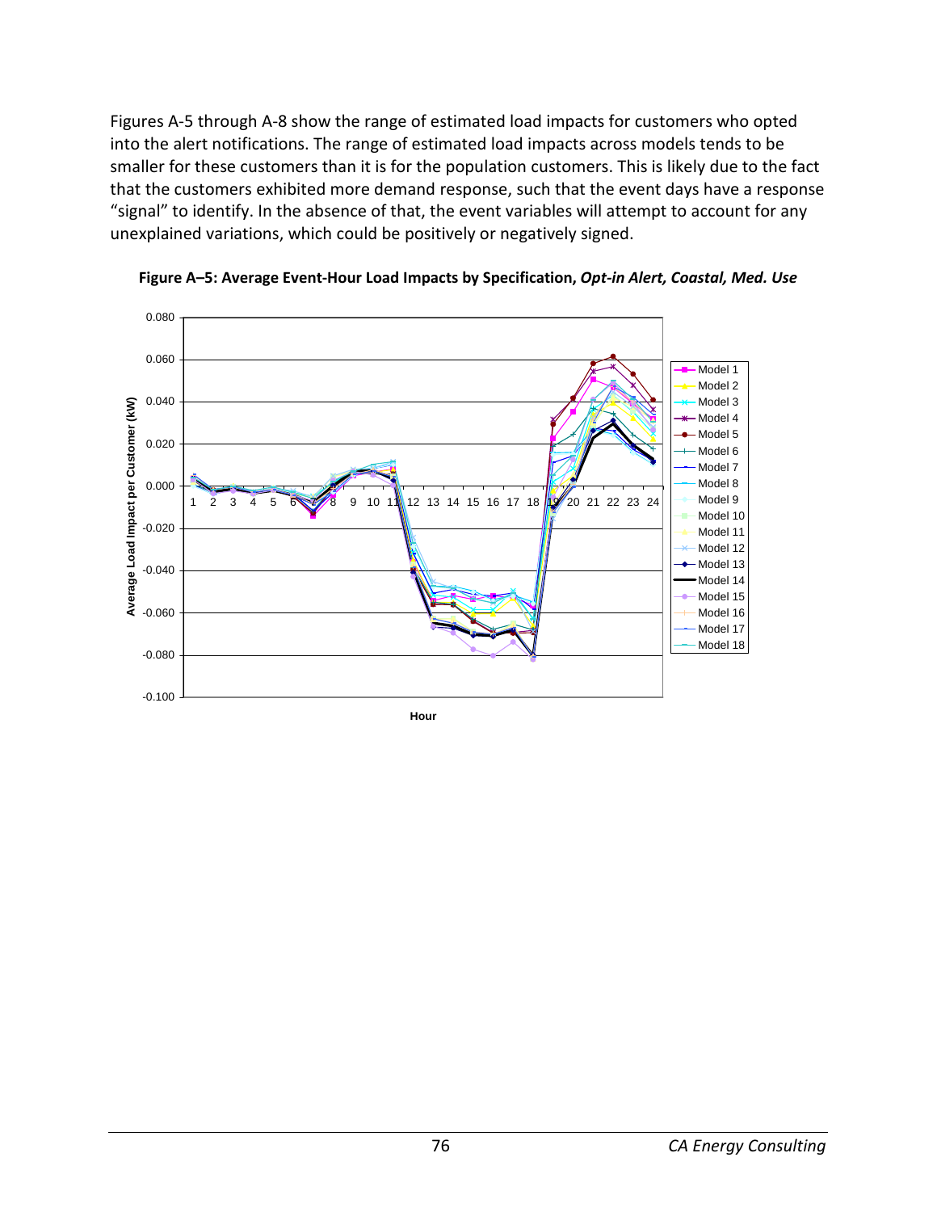Figures A-5 through A-8 show the range of estimated load impacts for customers who opted into the alert notifications. The range of estimated load impacts across models tends to be smaller for these customers than it is for the population customers. This is likely due to the fact that the customers exhibited more demand response, such that the event days have a response "signal" to identify. In the absence of that, the event variables will attempt to account for any unexplained variations, which could be positively or negatively signed.

**Figure A–5: Average Event-Hour Load Impacts by Specification, *Opt-in Alert, Coastal, Med. Use***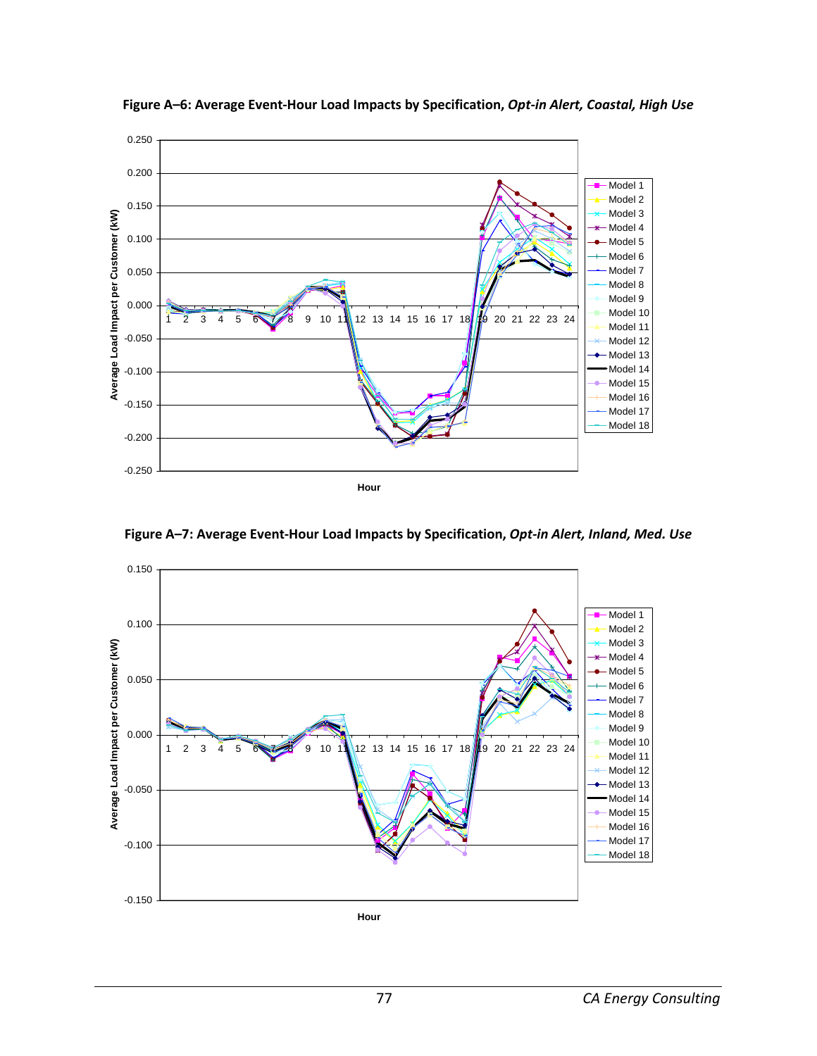**Figure A–6: Average Event-Hour Load Impacts by Specification, *Opt-in Alert, Coastal, High Use***

**Figure A–7: Average Event-Hour Load Impacts by Specification, *Opt-in Alert, Inland, Med. Use***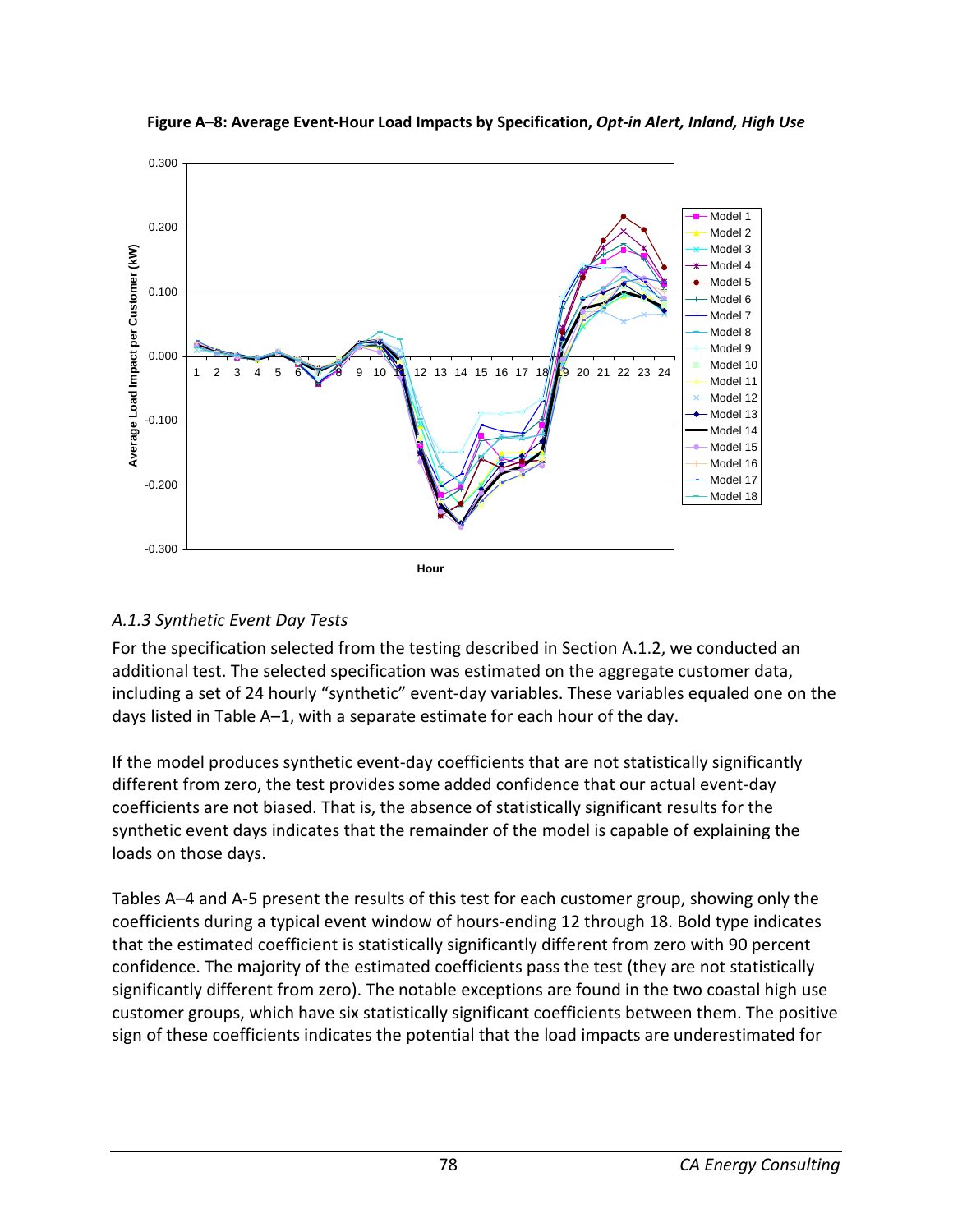**Figure A–8: Average Event-Hour Load Impacts by Specification, *Opt-in Alert, Inland, High Use***

### *A.1.3 Synthetic Event Day Tests*

For the specification selected from the testing described in Section A.1.2, we conducted an additional test. The selected specification was estimated on the aggregate customer data, including a set of 24 hourly "synthetic" event-day variables. These variables equaled one on the days listed in Table A–1, with a separate estimate for each hour of the day.

If the model produces synthetic event-day coefficients that are not statistically significantly different from zero, the test provides some added confidence that our actual event-day coefficients are not biased. That is, the absence of statistically significant results for the synthetic event days indicates that the remainder of the model is capable of explaining the loads on those days.

Tables A–4 and A-5 present the results of this test for each customer group, showing only the coefficients during a typical event window of hours-ending 12 through 18. Bold type indicates that the estimated coefficient is statistically significantly different from zero with 90 percent confidence. The majority of the estimated coefficients pass the test (they are not statistically significantly different from zero). The notable exceptions are found in the two coastal high use customer groups, which have six statistically significant coefficients between them. The positive sign of these coefficients indicates the potential that the load impacts are underestimated for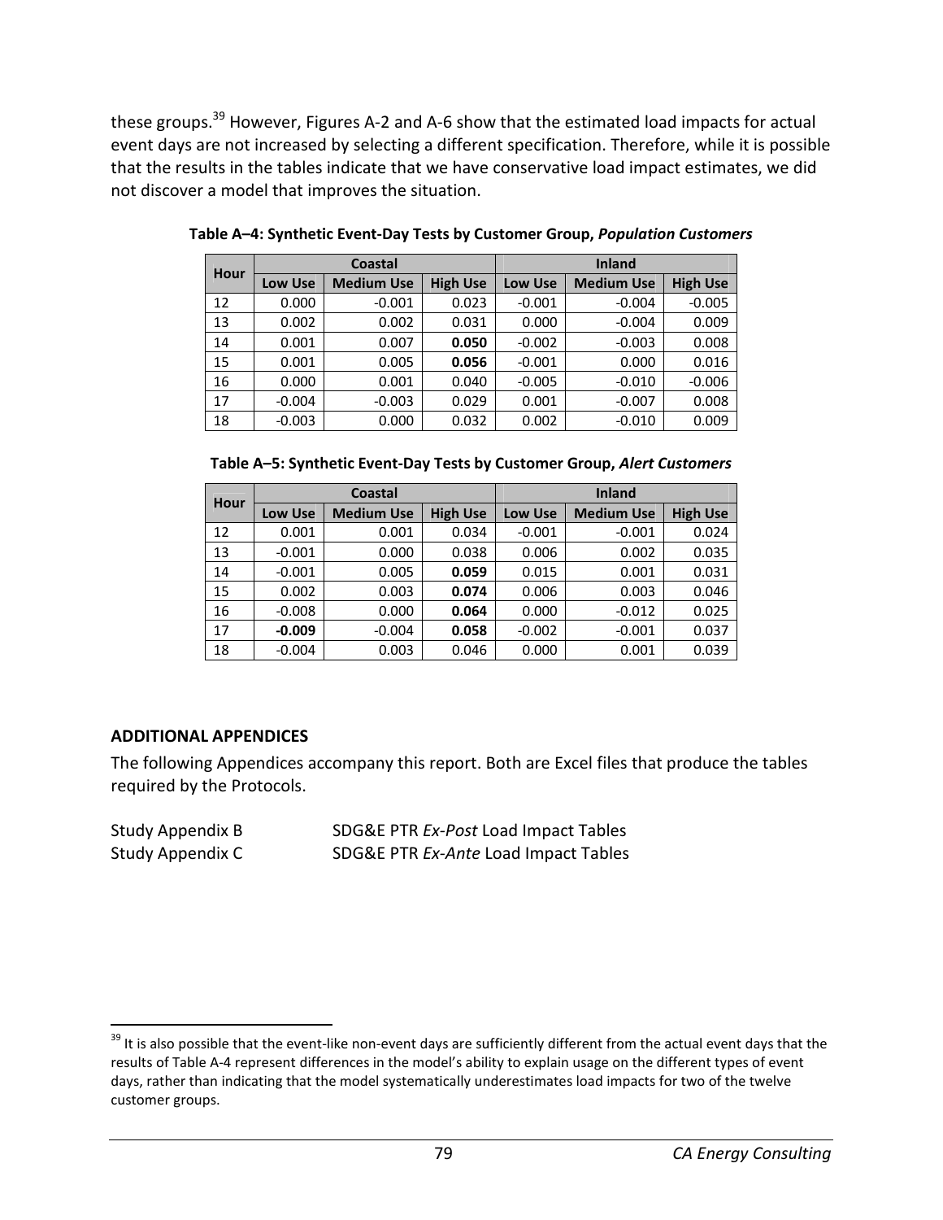these groups.[39] However, Figures A-2 and A-6 show that the estimated load impacts for actual event days are not increased by selecting a different specification. Therefore, while it is possible that the results in the tables indicate that we have conservative load impact estimates, we did not discover a model that improves the situation.

**Table A–4: Synthetic Event-Day Tests by Customer Group, *Population Customers***

| Hour | Coastal | | | Inland | | |
|---|---|---|---|---|---|---|
| | Low Use | Medium Use | High Use | Low Use | Medium Use | High Use |
| 12 | 0.000 | -0.001 | 0.023 | -0.001 | -0.004 | -0.005 |
| 13 | 0.002 | 0.002 | 0.031 | 0.000 | -0.004 | 0.009 |
| 14 | 0.001 | 0.007 | **0.050** | -0.002 | -0.003 | 0.008 |
| 15 | 0.001 | 0.005 | **0.056** | -0.001 | 0.000 | 0.016 |
| 16 | 0.000 | 0.001 | 0.040 | -0.005 | -0.010 | -0.006 |
| 17 | -0.004 | -0.003 | 0.029 | 0.001 | -0.007 | 0.008 |
| 18 | -0.003 | 0.000 | 0.032 | 0.002 | -0.010 | 0.009 |

**Table A–5: Synthetic Event-Day Tests by Customer Group, *Alert Customers***

| Hour | Coastal | | | Inland | | |
|---|---|---|---|---|---|---|
| | Low Use | Medium Use | High Use | Low Use | Medium Use | High Use |
| 12 | 0.001 | 0.001 | 0.034 | -0.001 | -0.001 | 0.024 |
| 13 | -0.001 | 0.000 | 0.038 | 0.006 | 0.002 | 0.035 |
| 14 | -0.001 | 0.005 | **0.059** | 0.015 | 0.001 | 0.031 |
| 15 | 0.002 | 0.003 | **0.074** | 0.006 | 0.003 | 0.046 |
| 16 | -0.008 | 0.000 | **0.064** | 0.000 | -0.012 | 0.025 |
| 17 | **-0.009** | -0.004 | **0.058** | -0.002 | -0.001 | 0.037 |
| 18 | -0.004 | 0.003 | 0.046 | 0.000 | 0.001 | 0.039 |

## ADDITIONAL APPENDICES

The following Appendices accompany this report. Both are Excel files that produce the tables required by the Protocols.

| | |
|---|---|
| Study Appendix B | SDG&E PTR *Ex-Post* Load Impact Tables |
| Study Appendix C | SDG&E PTR *Ex-Ante* Load Impact Tables |

[39] It is also possible that the event-like non-event days are sufficiently different from the actual event days that the results of Table A-4 represent differences in the model's ability to explain usage on the different types of event days, rather than indicating that the model systematically underestimates load impacts for two of the twelve customer groups.